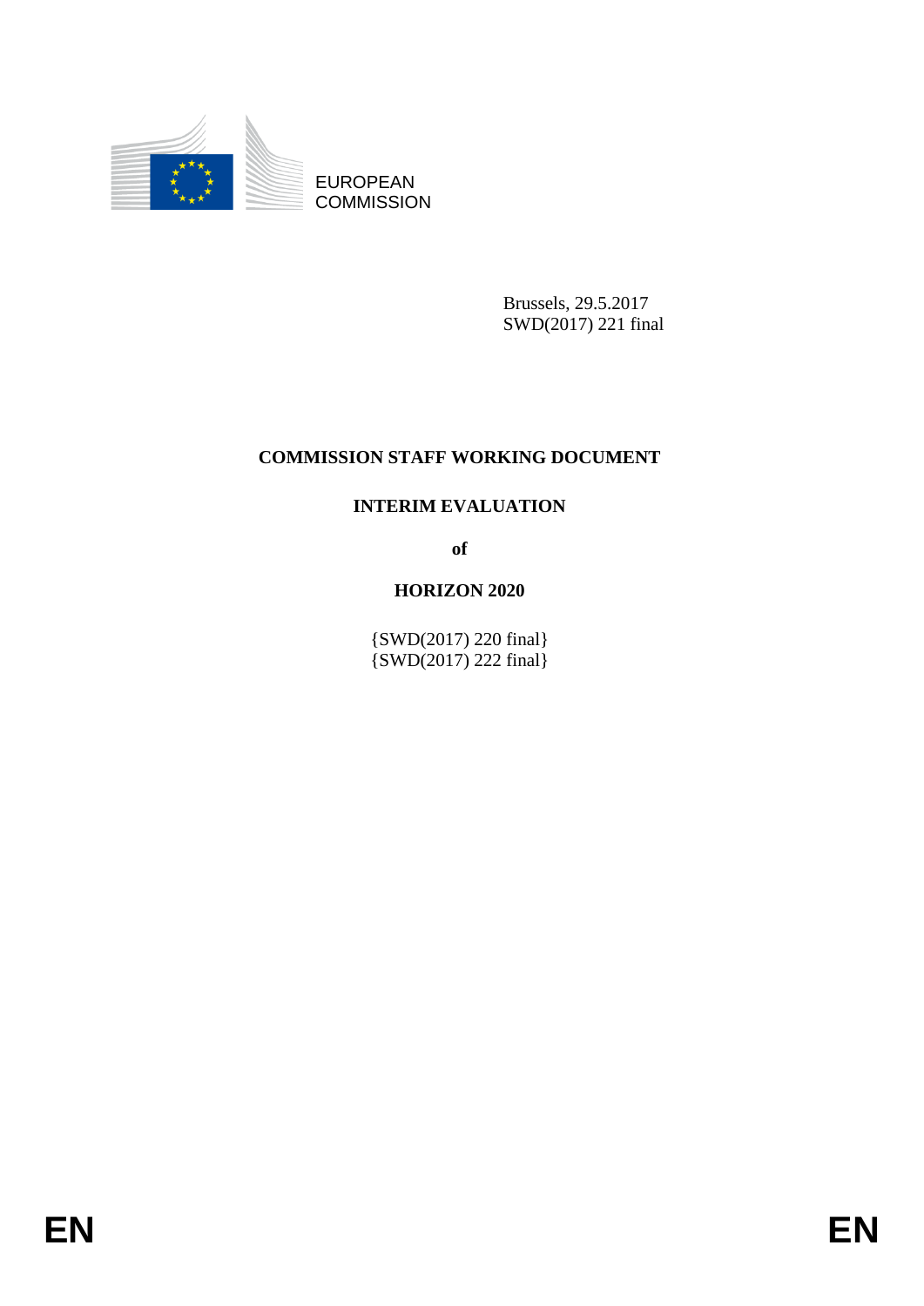EUROPEAN
COMMISSION

Brussels, 29.5.2017
SWD(2017) 221 final

# COMMISSION STAFF WORKING DOCUMENT

## INTERIM EVALUATION

**of**

## HORIZON 2020

{SWD(2017) 220 final}
{SWD(2017) 222 final}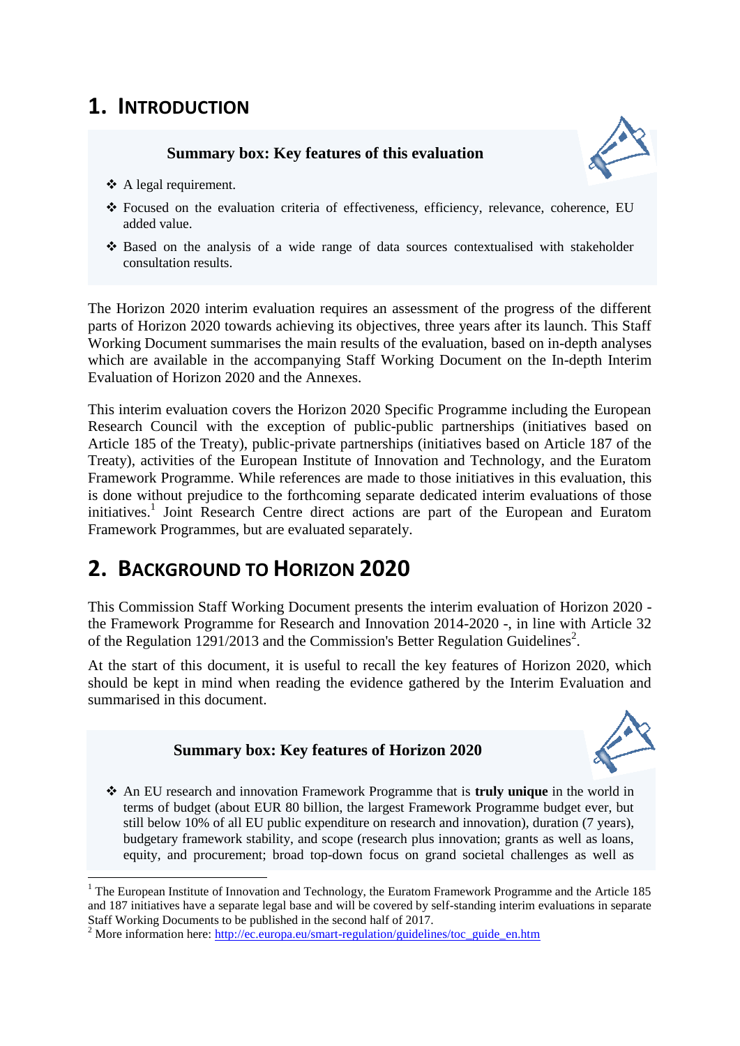# 1. INTRODUCTION

**Summary box: Key features of this evaluation**

- ❖ A legal requirement.
- ❖ Focused on the evaluation criteria of effectiveness, efficiency, relevance, coherence, EU added value.
- ❖ Based on the analysis of a wide range of data sources contextualised with stakeholder consultation results.

The Horizon 2020 interim evaluation requires an assessment of the progress of the different parts of Horizon 2020 towards achieving its objectives, three years after its launch. This Staff Working Document summarises the main results of the evaluation, based on in-depth analyses which are available in the accompanying Staff Working Document on the In-depth Interim Evaluation of Horizon 2020 and the Annexes.

This interim evaluation covers the Horizon 2020 Specific Programme including the European Research Council with the exception of public-public partnerships (initiatives based on Article 185 of the Treaty), public-private partnerships (initiatives based on Article 187 of the Treaty), activities of the European Institute of Innovation and Technology, and the Euratom Framework Programme. While references are made to those initiatives in this evaluation, this is done without prejudice to the forthcoming separate dedicated interim evaluations of those initiatives.[1] Joint Research Centre direct actions are part of the European and Euratom Framework Programmes, but are evaluated separately.

# 2. BACKGROUND TO HORIZON 2020

This Commission Staff Working Document presents the interim evaluation of Horizon 2020 - the Framework Programme for Research and Innovation 2014-2020 -, in line with Article 32 of the Regulation 1291/2013 and the Commission's Better Regulation Guidelines[2].

At the start of this document, it is useful to recall the key features of Horizon 2020, which should be kept in mind when reading the evidence gathered by the Interim Evaluation and summarised in this document.

**Summary box: Key features of Horizon 2020**

- ❖ An EU research and innovation Framework Programme that is **truly unique** in the world in terms of budget (about EUR 80 billion, the largest Framework Programme budget ever, but still below 10% of all EU public expenditure on research and innovation), duration (7 years), budgetary framework stability, and scope (research plus innovation; grants as well as loans, equity, and procurement; broad top-down focus on grand societal challenges as well as

[1] The European Institute of Innovation and Technology, the Euratom Framework Programme and the Article 185 and 187 initiatives have a separate legal base and will be covered by self-standing interim evaluations in separate Staff Working Documents to be published in the second half of 2017.

[2] More information here: http://ec.europa.eu/smart-regulation/guidelines/toc_guide_en.htm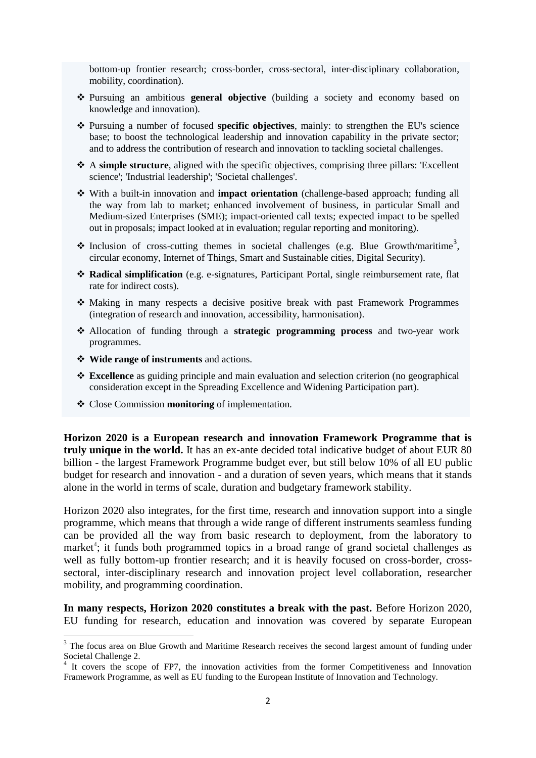bottom-up frontier research; cross-border, cross-sectoral, inter-disciplinary collaboration, mobility, coordination).

- Pursuing an ambitious **general objective** (building a society and economy based on knowledge and innovation).
- Pursuing a number of focused **specific objectives**, mainly: to strengthen the EU's science base; to boost the technological leadership and innovation capability in the private sector; and to address the contribution of research and innovation to tackling societal challenges.
- A **simple structure**, aligned with the specific objectives, comprising three pillars: 'Excellent science'; 'Industrial leadership'; 'Societal challenges'.
- With a built-in innovation and **impact orientation** (challenge-based approach; funding all the way from lab to market; enhanced involvement of business, in particular Small and Medium-sized Enterprises (SME); impact-oriented call texts; expected impact to be spelled out in proposals; impact looked at in evaluation; regular reporting and monitoring).
- Inclusion of cross-cutting themes in societal challenges (e.g. Blue Growth/maritime[3], circular economy, Internet of Things, Smart and Sustainable cities, Digital Security).
- **Radical simplification** (e.g. e-signatures, Participant Portal, single reimbursement rate, flat rate for indirect costs).
- Making in many respects a decisive positive break with past Framework Programmes (integration of research and innovation, accessibility, harmonisation).
- Allocation of funding through a **strategic programming process** and two-year work programmes.
- **Wide range of instruments** and actions.
- **Excellence** as guiding principle and main evaluation and selection criterion (no geographical consideration except in the Spreading Excellence and Widening Participation part).
- Close Commission **monitoring** of implementation.

**Horizon 2020 is a European research and innovation Framework Programme that is truly unique in the world.** It has an ex-ante decided total indicative budget of about EUR 80 billion - the largest Framework Programme budget ever, but still below 10% of all EU public budget for research and innovation - and a duration of seven years, which means that it stands alone in the world in terms of scale, duration and budgetary framework stability.

Horizon 2020 also integrates, for the first time, research and innovation support into a single programme, which means that through a wide range of different instruments seamless funding can be provided all the way from basic research to deployment, from the laboratory to market[4]; it funds both programmed topics in a broad range of grand societal challenges as well as fully bottom-up frontier research; and it is heavily focused on cross-border, cross-sectoral, inter-disciplinary research and innovation project level collaboration, researcher mobility, and programming coordination.

**In many respects, Horizon 2020 constitutes a break with the past.** Before Horizon 2020, EU funding for research, education and innovation was covered by separate European

---

[3] The focus area on Blue Growth and Maritime Research receives the second largest amount of funding under Societal Challenge 2.

[4] It covers the scope of FP7, the innovation activities from the former Competitiveness and Innovation Framework Programme, as well as EU funding to the European Institute of Innovation and Technology.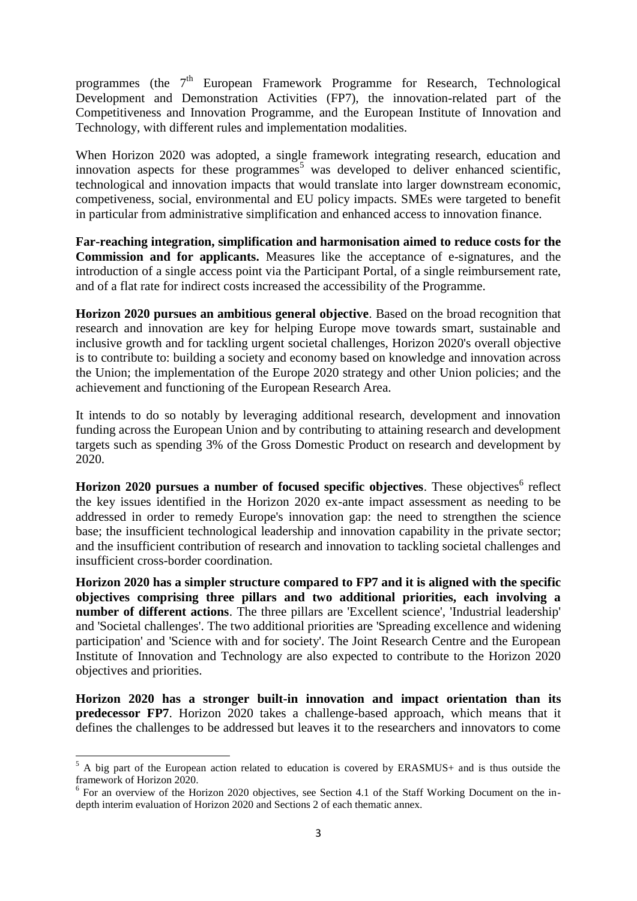programmes (the 7th European Framework Programme for Research, Technological Development and Demonstration Activities (FP7), the innovation-related part of the Competitiveness and Innovation Programme, and the European Institute of Innovation and Technology, with different rules and implementation modalities.

When Horizon 2020 was adopted, a single framework integrating research, education and innovation aspects for these programmes[5] was developed to deliver enhanced scientific, technological and innovation impacts that would translate into larger downstream economic, competiveness, social, environmental and EU policy impacts. SMEs were targeted to benefit in particular from administrative simplification and enhanced access to innovation finance.

**Far-reaching integration, simplification and harmonisation aimed to reduce costs for the Commission and for applicants.** Measures like the acceptance of e-signatures, and the introduction of a single access point via the Participant Portal, of a single reimbursement rate, and of a flat rate for indirect costs increased the accessibility of the Programme.

**Horizon 2020 pursues an ambitious general objective**. Based on the broad recognition that research and innovation are key for helping Europe move towards smart, sustainable and inclusive growth and for tackling urgent societal challenges, Horizon 2020's overall objective is to contribute to: building a society and economy based on knowledge and innovation across the Union; the implementation of the Europe 2020 strategy and other Union policies; and the achievement and functioning of the European Research Area.

It intends to do so notably by leveraging additional research, development and innovation funding across the European Union and by contributing to attaining research and development targets such as spending 3% of the Gross Domestic Product on research and development by 2020.

**Horizon 2020 pursues a number of focused specific objectives**. These objectives[6] reflect the key issues identified in the Horizon 2020 ex-ante impact assessment as needing to be addressed in order to remedy Europe's innovation gap: the need to strengthen the science base; the insufficient technological leadership and innovation capability in the private sector; and the insufficient contribution of research and innovation to tackling societal challenges and insufficient cross-border coordination.

**Horizon 2020 has a simpler structure compared to FP7 and it is aligned with the specific objectives comprising three pillars and two additional priorities, each involving a number of different actions**. The three pillars are 'Excellent science', 'Industrial leadership' and 'Societal challenges'. The two additional priorities are 'Spreading excellence and widening participation' and 'Science with and for society'. The Joint Research Centre and the European Institute of Innovation and Technology are also expected to contribute to the Horizon 2020 objectives and priorities.

**Horizon 2020 has a stronger built-in innovation and impact orientation than its predecessor FP7**. Horizon 2020 takes a challenge-based approach, which means that it defines the challenges to be addressed but leaves it to the researchers and innovators to come

---

[5] A big part of the European action related to education is covered by ERASMUS+ and is thus outside the framework of Horizon 2020.

[6] For an overview of the Horizon 2020 objectives, see Section 4.1 of the Staff Working Document on the in-depth interim evaluation of Horizon 2020 and Sections 2 of each thematic annex.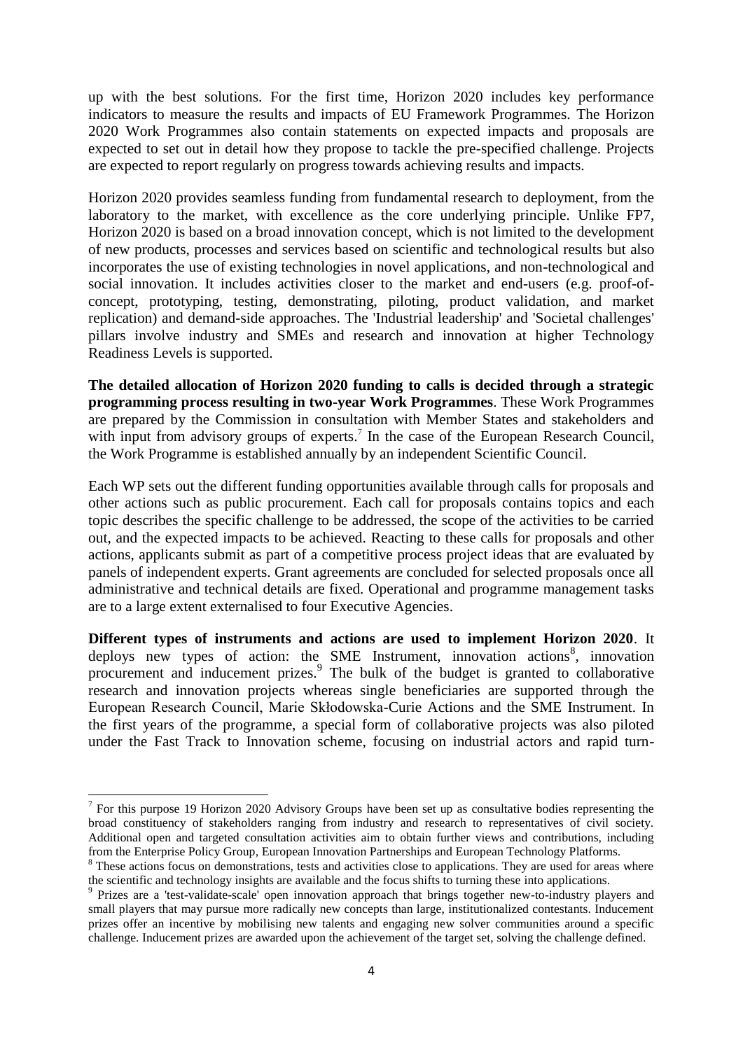up with the best solutions. For the first time, Horizon 2020 includes key performance indicators to measure the results and impacts of EU Framework Programmes. The Horizon 2020 Work Programmes also contain statements on expected impacts and proposals are expected to set out in detail how they propose to tackle the pre-specified challenge. Projects are expected to report regularly on progress towards achieving results and impacts.

Horizon 2020 provides seamless funding from fundamental research to deployment, from the laboratory to the market, with excellence as the core underlying principle. Unlike FP7, Horizon 2020 is based on a broad innovation concept, which is not limited to the development of new products, processes and services based on scientific and technological results but also incorporates the use of existing technologies in novel applications, and non-technological and social innovation. It includes activities closer to the market and end-users (e.g. proof-of-concept, prototyping, testing, demonstrating, piloting, product validation, and market replication) and demand-side approaches. The 'Industrial leadership' and 'Societal challenges' pillars involve industry and SMEs and research and innovation at higher Technology Readiness Levels is supported.

**The detailed allocation of Horizon 2020 funding to calls is decided through a strategic programming process resulting in two-year Work Programmes**. These Work Programmes are prepared by the Commission in consultation with Member States and stakeholders and with input from advisory groups of experts.[7] In the case of the European Research Council, the Work Programme is established annually by an independent Scientific Council.

Each WP sets out the different funding opportunities available through calls for proposals and other actions such as public procurement. Each call for proposals contains topics and each topic describes the specific challenge to be addressed, the scope of the activities to be carried out, and the expected impacts to be achieved. Reacting to these calls for proposals and other actions, applicants submit as part of a competitive process project ideas that are evaluated by panels of independent experts. Grant agreements are concluded for selected proposals once all administrative and technical details are fixed. Operational and programme management tasks are to a large extent externalised to four Executive Agencies.

**Different types of instruments and actions are used to implement Horizon 2020**. It deploys new types of action: the SME Instrument, innovation actions[8], innovation procurement and inducement prizes.[9] The bulk of the budget is granted to collaborative research and innovation projects whereas single beneficiaries are supported through the European Research Council, Marie Skłodowska-Curie Actions and the SME Instrument. In the first years of the programme, a special form of collaborative projects was also piloted under the Fast Track to Innovation scheme, focusing on industrial actors and rapid turn-

---

[7] For this purpose 19 Horizon 2020 Advisory Groups have been set up as consultative bodies representing the broad constituency of stakeholders ranging from industry and research to representatives of civil society. Additional open and targeted consultation activities aim to obtain further views and contributions, including from the Enterprise Policy Group, European Innovation Partnerships and European Technology Platforms.

[8] These actions focus on demonstrations, tests and activities close to applications. They are used for areas where the scientific and technology insights are available and the focus shifts to turning these into applications.

[9] Prizes are a 'test-validate-scale' open innovation approach that brings together new-to-industry players and small players that may pursue more radically new concepts than large, institutionalized contestants. Inducement prizes offer an incentive by mobilising new talents and engaging new solver communities around a specific challenge. Inducement prizes are awarded upon the achievement of the target set, solving the challenge defined.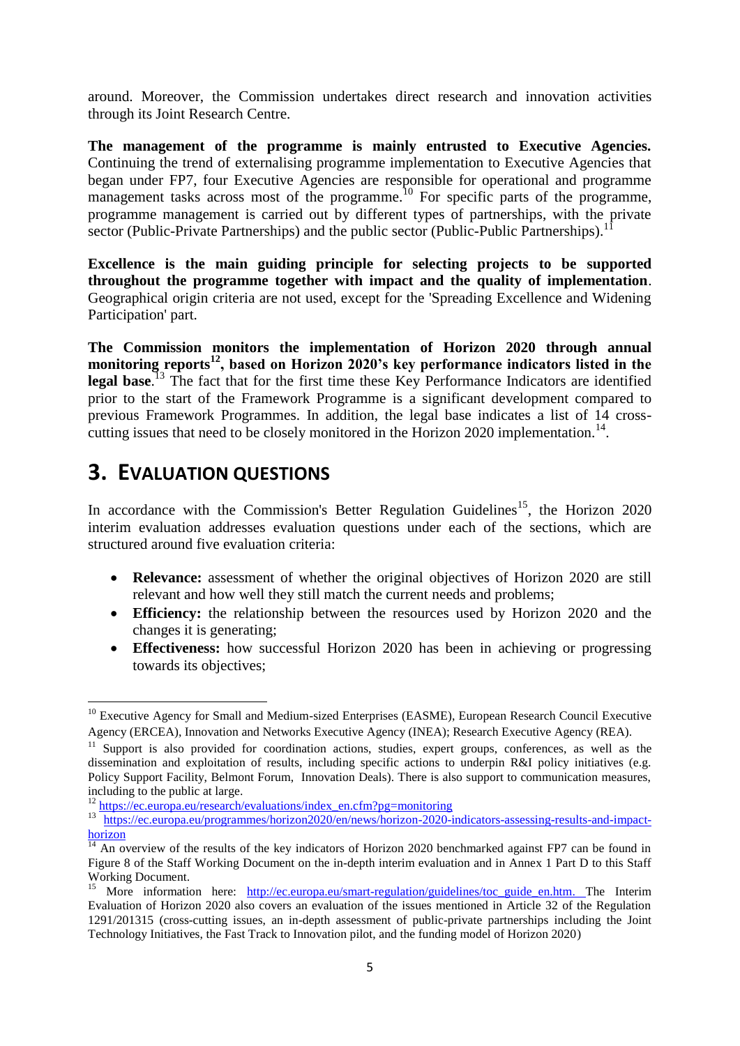around. Moreover, the Commission undertakes direct research and innovation activities through its Joint Research Centre.

**The management of the programme is mainly entrusted to Executive Agencies.** Continuing the trend of externalising programme implementation to Executive Agencies that began under FP7, four Executive Agencies are responsible for operational and programme management tasks across most of the programme.[10] For specific parts of the programme, programme management is carried out by different types of partnerships, with the private sector (Public-Private Partnerships) and the public sector (Public-Public Partnerships).[11]

**Excellence is the main guiding principle for selecting projects to be supported throughout the programme together with impact and the quality of implementation**. Geographical origin criteria are not used, except for the 'Spreading Excellence and Widening Participation' part.

**The Commission monitors the implementation of Horizon 2020 through annual monitoring reports[12], based on Horizon 2020's key performance indicators listed in the legal base**.[13] The fact that for the first time these Key Performance Indicators are identified prior to the start of the Framework Programme is a significant development compared to previous Framework Programmes. In addition, the legal base indicates a list of 14 cross-cutting issues that need to be closely monitored in the Horizon 2020 implementation.[14].

# 3. EVALUATION QUESTIONS

In accordance with the Commission's Better Regulation Guidelines[15], the Horizon 2020 interim evaluation addresses evaluation questions under each of the sections, which are structured around five evaluation criteria:

- **Relevance:** assessment of whether the original objectives of Horizon 2020 are still relevant and how well they still match the current needs and problems;
- **Efficiency:** the relationship between the resources used by Horizon 2020 and the changes it is generating;
- **Effectiveness:** how successful Horizon 2020 has been in achieving or progressing towards its objectives;

---

[10] Executive Agency for Small and Medium-sized Enterprises (EASME), European Research Council Executive Agency (ERCEA), Innovation and Networks Executive Agency (INEA); Research Executive Agency (REA).

[11] Support is also provided for coordination actions, studies, expert groups, conferences, as well as the dissemination and exploitation of results, including specific actions to underpin R&I policy initiatives (e.g. Policy Support Facility, Belmont Forum, Innovation Deals). There is also support to communication measures, including to the public at large.

[12] https://ec.europa.eu/research/evaluations/index_en.cfm?pg=monitoring

[13] https://ec.europa.eu/programmes/horizon2020/en/news/horizon-2020-indicators-assessing-results-and-impact-horizon

[14] An overview of the results of the key indicators of Horizon 2020 benchmarked against FP7 can be found in Figure 8 of the Staff Working Document on the in-depth interim evaluation and in Annex 1 Part D to this Staff Working Document.

[15] More information here: http://ec.europa.eu/smart-regulation/guidelines/toc_guide_en.htm. The Interim Evaluation of Horizon 2020 also covers an evaluation of the issues mentioned in Article 32 of the Regulation 1291/201315 (cross-cutting issues, an in-depth assessment of public-private partnerships including the Joint Technology Initiatives, the Fast Track to Innovation pilot, and the funding model of Horizon 2020)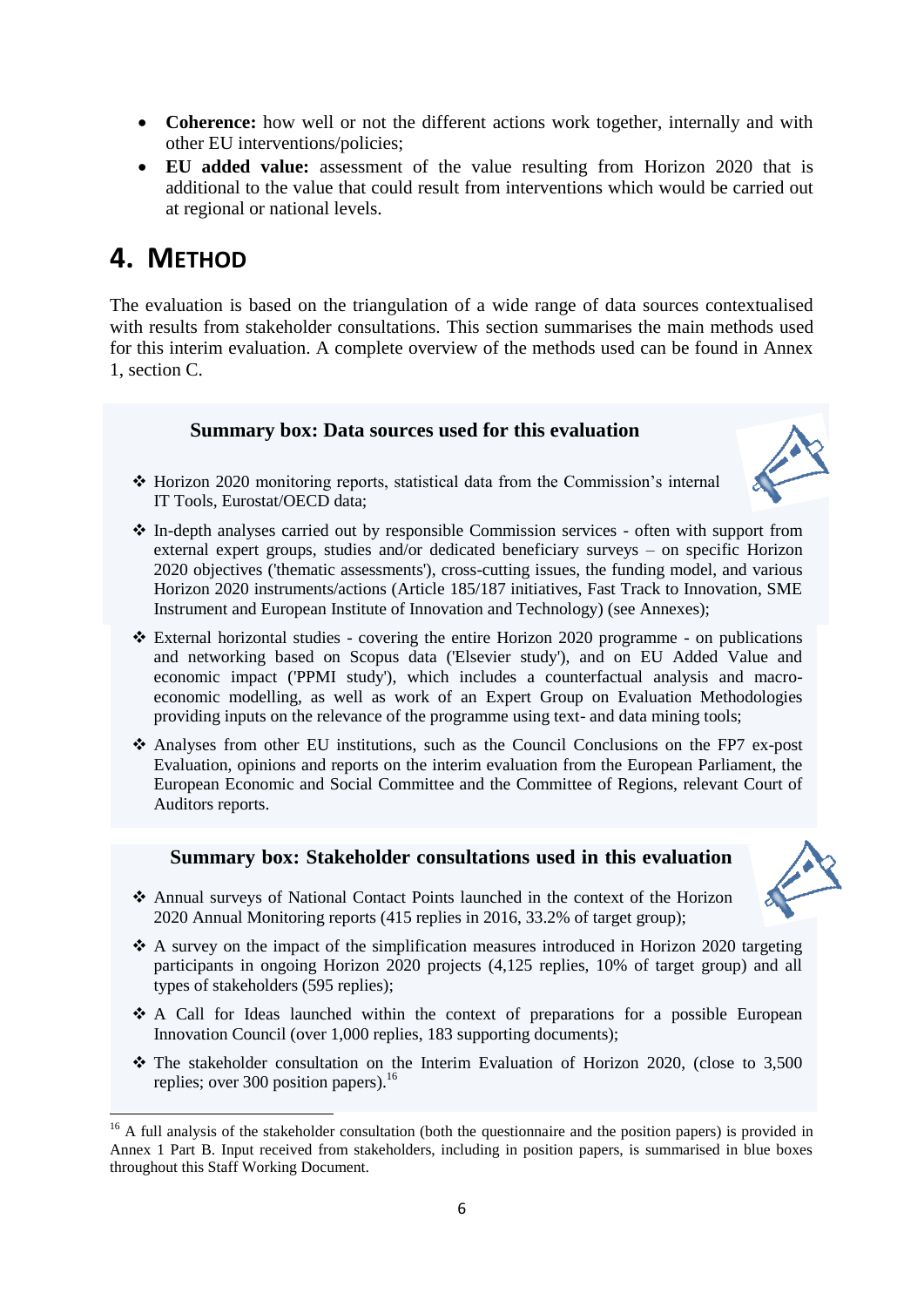- **Coherence:** how well or not the different actions work together, internally and with other EU interventions/policies;
- **EU added value:** assessment of the value resulting from Horizon 2020 that is additional to the value that could result from interventions which would be carried out at regional or national levels.

# 4. METHOD

The evaluation is based on the triangulation of a wide range of data sources contextualised with results from stakeholder consultations. This section summarises the main methods used for this interim evaluation. A complete overview of the methods used can be found in Annex 1, section C.

**Summary box: Data sources used for this evaluation**

- ❖ Horizon 2020 monitoring reports, statistical data from the Commission's internal IT Tools, Eurostat/OECD data;
- ❖ In-depth analyses carried out by responsible Commission services - often with support from external expert groups, studies and/or dedicated beneficiary surveys – on specific Horizon 2020 objectives ('thematic assessments'), cross-cutting issues, the funding model, and various Horizon 2020 instruments/actions (Article 185/187 initiatives, Fast Track to Innovation, SME Instrument and European Institute of Innovation and Technology) (see Annexes);
- ❖ External horizontal studies - covering the entire Horizon 2020 programme - on publications and networking based on Scopus data ('Elsevier study'), and on EU Added Value and economic impact ('PPMI study'), which includes a counterfactual analysis and macro-economic modelling, as well as work of an Expert Group on Evaluation Methodologies providing inputs on the relevance of the programme using text- and data mining tools;
- ❖ Analyses from other EU institutions, such as the Council Conclusions on the FP7 ex-post Evaluation, opinions and reports on the interim evaluation from the European Parliament, the European Economic and Social Committee and the Committee of Regions, relevant Court of Auditors reports.

**Summary box: Stakeholder consultations used in this evaluation**

- ❖ Annual surveys of National Contact Points launched in the context of the Horizon 2020 Annual Monitoring reports (415 replies in 2016, 33.2% of target group);
- ❖ A survey on the impact of the simplification measures introduced in Horizon 2020 targeting participants in ongoing Horizon 2020 projects (4,125 replies, 10% of target group) and all types of stakeholders (595 replies);
- ❖ A Call for Ideas launched within the context of preparations for a possible European Innovation Council (over 1,000 replies, 183 supporting documents);
- ❖ The stakeholder consultation on the Interim Evaluation of Horizon 2020, (close to 3,500 replies; over 300 position papers).[16]

[16] A full analysis of the stakeholder consultation (both the questionnaire and the position papers) is provided in Annex 1 Part B. Input received from stakeholders, including in position papers, is summarised in blue boxes throughout this Staff Working Document.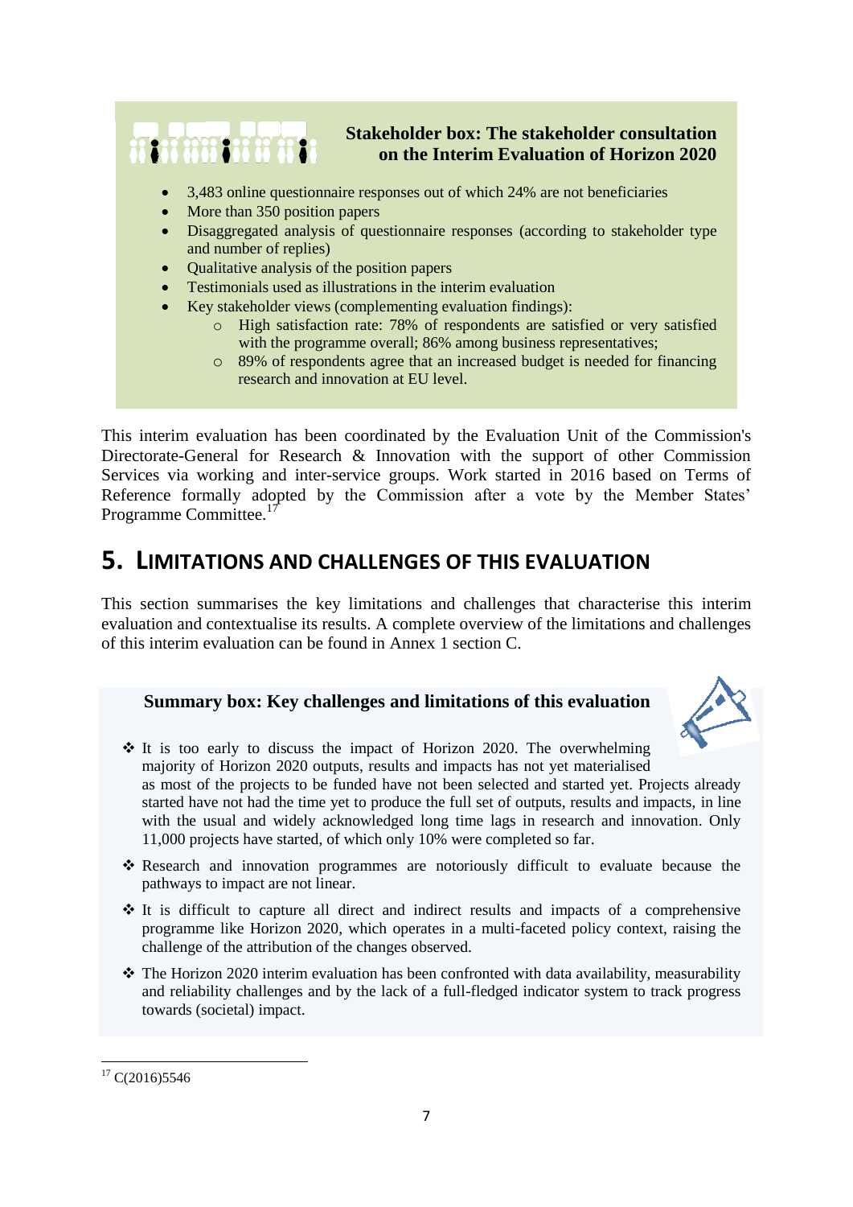**Stakeholder box: The stakeholder consultation on the Interim Evaluation of Horizon 2020**

- 3,483 online questionnaire responses out of which 24% are not beneficiaries
- More than 350 position papers
- Disaggregated analysis of questionnaire responses (according to stakeholder type and number of replies)
- Qualitative analysis of the position papers
- Testimonials used as illustrations in the interim evaluation
- Key stakeholder views (complementing evaluation findings):
  - High satisfaction rate: 78% of respondents are satisfied or very satisfied with the programme overall; 86% among business representatives;
  - 89% of respondents agree that an increased budget is needed for financing research and innovation at EU level.

This interim evaluation has been coordinated by the Evaluation Unit of the Commission's Directorate-General for Research & Innovation with the support of other Commission Services via working and inter-service groups. Work started in 2016 based on Terms of Reference formally adopted by the Commission after a vote by the Member States' Programme Committee.[17]

# 5. LIMITATIONS AND CHALLENGES OF THIS EVALUATION

This section summarises the key limitations and challenges that characterise this interim evaluation and contextualise its results. A complete overview of the limitations and challenges of this interim evaluation can be found in Annex 1 section C.

**Summary box: Key challenges and limitations of this evaluation**

- It is too early to discuss the impact of Horizon 2020. The overwhelming majority of Horizon 2020 outputs, results and impacts has not yet materialised as most of the projects to be funded have not been selected and started yet. Projects already started have not had the time yet to produce the full set of outputs, results and impacts, in line with the usual and widely acknowledged long time lags in research and innovation. Only 11,000 projects have started, of which only 10% were completed so far.
- Research and innovation programmes are notoriously difficult to evaluate because the pathways to impact are not linear.
- It is difficult to capture all direct and indirect results and impacts of a comprehensive programme like Horizon 2020, which operates in a multi-faceted policy context, raising the challenge of the attribution of the changes observed.
- The Horizon 2020 interim evaluation has been confronted with data availability, measurability and reliability challenges and by the lack of a full-fledged indicator system to track progress towards (societal) impact.

---

[17] C(2016)5546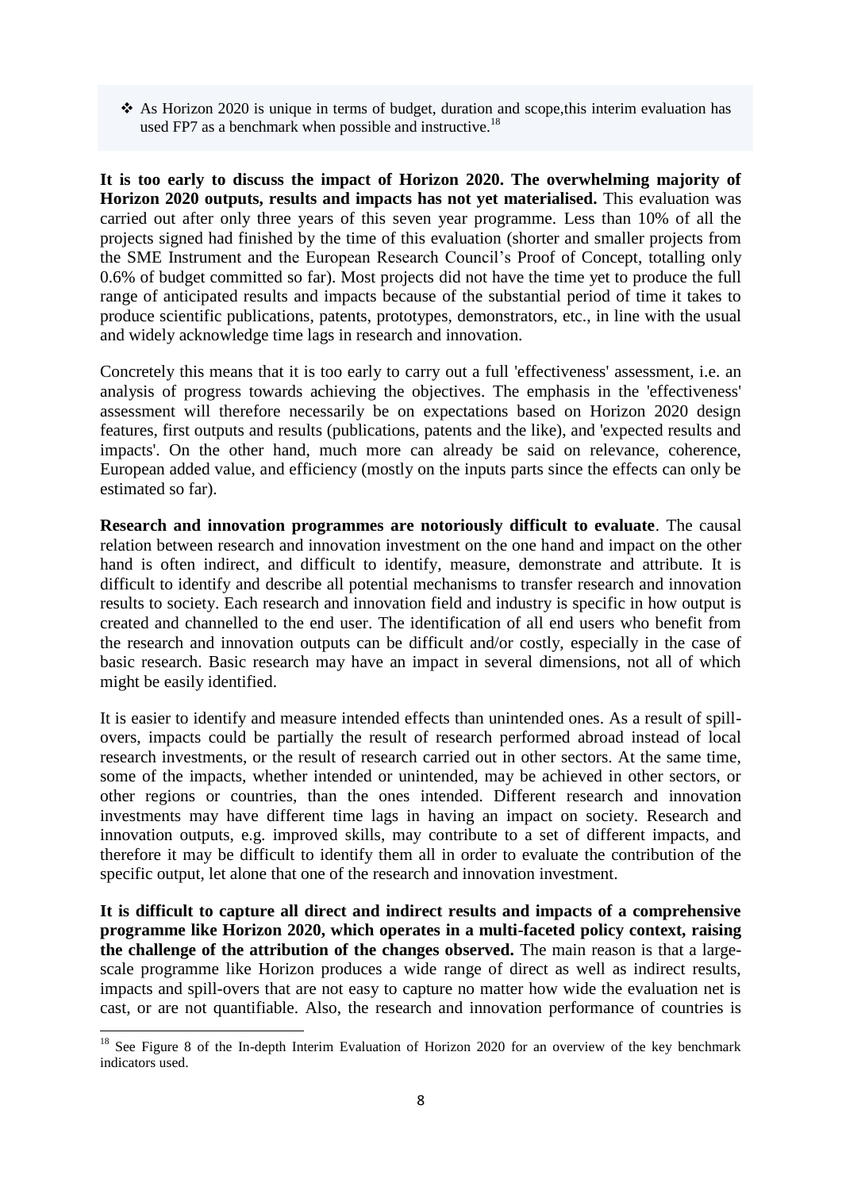- ❖ As Horizon 2020 is unique in terms of budget, duration and scope,this interim evaluation has used FP7 as a benchmark when possible and instructive.[18]

**It is too early to discuss the impact of Horizon 2020. The overwhelming majority of Horizon 2020 outputs, results and impacts has not yet materialised.** This evaluation was carried out after only three years of this seven year programme. Less than 10% of all the projects signed had finished by the time of this evaluation (shorter and smaller projects from the SME Instrument and the European Research Council's Proof of Concept, totalling only 0.6% of budget committed so far). Most projects did not have the time yet to produce the full range of anticipated results and impacts because of the substantial period of time it takes to produce scientific publications, patents, prototypes, demonstrators, etc., in line with the usual and widely acknowledge time lags in research and innovation.

Concretely this means that it is too early to carry out a full 'effectiveness' assessment, i.e. an analysis of progress towards achieving the objectives. The emphasis in the 'effectiveness' assessment will therefore necessarily be on expectations based on Horizon 2020 design features, first outputs and results (publications, patents and the like), and 'expected results and impacts'. On the other hand, much more can already be said on relevance, coherence, European added value, and efficiency (mostly on the inputs parts since the effects can only be estimated so far).

**Research and innovation programmes are notoriously difficult to evaluate**. The causal relation between research and innovation investment on the one hand and impact on the other hand is often indirect, and difficult to identify, measure, demonstrate and attribute. It is difficult to identify and describe all potential mechanisms to transfer research and innovation results to society. Each research and innovation field and industry is specific in how output is created and channelled to the end user. The identification of all end users who benefit from the research and innovation outputs can be difficult and/or costly, especially in the case of basic research. Basic research may have an impact in several dimensions, not all of which might be easily identified.

It is easier to identify and measure intended effects than unintended ones. As a result of spill-overs, impacts could be partially the result of research performed abroad instead of local research investments, or the result of research carried out in other sectors. At the same time, some of the impacts, whether intended or unintended, may be achieved in other sectors, or other regions or countries, than the ones intended. Different research and innovation investments may have different time lags in having an impact on society. Research and innovation outputs, e.g. improved skills, may contribute to a set of different impacts, and therefore it may be difficult to identify them all in order to evaluate the contribution of the specific output, let alone that one of the research and innovation investment.

**It is difficult to capture all direct and indirect results and impacts of a comprehensive programme like Horizon 2020, which operates in a multi-faceted policy context, raising the challenge of the attribution of the changes observed.** The main reason is that a large-scale programme like Horizon produces a wide range of direct as well as indirect results, impacts and spill-overs that are not easy to capture no matter how wide the evaluation net is cast, or are not quantifiable. Also, the research and innovation performance of countries is

[18] See Figure 8 of the In-depth Interim Evaluation of Horizon 2020 for an overview of the key benchmark indicators used.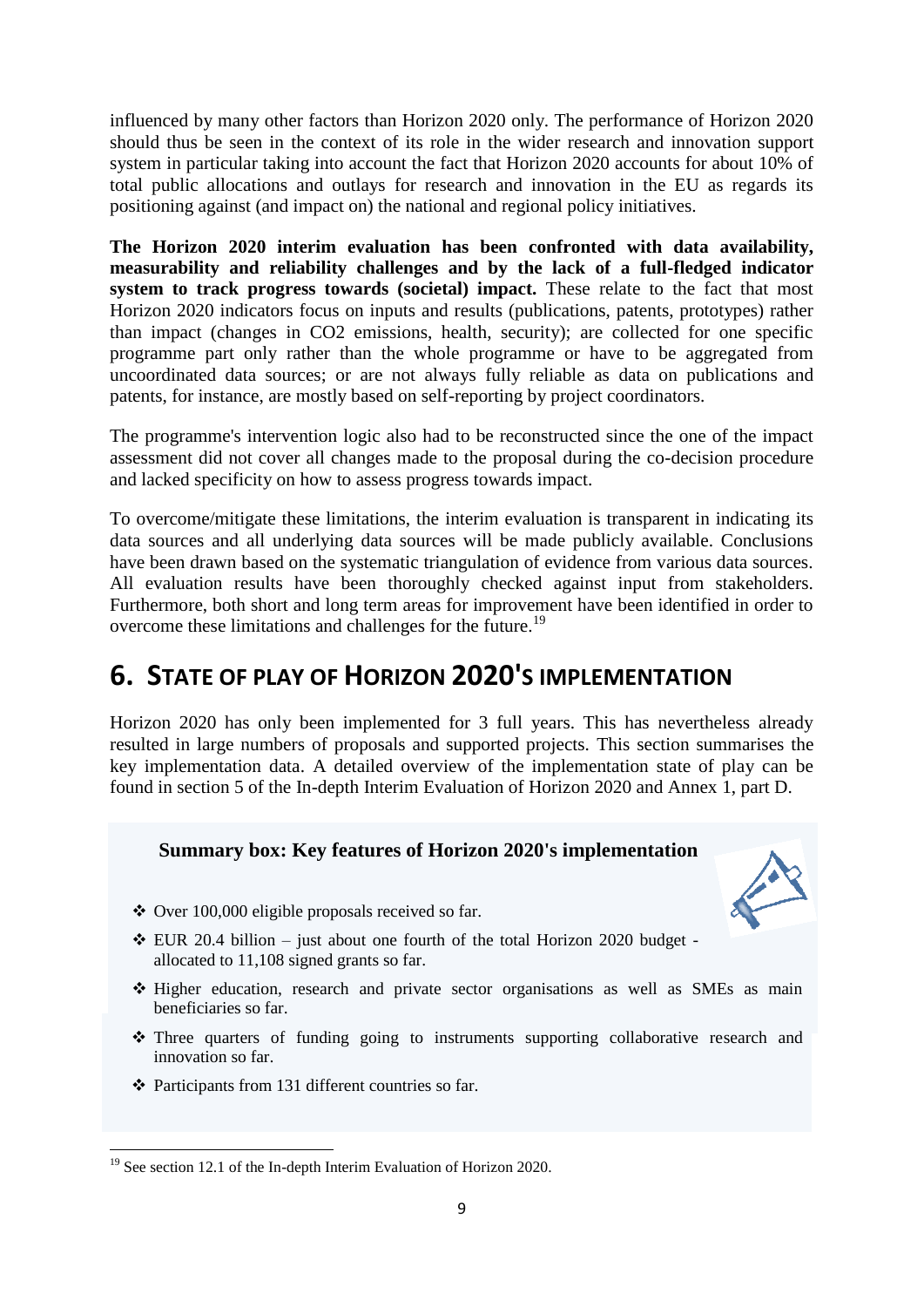influenced by many other factors than Horizon 2020 only. The performance of Horizon 2020 should thus be seen in the context of its role in the wider research and innovation support system in particular taking into account the fact that Horizon 2020 accounts for about 10% of total public allocations and outlays for research and innovation in the EU as regards its positioning against (and impact on) the national and regional policy initiatives.

**The Horizon 2020 interim evaluation has been confronted with data availability, measurability and reliability challenges and by the lack of a full-fledged indicator system to track progress towards (societal) impact.** These relate to the fact that most Horizon 2020 indicators focus on inputs and results (publications, patents, prototypes) rather than impact (changes in $CO_2$ emissions, health, security); are collected for one specific programme part only rather than the whole programme or have to be aggregated from uncoordinated data sources; or are not always fully reliable as data on publications and patents, for instance, are mostly based on self-reporting by project coordinators.

The programme's intervention logic also had to be reconstructed since the one of the impact assessment did not cover all changes made to the proposal during the co-decision procedure and lacked specificity on how to assess progress towards impact.

To overcome/mitigate these limitations, the interim evaluation is transparent in indicating its data sources and all underlying data sources will be made publicly available. Conclusions have been drawn based on the systematic triangulation of evidence from various data sources. All evaluation results have been thoroughly checked against input from stakeholders. Furthermore, both short and long term areas for improvement have been identified in order to overcome these limitations and challenges for the future.[19]

# 6. STATE OF PLAY OF HORIZON 2020'S IMPLEMENTATION

Horizon 2020 has only been implemented for 3 full years. This has nevertheless already resulted in large numbers of proposals and supported projects. This section summarises the key implementation data. A detailed overview of the implementation state of play can be found in section 5 of the In-depth Interim Evaluation of Horizon 2020 and Annex 1, part D.

**Summary box: Key features of Horizon 2020's implementation**

- Over 100,000 eligible proposals received so far.
- EUR 20.4 billion – just about one fourth of the total Horizon 2020 budget - allocated to 11,108 signed grants so far.
- Higher education, research and private sector organisations as well as SMEs as main beneficiaries so far.
- Three quarters of funding going to instruments supporting collaborative research and innovation so far.
- Participants from 131 different countries so far.

[19] See section 12.1 of the In-depth Interim Evaluation of Horizon 2020.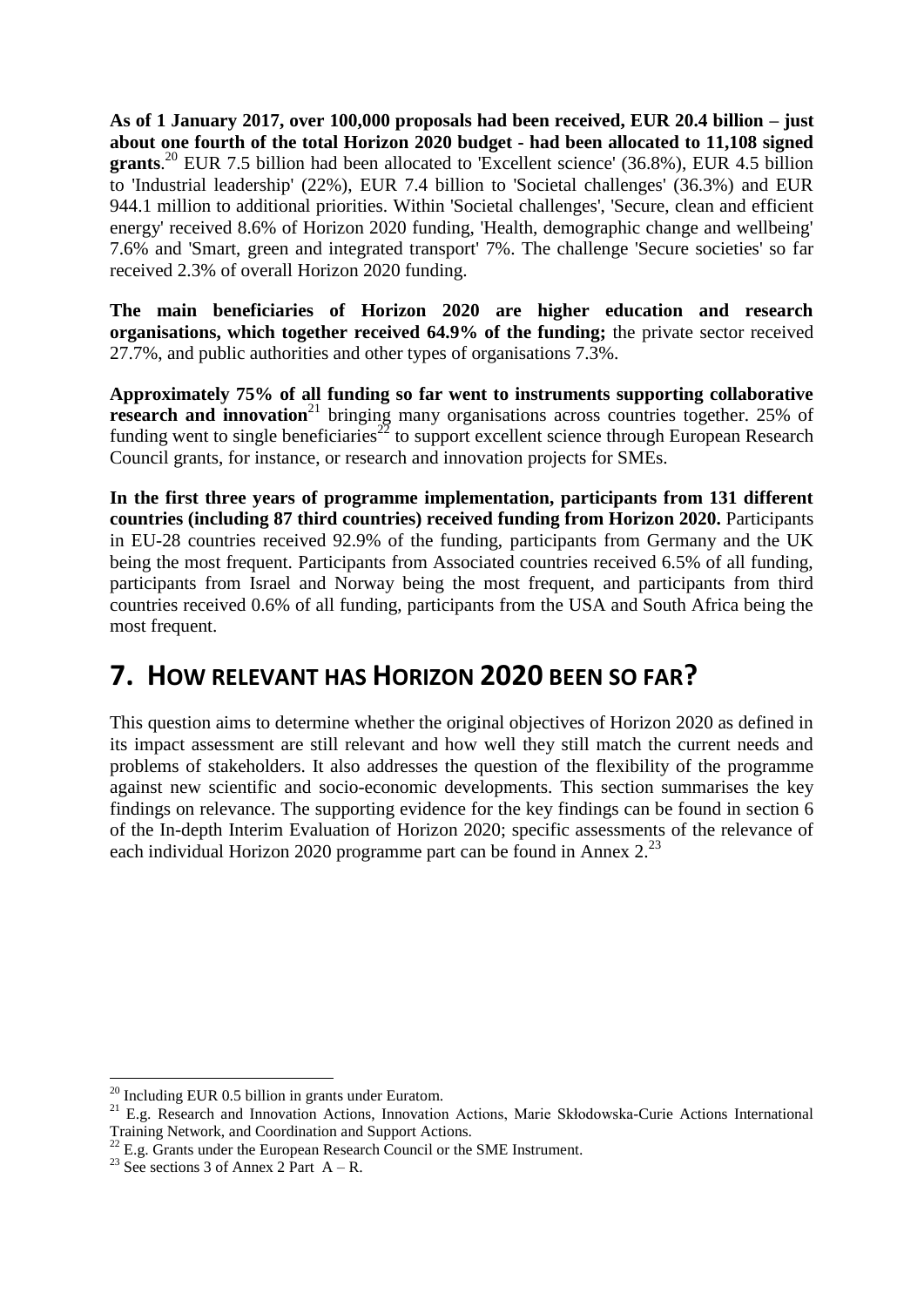**As of 1 January 2017, over 100,000 proposals had been received, EUR 20.4 billion – just about one fourth of the total Horizon 2020 budget - had been allocated to 11,108 signed grants**.[20] EUR 7.5 billion had been allocated to 'Excellent science' (36.8%), EUR 4.5 billion to 'Industrial leadership' (22%), EUR 7.4 billion to 'Societal challenges' (36.3%) and EUR 944.1 million to additional priorities. Within 'Societal challenges', 'Secure, clean and efficient energy' received 8.6% of Horizon 2020 funding, 'Health, demographic change and wellbeing' 7.6% and 'Smart, green and integrated transport' 7%. The challenge 'Secure societies' so far received 2.3% of overall Horizon 2020 funding.

**The main beneficiaries of Horizon 2020 are higher education and research organisations, which together received 64.9% of the funding;** the private sector received 27.7%, and public authorities and other types of organisations 7.3%.

**Approximately 75% of all funding so far went to instruments supporting collaborative research and innovation**[21] bringing many organisations across countries together. 25% of funding went to single beneficiaries[22] to support excellent science through European Research Council grants, for instance, or research and innovation projects for SMEs.

**In the first three years of programme implementation, participants from 131 different countries (including 87 third countries) received funding from Horizon 2020.** Participants in EU-28 countries received 92.9% of the funding, participants from Germany and the UK being the most frequent. Participants from Associated countries received 6.5% of all funding, participants from Israel and Norway being the most frequent, and participants from third countries received 0.6% of all funding, participants from the USA and South Africa being the most frequent.

# 7. HOW RELEVANT HAS HORIZON 2020 BEEN SO FAR?

This question aims to determine whether the original objectives of Horizon 2020 as defined in its impact assessment are still relevant and how well they still match the current needs and problems of stakeholders. It also addresses the question of the flexibility of the programme against new scientific and socio-economic developments. This section summarises the key findings on relevance. The supporting evidence for the key findings can be found in section 6 of the In-depth Interim Evaluation of Horizon 2020; specific assessments of the relevance of each individual Horizon 2020 programme part can be found in Annex 2.[23]

---

[20] Including EUR 0.5 billion in grants under Euratom.

[21] E.g. Research and Innovation Actions, Innovation Actions, Marie Skłodowska-Curie Actions International Training Network, and Coordination and Support Actions.

[22] E.g. Grants under the European Research Council or the SME Instrument.

[23] See sections 3 of Annex 2 Part A – R.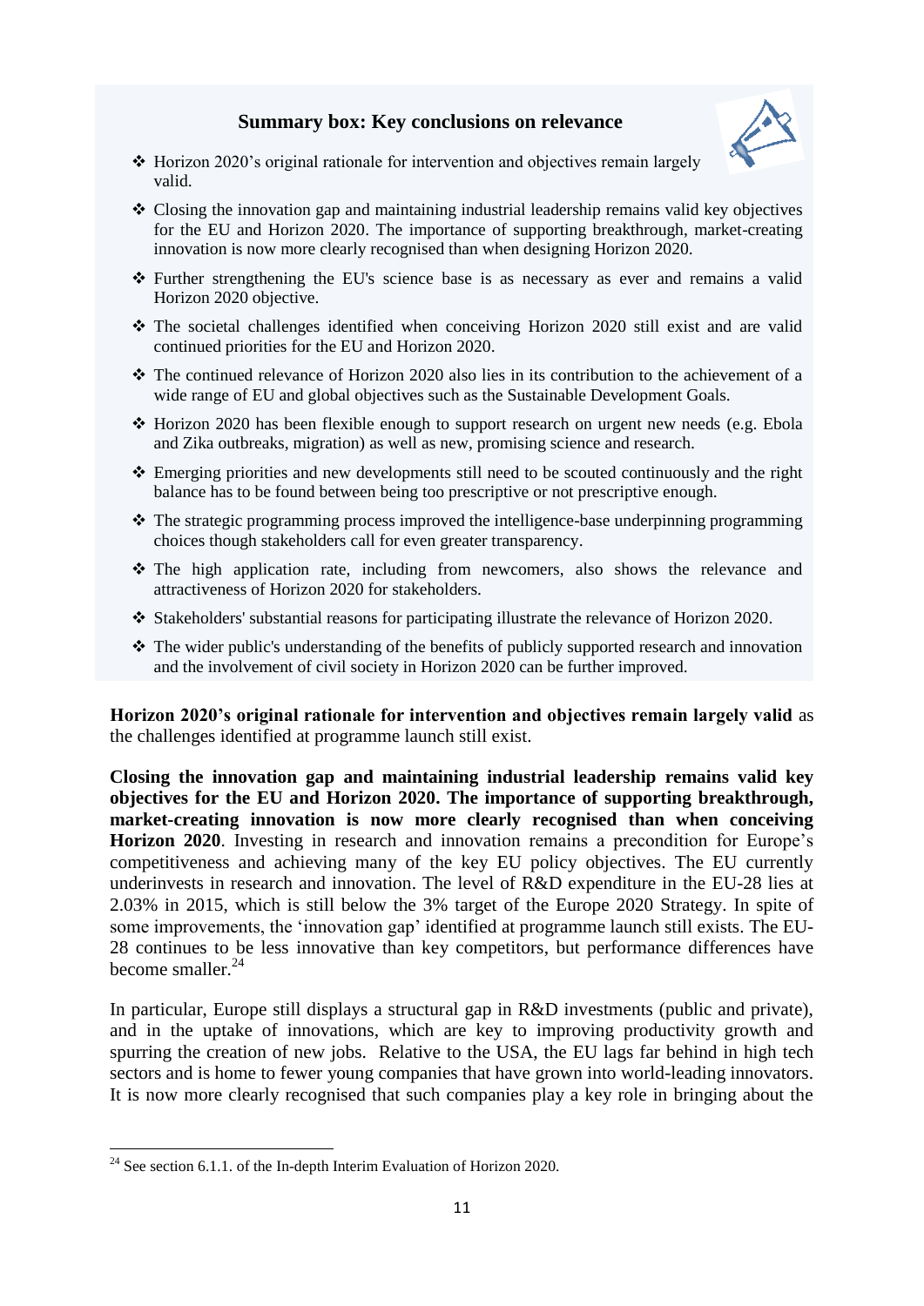**Summary box: Key conclusions on relevance**

- Horizon 2020's original rationale for intervention and objectives remain largely valid.
- Closing the innovation gap and maintaining industrial leadership remains valid key objectives for the EU and Horizon 2020. The importance of supporting breakthrough, market-creating innovation is now more clearly recognised than when designing Horizon 2020.
- Further strengthening the EU's science base is as necessary as ever and remains a valid Horizon 2020 objective.
- The societal challenges identified when conceiving Horizon 2020 still exist and are valid continued priorities for the EU and Horizon 2020.
- The continued relevance of Horizon 2020 also lies in its contribution to the achievement of a wide range of EU and global objectives such as the Sustainable Development Goals.
- Horizon 2020 has been flexible enough to support research on urgent new needs (e.g. Ebola and Zika outbreaks, migration) as well as new, promising science and research.
- Emerging priorities and new developments still need to be scouted continuously and the right balance has to be found between being too prescriptive or not prescriptive enough.
- The strategic programming process improved the intelligence-base underpinning programming choices though stakeholders call for even greater transparency.
- The high application rate, including from newcomers, also shows the relevance and attractiveness of Horizon 2020 for stakeholders.
- Stakeholders' substantial reasons for participating illustrate the relevance of Horizon 2020.
- The wider public's understanding of the benefits of publicly supported research and innovation and the involvement of civil society in Horizon 2020 can be further improved.

**Horizon 2020's original rationale for intervention and objectives remain largely valid** as the challenges identified at programme launch still exist.

**Closing the innovation gap and maintaining industrial leadership remains valid key objectives for the EU and Horizon 2020. The importance of supporting breakthrough, market-creating innovation is now more clearly recognised than when conceiving Horizon 2020**. Investing in research and innovation remains a precondition for Europe's competitiveness and achieving many of the key EU policy objectives. The EU currently underinvests in research and innovation. The level of R&D expenditure in the EU-28 lies at 2.03% in 2015, which is still below the 3% target of the Europe 2020 Strategy. In spite of some improvements, the 'innovation gap' identified at programme launch still exists. The EU-28 continues to be less innovative than key competitors, but performance differences have become smaller.[24]

In particular, Europe still displays a structural gap in R&D investments (public and private), and in the uptake of innovations, which are key to improving productivity growth and spurring the creation of new jobs. Relative to the USA, the EU lags far behind in high tech sectors and is home to fewer young companies that have grown into world-leading innovators. It is now more clearly recognised that such companies play a key role in bringing about the

[24] See section 6.1.1. of the In-depth Interim Evaluation of Horizon 2020.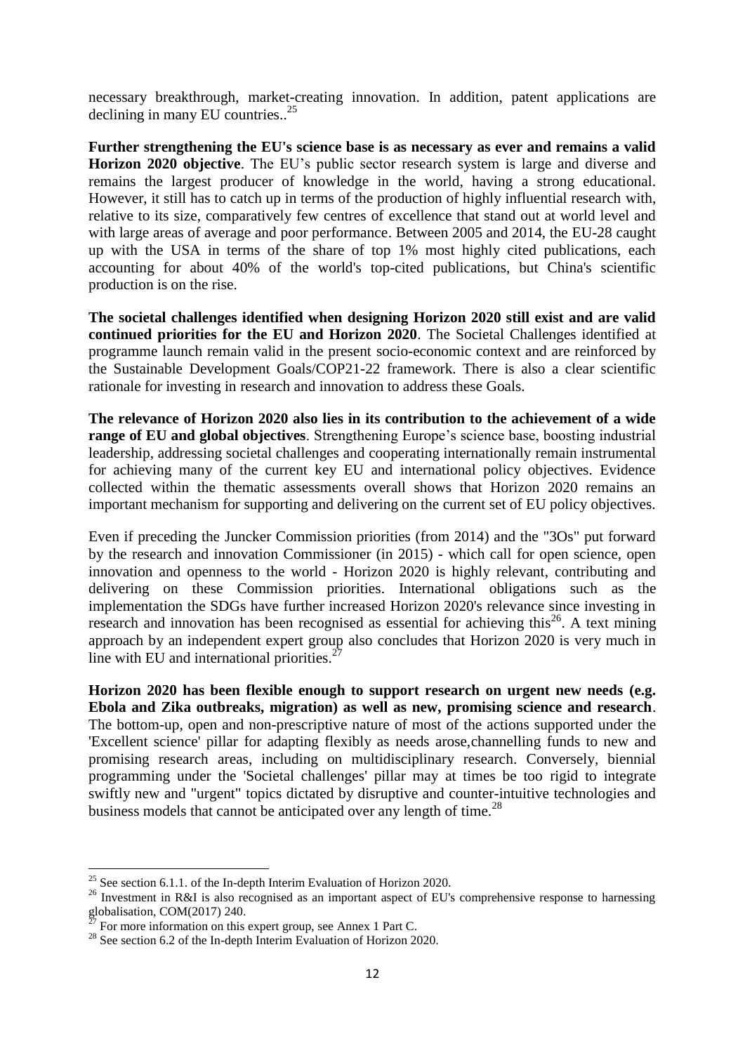necessary breakthrough, market-creating innovation. In addition, patent applications are declining in many EU countries..[25]

**Further strengthening the EU's science base is as necessary as ever and remains a valid Horizon 2020 objective**. The EU's public sector research system is large and diverse and remains the largest producer of knowledge in the world, having a strong educational. However, it still has to catch up in terms of the production of highly influential research with, relative to its size, comparatively few centres of excellence that stand out at world level and with large areas of average and poor performance. Between 2005 and 2014, the EU-28 caught up with the USA in terms of the share of top 1% most highly cited publications, each accounting for about 40% of the world's top-cited publications, but China's scientific production is on the rise.

**The societal challenges identified when designing Horizon 2020 still exist and are valid continued priorities for the EU and Horizon 2020**. The Societal Challenges identified at programme launch remain valid in the present socio-economic context and are reinforced by the Sustainable Development Goals/COP21-22 framework. There is also a clear scientific rationale for investing in research and innovation to address these Goals.

**The relevance of Horizon 2020 also lies in its contribution to the achievement of a wide range of EU and global objectives**. Strengthening Europe's science base, boosting industrial leadership, addressing societal challenges and cooperating internationally remain instrumental for achieving many of the current key EU and international policy objectives. Evidence collected within the thematic assessments overall shows that Horizon 2020 remains an important mechanism for supporting and delivering on the current set of EU policy objectives.

Even if preceding the Juncker Commission priorities (from 2014) and the "3Os" put forward by the research and innovation Commissioner (in 2015) - which call for open science, open innovation and openness to the world - Horizon 2020 is highly relevant, contributing and delivering on these Commission priorities. International obligations such as the implementation the SDGs have further increased Horizon 2020's relevance since investing in research and innovation has been recognised as essential for achieving this[26]. A text mining approach by an independent expert group also concludes that Horizon 2020 is very much in line with EU and international priorities.[27]

**Horizon 2020 has been flexible enough to support research on urgent new needs (e.g. Ebola and Zika outbreaks, migration) as well as new, promising science and research**. The bottom-up, open and non-prescriptive nature of most of the actions supported under the 'Excellent science' pillar for adapting flexibly as needs arose,channelling funds to new and promising research areas, including on multidisciplinary research. Conversely, biennial programming under the 'Societal challenges' pillar may at times be too rigid to integrate swiftly new and "urgent" topics dictated by disruptive and counter-intuitive technologies and business models that cannot be anticipated over any length of time.[28]

[25] See section 6.1.1. of the In-depth Interim Evaluation of Horizon 2020.

[26] Investment in R&I is also recognised as an important aspect of EU's comprehensive response to harnessing globalisation, COM(2017) 240.

[27] For more information on this expert group, see Annex 1 Part C.

[28] See section 6.2 of the In-depth Interim Evaluation of Horizon 2020.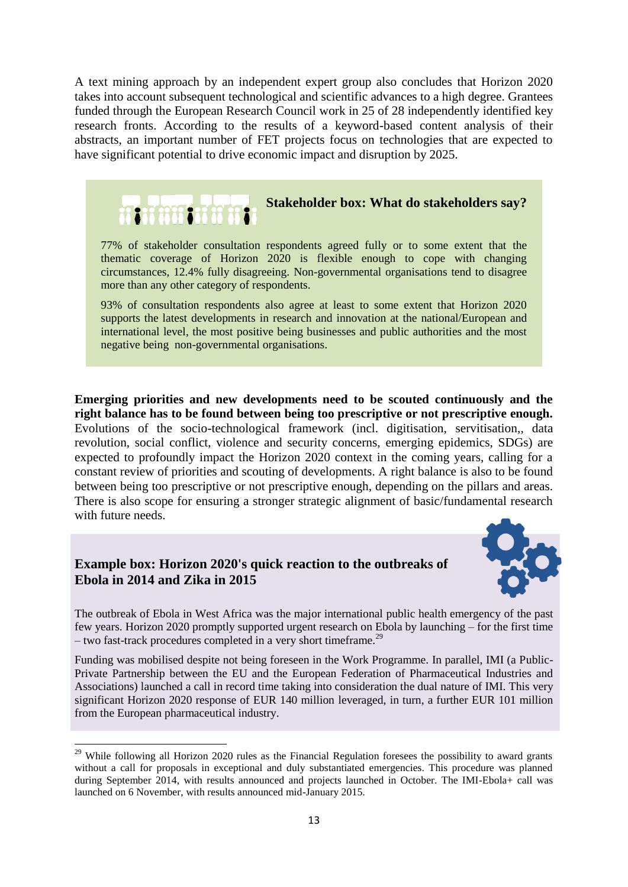A text mining approach by an independent expert group also concludes that Horizon 2020 takes into account subsequent technological and scientific advances to a high degree. Grantees funded through the European Research Council work in 25 of 28 independently identified key research fronts. According to the results of a keyword-based content analysis of their abstracts, an important number of FET projects focus on technologies that are expected to have significant potential to drive economic impact and disruption by 2025.

> **Stakeholder box: What do stakeholders say?**
>
> 77% of stakeholder consultation respondents agreed fully or to some extent that the thematic coverage of Horizon 2020 is flexible enough to cope with changing circumstances, 12.4% fully disagreeing. Non-governmental organisations tend to disagree more than any other category of respondents.
>
> 93% of consultation respondents also agree at least to some extent that Horizon 2020 supports the latest developments in research and innovation at the national/European and international level, the most positive being businesses and public authorities and the most negative being non-governmental organisations.

**Emerging priorities and new developments need to be scouted continuously and the right balance has to be found between being too prescriptive or not prescriptive enough.** Evolutions of the socio-technological framework (incl. digitisation, servitisation,, data revolution, social conflict, violence and security concerns, emerging epidemics, SDGs) are expected to profoundly impact the Horizon 2020 context in the coming years, calling for a constant review of priorities and scouting of developments. A right balance is also to be found between being too prescriptive or not prescriptive enough, depending on the pillars and areas. There is also scope for ensuring a stronger strategic alignment of basic/fundamental research with future needs.

> **Example box: Horizon 2020's quick reaction to the outbreaks of Ebola in 2014 and Zika in 2015**
>
> The outbreak of Ebola in West Africa was the major international public health emergency of the past few years. Horizon 2020 promptly supported urgent research on Ebola by launching – for the first time – two fast-track procedures completed in a very short timeframe.[29]
>
> Funding was mobilised despite not being foreseen in the Work Programme. In parallel, IMI (a Public-Private Partnership between the EU and the European Federation of Pharmaceutical Industries and Associations) launched a call in record time taking into consideration the dual nature of IMI. This very significant Horizon 2020 response of EUR 140 million leveraged, in turn, a further EUR 101 million from the European pharmaceutical industry.

[29] While following all Horizon 2020 rules as the Financial Regulation foresees the possibility to award grants without a call for proposals in exceptional and duly substantiated emergencies. This procedure was planned during September 2014, with results announced and projects launched in October. The IMI-Ebola+ call was launched on 6 November, with results announced mid-January 2015.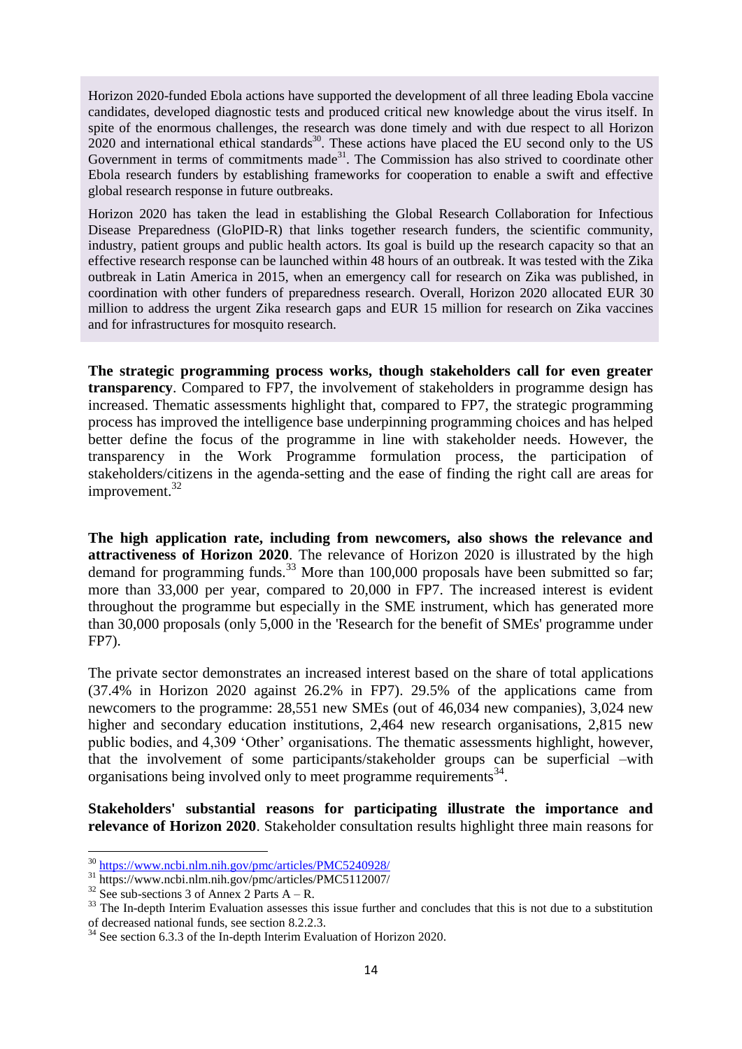Horizon 2020-funded Ebola actions have supported the development of all three leading Ebola vaccine candidates, developed diagnostic tests and produced critical new knowledge about the virus itself. In spite of the enormous challenges, the research was done timely and with due respect to all Horizon 2020 and international ethical standards[30]. These actions have placed the EU second only to the US Government in terms of commitments made[31]. The Commission has also strived to coordinate other Ebola research funders by establishing frameworks for cooperation to enable a swift and effective global research response in future outbreaks.

Horizon 2020 has taken the lead in establishing the Global Research Collaboration for Infectious Disease Preparedness (GloPID-R) that links together research funders, the scientific community, industry, patient groups and public health actors. Its goal is build up the research capacity so that an effective research response can be launched within 48 hours of an outbreak. It was tested with the Zika outbreak in Latin America in 2015, when an emergency call for research on Zika was published, in coordination with other funders of preparedness research. Overall, Horizon 2020 allocated EUR 30 million to address the urgent Zika research gaps and EUR 15 million for research on Zika vaccines and for infrastructures for mosquito research.

**The strategic programming process works, though stakeholders call for even greater transparency**. Compared to FP7, the involvement of stakeholders in programme design has increased. Thematic assessments highlight that, compared to FP7, the strategic programming process has improved the intelligence base underpinning programming choices and has helped better define the focus of the programme in line with stakeholder needs. However, the transparency in the Work Programme formulation process, the participation of stakeholders/citizens in the agenda-setting and the ease of finding the right call are areas for improvement.[32]

**The high application rate, including from newcomers, also shows the relevance and attractiveness of Horizon 2020**. The relevance of Horizon 2020 is illustrated by the high demand for programming funds.[33] More than 100,000 proposals have been submitted so far; more than 33,000 per year, compared to 20,000 in FP7. The increased interest is evident throughout the programme but especially in the SME instrument, which has generated more than 30,000 proposals (only 5,000 in the 'Research for the benefit of SMEs' programme under FP7).

The private sector demonstrates an increased interest based on the share of total applications (37.4% in Horizon 2020 against 26.2% in FP7). 29.5% of the applications came from newcomers to the programme: 28,551 new SMEs (out of 46,034 new companies), 3,024 new higher and secondary education institutions, 2,464 new research organisations, 2,815 new public bodies, and 4,309 'Other' organisations. The thematic assessments highlight, however, that the involvement of some participants/stakeholder groups can be superficial –with organisations being involved only to meet programme requirements[34].

**Stakeholders' substantial reasons for participating illustrate the importance and relevance of Horizon 2020**. Stakeholder consultation results highlight three main reasons for

---

[30] https://www.ncbi.nlm.nih.gov/pmc/articles/PMC5240928/

[31] https://www.ncbi.nlm.nih.gov/pmc/articles/PMC5112007/

[32] See sub-sections 3 of Annex 2 Parts A – R.

[33] The In-depth Interim Evaluation assesses this issue further and concludes that this is not due to a substitution of decreased national funds, see section 8.2.2.3.

[34] See section 6.3.3 of the In-depth Interim Evaluation of Horizon 2020.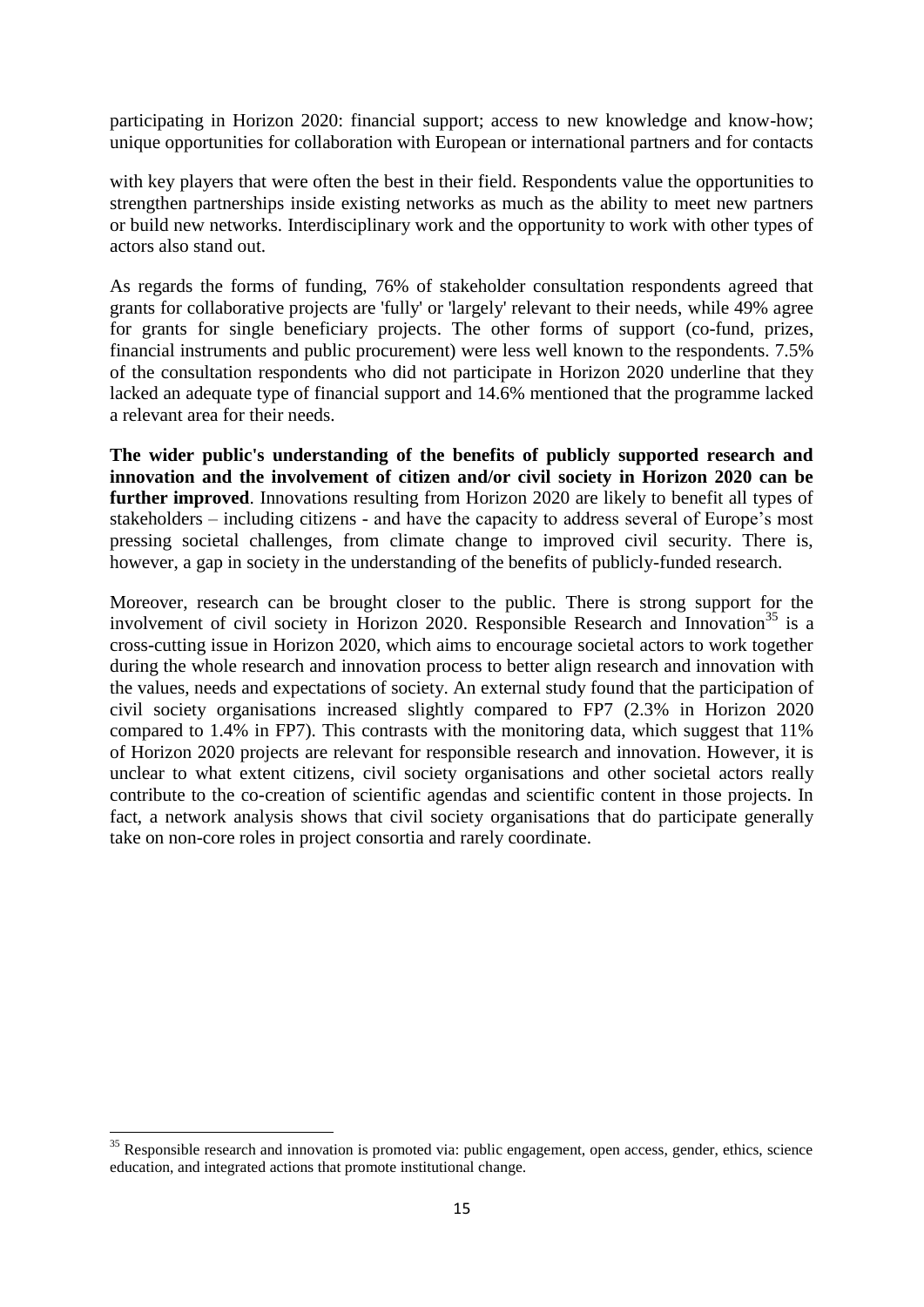participating in Horizon 2020: financial support; access to new knowledge and know-how; unique opportunities for collaboration with European or international partners and for contacts

with key players that were often the best in their field. Respondents value the opportunities to strengthen partnerships inside existing networks as much as the ability to meet new partners or build new networks. Interdisciplinary work and the opportunity to work with other types of actors also stand out.

As regards the forms of funding, 76% of stakeholder consultation respondents agreed that grants for collaborative projects are 'fully' or 'largely' relevant to their needs, while 49% agree for grants for single beneficiary projects. The other forms of support (co-fund, prizes, financial instruments and public procurement) were less well known to the respondents. 7.5% of the consultation respondents who did not participate in Horizon 2020 underline that they lacked an adequate type of financial support and 14.6% mentioned that the programme lacked a relevant area for their needs.

**The wider public's understanding of the benefits of publicly supported research and innovation and the involvement of citizen and/or civil society in Horizon 2020 can be further improved**. Innovations resulting from Horizon 2020 are likely to benefit all types of stakeholders – including citizens - and have the capacity to address several of Europe's most pressing societal challenges, from climate change to improved civil security. There is, however, a gap in society in the understanding of the benefits of publicly-funded research.

Moreover, research can be brought closer to the public. There is strong support for the involvement of civil society in Horizon 2020. Responsible Research and Innovation[35] is a cross-cutting issue in Horizon 2020, which aims to encourage societal actors to work together during the whole research and innovation process to better align research and innovation with the values, needs and expectations of society. An external study found that the participation of civil society organisations increased slightly compared to FP7 (2.3% in Horizon 2020 compared to 1.4% in FP7). This contrasts with the monitoring data, which suggest that 11% of Horizon 2020 projects are relevant for responsible research and innovation. However, it is unclear to what extent citizens, civil society organisations and other societal actors really contribute to the co-creation of scientific agendas and scientific content in those projects. In fact, a network analysis shows that civil society organisations that do participate generally take on non-core roles in project consortia and rarely coordinate.

[35] Responsible research and innovation is promoted via: public engagement, open access, gender, ethics, science education, and integrated actions that promote institutional change.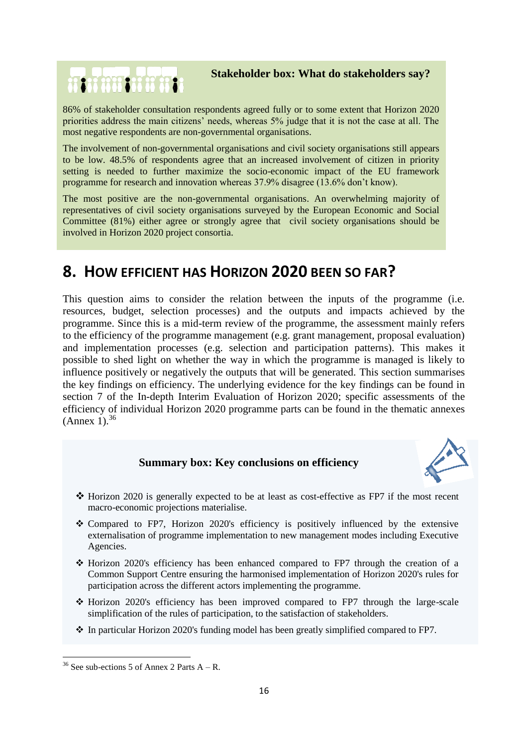**Stakeholder box: What do stakeholders say?**

86% of stakeholder consultation respondents agreed fully or to some extent that Horizon 2020 priorities address the main citizens' needs, whereas 5% judge that it is not the case at all. The most negative respondents are non-governmental organisations.

The involvement of non-governmental organisations and civil society organisations still appears to be low. 48.5% of respondents agree that an increased involvement of citizen in priority setting is needed to further maximize the socio-economic impact of the EU framework programme for research and innovation whereas 37.9% disagree (13.6% don't know).

The most positive are the non-governmental organisations. An overwhelming majority of representatives of civil society organisations surveyed by the European Economic and Social Committee (81%) either agree or strongly agree that civil society organisations should be involved in Horizon 2020 project consortia.

# 8. How efficient has Horizon 2020 been so far?

This question aims to consider the relation between the inputs of the programme (i.e. resources, budget, selection processes) and the outputs and impacts achieved by the programme. Since this is a mid-term review of the programme, the assessment mainly refers to the efficiency of the programme management (e.g. grant management, proposal evaluation) and implementation processes (e.g. selection and participation patterns). This makes it possible to shed light on whether the way in which the programme is managed is likely to influence positively or negatively the outputs that will be generated. This section summarises the key findings on efficiency. The underlying evidence for the key findings can be found in section 7 of the In-depth Interim Evaluation of Horizon 2020; specific assessments of the efficiency of individual Horizon 2020 programme parts can be found in the thematic annexes (Annex 1).[36]

**Summary box: Key conclusions on efficiency**

- Horizon 2020 is generally expected to be at least as cost-effective as FP7 if the most recent macro-economic projections materialise.
- Compared to FP7, Horizon 2020's efficiency is positively influenced by the extensive externalisation of programme implementation to new management modes including Executive Agencies.
- Horizon 2020's efficiency has been enhanced compared to FP7 through the creation of a Common Support Centre ensuring the harmonised implementation of Horizon 2020's rules for participation across the different actors implementing the programme.
- Horizon 2020's efficiency has been improved compared to FP7 through the large-scale simplification of the rules of participation, to the satisfaction of stakeholders.
- In particular Horizon 2020's funding model has been greatly simplified compared to FP7.

[36] See sub-ections 5 of Annex 2 Parts A – R.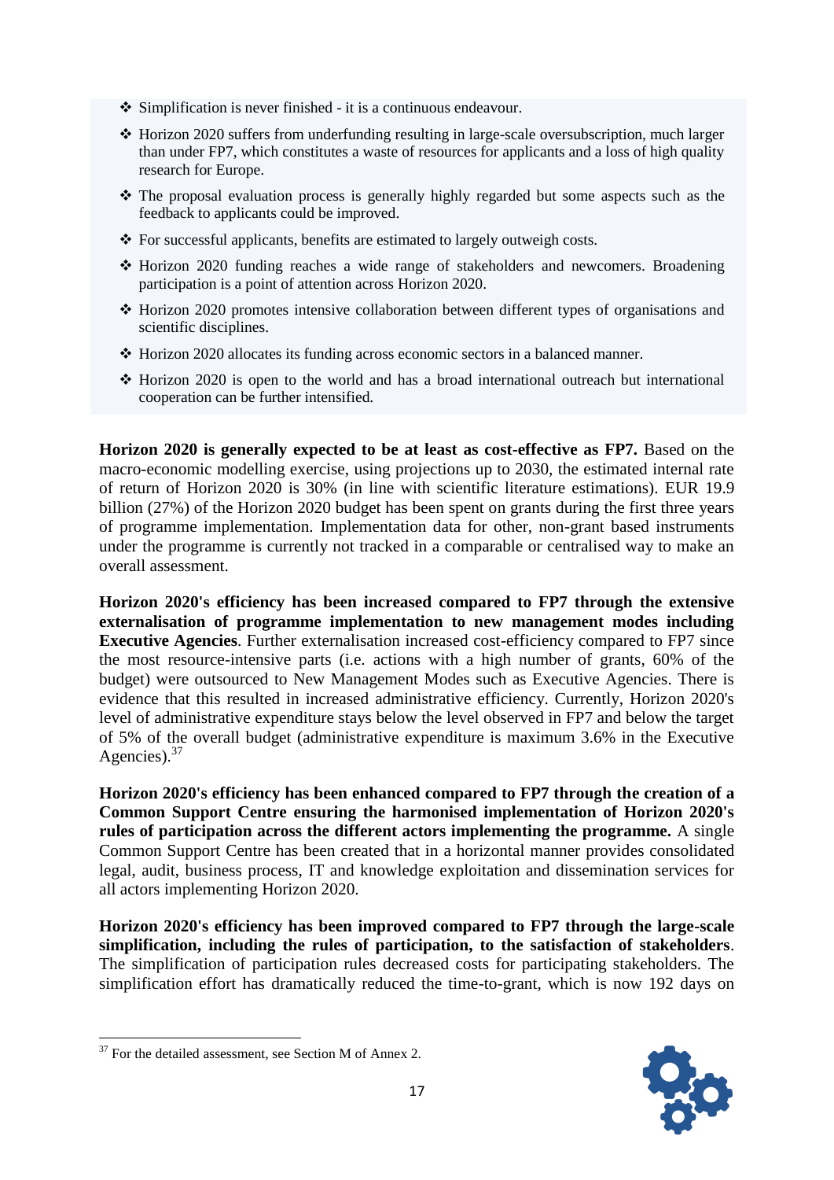- ❖ Simplification is never finished - it is a continuous endeavour.
- ❖ Horizon 2020 suffers from underfunding resulting in large-scale oversubscription, much larger than under FP7, which constitutes a waste of resources for applicants and a loss of high quality research for Europe.
- ❖ The proposal evaluation process is generally highly regarded but some aspects such as the feedback to applicants could be improved.
- ❖ For successful applicants, benefits are estimated to largely outweigh costs.
- ❖ Horizon 2020 funding reaches a wide range of stakeholders and newcomers. Broadening participation is a point of attention across Horizon 2020.
- ❖ Horizon 2020 promotes intensive collaboration between different types of organisations and scientific disciplines.
- ❖ Horizon 2020 allocates its funding across economic sectors in a balanced manner.
- ❖ Horizon 2020 is open to the world and has a broad international outreach but international cooperation can be further intensified.

**Horizon 2020 is generally expected to be at least as cost-effective as FP7.** Based on the macro-economic modelling exercise, using projections up to 2030, the estimated internal rate of return of Horizon 2020 is 30% (in line with scientific literature estimations). EUR 19.9 billion (27%) of the Horizon 2020 budget has been spent on grants during the first three years of programme implementation. Implementation data for other, non-grant based instruments under the programme is currently not tracked in a comparable or centralised way to make an overall assessment.

**Horizon 2020's efficiency has been increased compared to FP7 through the extensive externalisation of programme implementation to new management modes including Executive Agencies**. Further externalisation increased cost-efficiency compared to FP7 since the most resource-intensive parts (i.e. actions with a high number of grants, 60% of the budget) were outsourced to New Management Modes such as Executive Agencies. There is evidence that this resulted in increased administrative efficiency. Currently, Horizon 2020's level of administrative expenditure stays below the level observed in FP7 and below the target of 5% of the overall budget (administrative expenditure is maximum 3.6% in the Executive Agencies).[37]

**Horizon 2020's efficiency has been enhanced compared to FP7 through the creation of a Common Support Centre ensuring the harmonised implementation of Horizon 2020's rules of participation across the different actors implementing the programme.** A single Common Support Centre has been created that in a horizontal manner provides consolidated legal, audit, business process, IT and knowledge exploitation and dissemination services for all actors implementing Horizon 2020.

**Horizon 2020's efficiency has been improved compared to FP7 through the large-scale simplification, including the rules of participation, to the satisfaction of stakeholders**. The simplification of participation rules decreased costs for participating stakeholders. The simplification effort has dramatically reduced the time-to-grant, which is now 192 days on

[37] For the detailed assessment, see Section M of Annex 2.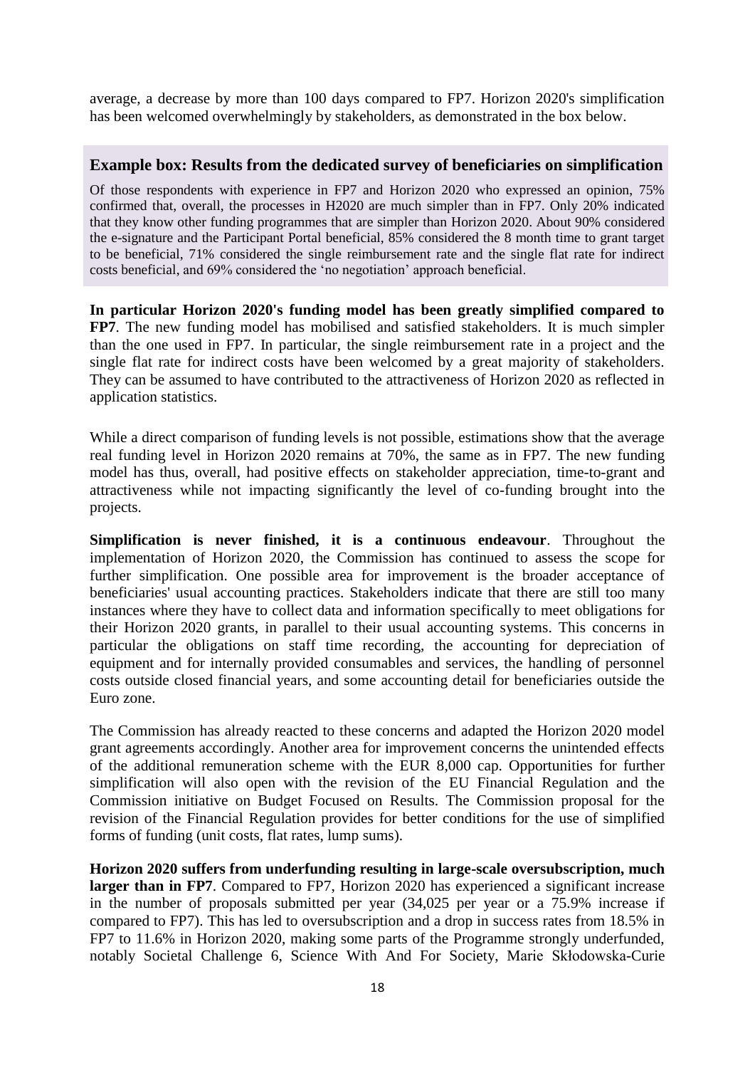average, a decrease by more than 100 days compared to FP7. Horizon 2020's simplification has been welcomed overwhelmingly by stakeholders, as demonstrated in the box below.

### Example box: Results from the dedicated survey of beneficiaries on simplification

Of those respondents with experience in FP7 and Horizon 2020 who expressed an opinion, 75% confirmed that, overall, the processes in H2020 are much simpler than in FP7. Only 20% indicated that they know other funding programmes that are simpler than Horizon 2020. About 90% considered the e-signature and the Participant Portal beneficial, 85% considered the 8 month time to grant target to be beneficial, 71% considered the single reimbursement rate and the single flat rate for indirect costs beneficial, and 69% considered the 'no negotiation' approach beneficial.

**In particular Horizon 2020's funding model has been greatly simplified compared to FP7**. The new funding model has mobilised and satisfied stakeholders. It is much simpler than the one used in FP7. In particular, the single reimbursement rate in a project and the single flat rate for indirect costs have been welcomed by a great majority of stakeholders. They can be assumed to have contributed to the attractiveness of Horizon 2020 as reflected in application statistics.

While a direct comparison of funding levels is not possible, estimations show that the average real funding level in Horizon 2020 remains at 70%, the same as in FP7. The new funding model has thus, overall, had positive effects on stakeholder appreciation, time-to-grant and attractiveness while not impacting significantly the level of co-funding brought into the projects.

**Simplification is never finished, it is a continuous endeavour**. Throughout the implementation of Horizon 2020, the Commission has continued to assess the scope for further simplification. One possible area for improvement is the broader acceptance of beneficiaries' usual accounting practices. Stakeholders indicate that there are still too many instances where they have to collect data and information specifically to meet obligations for their Horizon 2020 grants, in parallel to their usual accounting systems. This concerns in particular the obligations on staff time recording, the accounting for depreciation of equipment and for internally provided consumables and services, the handling of personnel costs outside closed financial years, and some accounting detail for beneficiaries outside the Euro zone.

The Commission has already reacted to these concerns and adapted the Horizon 2020 model grant agreements accordingly. Another area for improvement concerns the unintended effects of the additional remuneration scheme with the EUR 8,000 cap. Opportunities for further simplification will also open with the revision of the EU Financial Regulation and the Commission initiative on Budget Focused on Results. The Commission proposal for the revision of the Financial Regulation provides for better conditions for the use of simplified forms of funding (unit costs, flat rates, lump sums).

**Horizon 2020 suffers from underfunding resulting in large-scale oversubscription, much larger than in FP7**. Compared to FP7, Horizon 2020 has experienced a significant increase in the number of proposals submitted per year (34,025 per year or a 75.9% increase if compared to FP7). This has led to oversubscription and a drop in success rates from 18.5% in FP7 to 11.6% in Horizon 2020, making some parts of the Programme strongly underfunded, notably Societal Challenge 6, Science With And For Society, Marie Skłodowska-Curie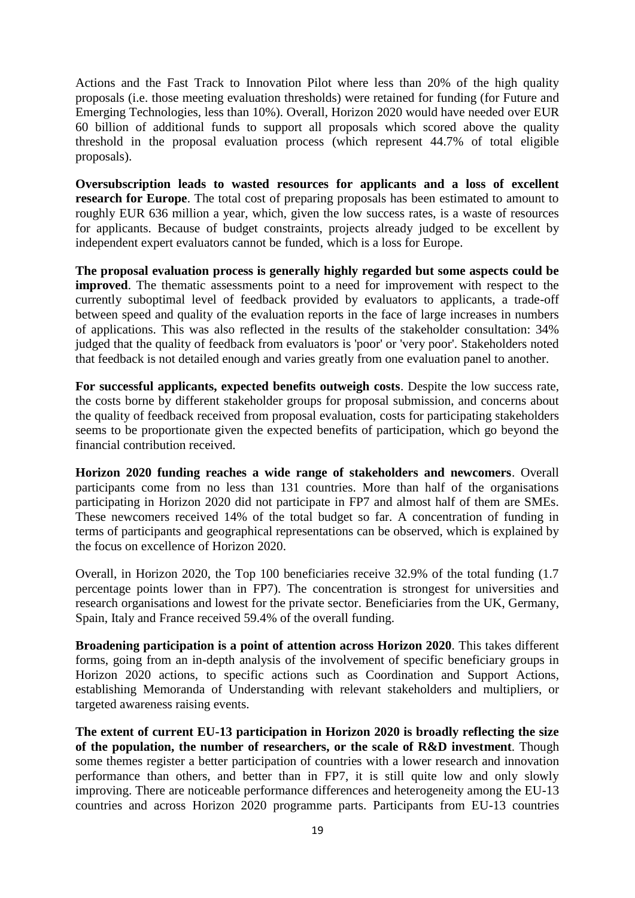Actions and the Fast Track to Innovation Pilot where less than 20% of the high quality proposals (i.e. those meeting evaluation thresholds) were retained for funding (for Future and Emerging Technologies, less than 10%). Overall, Horizon 2020 would have needed over EUR 60 billion of additional funds to support all proposals which scored above the quality threshold in the proposal evaluation process (which represent 44.7% of total eligible proposals).

**Oversubscription leads to wasted resources for applicants and a loss of excellent research for Europe**. The total cost of preparing proposals has been estimated to amount to roughly EUR 636 million a year, which, given the low success rates, is a waste of resources for applicants. Because of budget constraints, projects already judged to be excellent by independent expert evaluators cannot be funded, which is a loss for Europe.

**The proposal evaluation process is generally highly regarded but some aspects could be improved**. The thematic assessments point to a need for improvement with respect to the currently suboptimal level of feedback provided by evaluators to applicants, a trade-off between speed and quality of the evaluation reports in the face of large increases in numbers of applications. This was also reflected in the results of the stakeholder consultation: 34% judged that the quality of feedback from evaluators is 'poor' or 'very poor'. Stakeholders noted that feedback is not detailed enough and varies greatly from one evaluation panel to another.

**For successful applicants, expected benefits outweigh costs**. Despite the low success rate, the costs borne by different stakeholder groups for proposal submission, and concerns about the quality of feedback received from proposal evaluation, costs for participating stakeholders seems to be proportionate given the expected benefits of participation, which go beyond the financial contribution received.

**Horizon 2020 funding reaches a wide range of stakeholders and newcomers**. Overall participants come from no less than 131 countries. More than half of the organisations participating in Horizon 2020 did not participate in FP7 and almost half of them are SMEs. These newcomers received 14% of the total budget so far. A concentration of funding in terms of participants and geographical representations can be observed, which is explained by the focus on excellence of Horizon 2020.

Overall, in Horizon 2020, the Top 100 beneficiaries receive 32.9% of the total funding (1.7 percentage points lower than in FP7). The concentration is strongest for universities and research organisations and lowest for the private sector. Beneficiaries from the UK, Germany, Spain, Italy and France received 59.4% of the overall funding.

**Broadening participation is a point of attention across Horizon 2020**. This takes different forms, going from an in-depth analysis of the involvement of specific beneficiary groups in Horizon 2020 actions, to specific actions such as Coordination and Support Actions, establishing Memoranda of Understanding with relevant stakeholders and multipliers, or targeted awareness raising events.

**The extent of current EU-13 participation in Horizon 2020 is broadly reflecting the size of the population, the number of researchers, or the scale of R&D investment**. Though some themes register a better participation of countries with a lower research and innovation performance than others, and better than in FP7, it is still quite low and only slowly improving. There are noticeable performance differences and heterogeneity among the EU-13 countries and across Horizon 2020 programme parts. Participants from EU-13 countries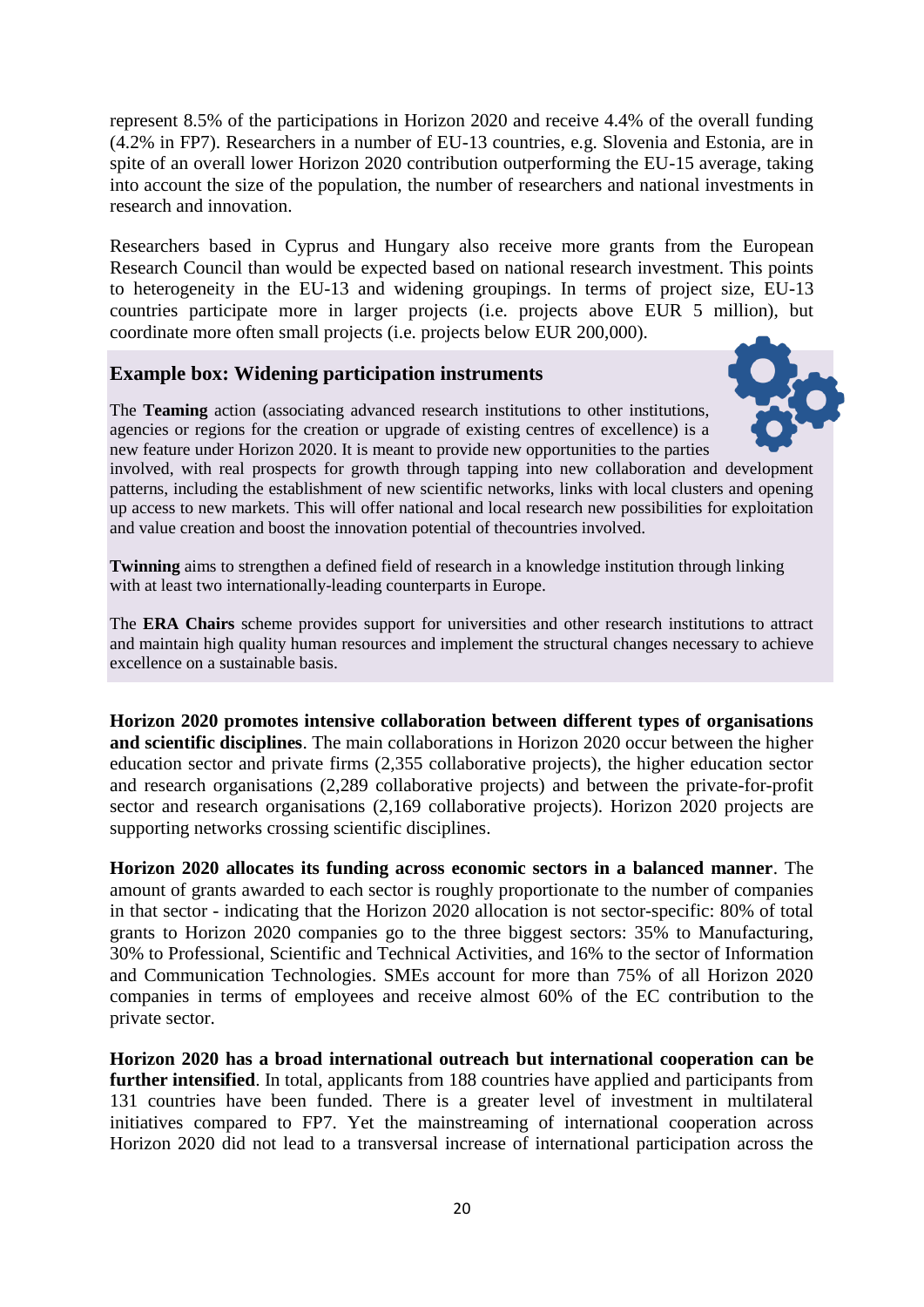represent 8.5% of the participations in Horizon 2020 and receive 4.4% of the overall funding (4.2% in FP7). Researchers in a number of EU-13 countries, e.g. Slovenia and Estonia, are in spite of an overall lower Horizon 2020 contribution outperforming the EU-15 average, taking into account the size of the population, the number of researchers and national investments in research and innovation.

Researchers based in Cyprus and Hungary also receive more grants from the European Research Council than would be expected based on national research investment. This points to heterogeneity in the EU-13 and widening groupings. In terms of project size, EU-13 countries participate more in larger projects (i.e. projects above EUR 5 million), but coordinate more often small projects (i.e. projects below EUR 200,000).

### Example box: Widening participation instruments

The **Teaming** action (associating advanced research institutions to other institutions, agencies or regions for the creation or upgrade of existing centres of excellence) is a new feature under Horizon 2020. It is meant to provide new opportunities to the parties involved, with real prospects for growth through tapping into new collaboration and development patterns, including the establishment of new scientific networks, links with local clusters and opening up access to new markets. This will offer national and local research new possibilities for exploitation and value creation and boost the innovation potential of thecountries involved.

**Twinning** aims to strengthen a defined field of research in a knowledge institution through linking with at least two internationally-leading counterparts in Europe.

The **ERA Chairs** scheme provides support for universities and other research institutions to attract and maintain high quality human resources and implement the structural changes necessary to achieve excellence on a sustainable basis.

**Horizon 2020 promotes intensive collaboration between different types of organisations and scientific disciplines**. The main collaborations in Horizon 2020 occur between the higher education sector and private firms (2,355 collaborative projects), the higher education sector and research organisations (2,289 collaborative projects) and between the private-for-profit sector and research organisations (2,169 collaborative projects). Horizon 2020 projects are supporting networks crossing scientific disciplines.

**Horizon 2020 allocates its funding across economic sectors in a balanced manner**. The amount of grants awarded to each sector is roughly proportionate to the number of companies in that sector - indicating that the Horizon 2020 allocation is not sector-specific: 80% of total grants to Horizon 2020 companies go to the three biggest sectors: 35% to Manufacturing, 30% to Professional, Scientific and Technical Activities, and 16% to the sector of Information and Communication Technologies. SMEs account for more than 75% of all Horizon 2020 companies in terms of employees and receive almost 60% of the EC contribution to the private sector.

**Horizon 2020 has a broad international outreach but international cooperation can be further intensified**. In total, applicants from 188 countries have applied and participants from 131 countries have been funded. There is a greater level of investment in multilateral initiatives compared to FP7. Yet the mainstreaming of international cooperation across Horizon 2020 did not lead to a transversal increase of international participation across the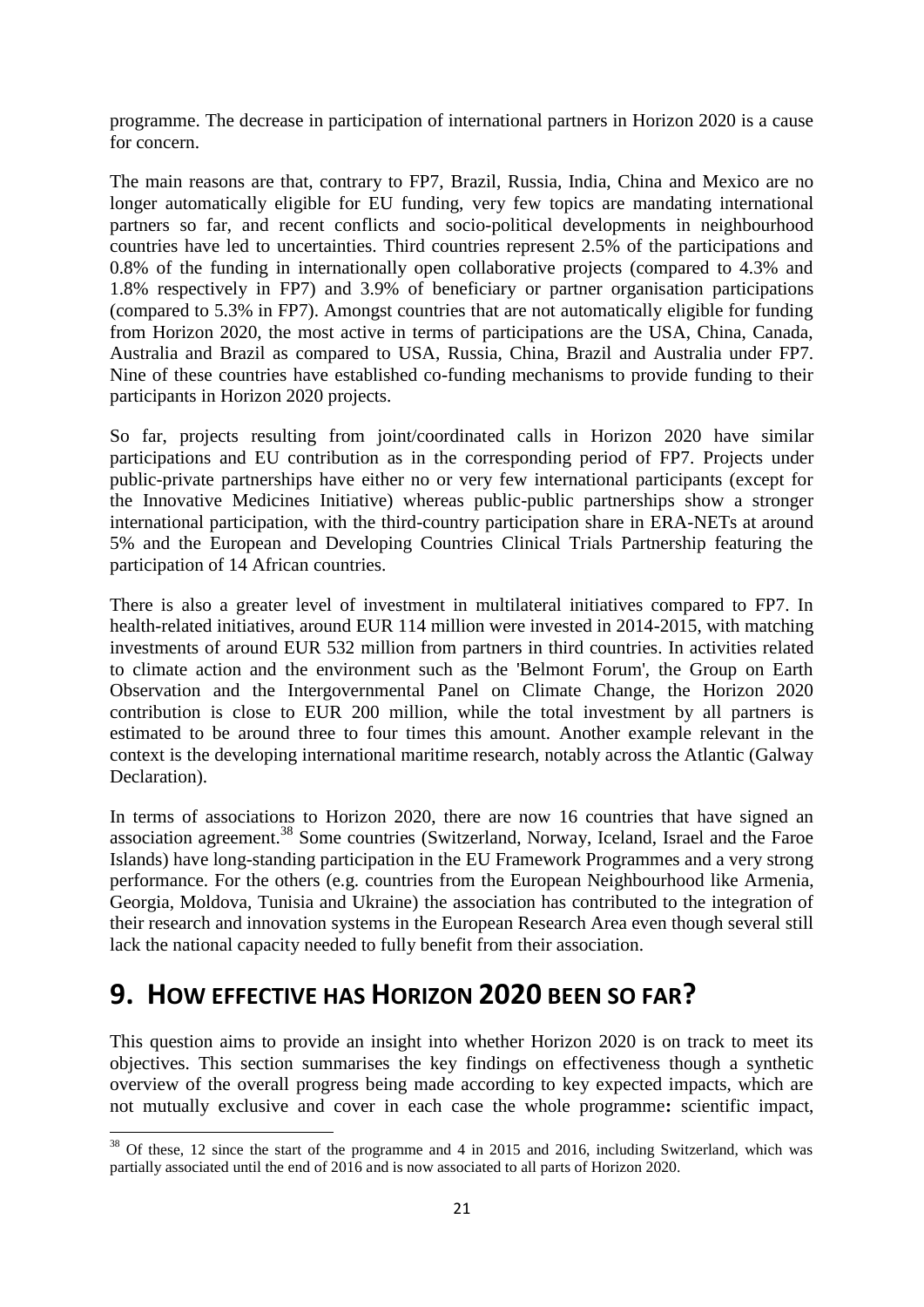programme. The decrease in participation of international partners in Horizon 2020 is a cause for concern.

The main reasons are that, contrary to FP7, Brazil, Russia, India, China and Mexico are no longer automatically eligible for EU funding, very few topics are mandating international partners so far, and recent conflicts and socio-political developments in neighbourhood countries have led to uncertainties. Third countries represent 2.5% of the participations and 0.8% of the funding in internationally open collaborative projects (compared to 4.3% and 1.8% respectively in FP7) and 3.9% of beneficiary or partner organisation participations (compared to 5.3% in FP7). Amongst countries that are not automatically eligible for funding from Horizon 2020, the most active in terms of participations are the USA, China, Canada, Australia and Brazil as compared to USA, Russia, China, Brazil and Australia under FP7. Nine of these countries have established co-funding mechanisms to provide funding to their participants in Horizon 2020 projects.

So far, projects resulting from joint/coordinated calls in Horizon 2020 have similar participations and EU contribution as in the corresponding period of FP7. Projects under public-private partnerships have either no or very few international participants (except for the Innovative Medicines Initiative) whereas public-public partnerships show a stronger international participation, with the third-country participation share in ERA-NETs at around 5% and the European and Developing Countries Clinical Trials Partnership featuring the participation of 14 African countries.

There is also a greater level of investment in multilateral initiatives compared to FP7. In health-related initiatives, around EUR 114 million were invested in 2014-2015, with matching investments of around EUR 532 million from partners in third countries. In activities related to climate action and the environment such as the 'Belmont Forum', the Group on Earth Observation and the Intergovernmental Panel on Climate Change, the Horizon 2020 contribution is close to EUR 200 million, while the total investment by all partners is estimated to be around three to four times this amount. Another example relevant in the context is the developing international maritime research, notably across the Atlantic (Galway Declaration).

In terms of associations to Horizon 2020, there are now 16 countries that have signed an association agreement.[38] Some countries (Switzerland, Norway, Iceland, Israel and the Faroe Islands) have long-standing participation in the EU Framework Programmes and a very strong performance. For the others (e.g. countries from the European Neighbourhood like Armenia, Georgia, Moldova, Tunisia and Ukraine) the association has contributed to the integration of their research and innovation systems in the European Research Area even though several still lack the national capacity needed to fully benefit from their association.

# 9. How effective has Horizon 2020 been so far?

This question aims to provide an insight into whether Horizon 2020 is on track to meet its objectives. This section summarises the key findings on effectiveness though a synthetic overview of the overall progress being made according to key expected impacts, which are not mutually exclusive and cover in each case the whole programme**:** scientific impact,

[38] Of these, 12 since the start of the programme and 4 in 2015 and 2016, including Switzerland, which was partially associated until the end of 2016 and is now associated to all parts of Horizon 2020.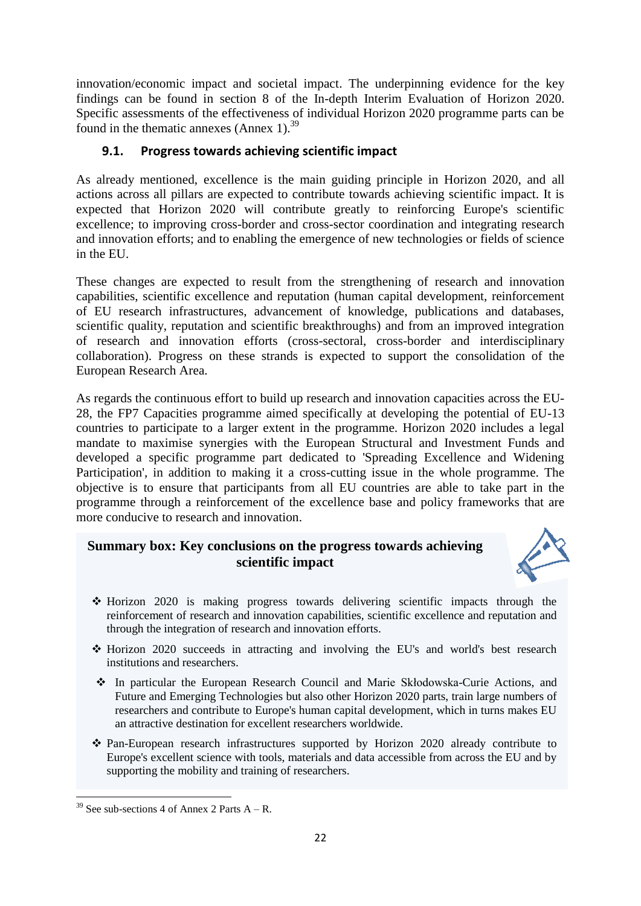innovation/economic impact and societal impact. The underpinning evidence for the key findings can be found in section 8 of the In-depth Interim Evaluation of Horizon 2020. Specific assessments of the effectiveness of individual Horizon 2020 programme parts can be found in the thematic annexes (Annex 1).[39]

### 9.1. Progress towards achieving scientific impact

As already mentioned, excellence is the main guiding principle in Horizon 2020, and all actions across all pillars are expected to contribute towards achieving scientific impact. It is expected that Horizon 2020 will contribute greatly to reinforcing Europe's scientific excellence; to improving cross-border and cross-sector coordination and integrating research and innovation efforts; and to enabling the emergence of new technologies or fields of science in the EU.

These changes are expected to result from the strengthening of research and innovation capabilities, scientific excellence and reputation (human capital development, reinforcement of EU research infrastructures, advancement of knowledge, publications and databases, scientific quality, reputation and scientific breakthroughs) and from an improved integration of research and innovation efforts (cross-sectoral, cross-border and interdisciplinary collaboration). Progress on these strands is expected to support the consolidation of the European Research Area.

As regards the continuous effort to build up research and innovation capacities across the EU-28, the FP7 Capacities programme aimed specifically at developing the potential of EU-13 countries to participate to a larger extent in the programme. Horizon 2020 includes a legal mandate to maximise synergies with the European Structural and Investment Funds and developed a specific programme part dedicated to 'Spreading Excellence and Widening Participation', in addition to making it a cross-cutting issue in the whole programme. The objective is to ensure that participants from all EU countries are able to take part in the programme through a reinforcement of the excellence base and policy frameworks that are more conducive to research and innovation.

**Summary box: Key conclusions on the progress towards achieving scientific impact**

- Horizon 2020 is making progress towards delivering scientific impacts through the reinforcement of research and innovation capabilities, scientific excellence and reputation and through the integration of research and innovation efforts.
- Horizon 2020 succeeds in attracting and involving the EU's and world's best research institutions and researchers.
- In particular the European Research Council and Marie Skłodowska-Curie Actions, and Future and Emerging Technologies but also other Horizon 2020 parts, train large numbers of researchers and contribute to Europe's human capital development, which in turns makes EU an attractive destination for excellent researchers worldwide.
- Pan-European research infrastructures supported by Horizon 2020 already contribute to Europe's excellent science with tools, materials and data accessible from across the EU and by supporting the mobility and training of researchers.

[39] See sub-sections 4 of Annex 2 Parts A – R.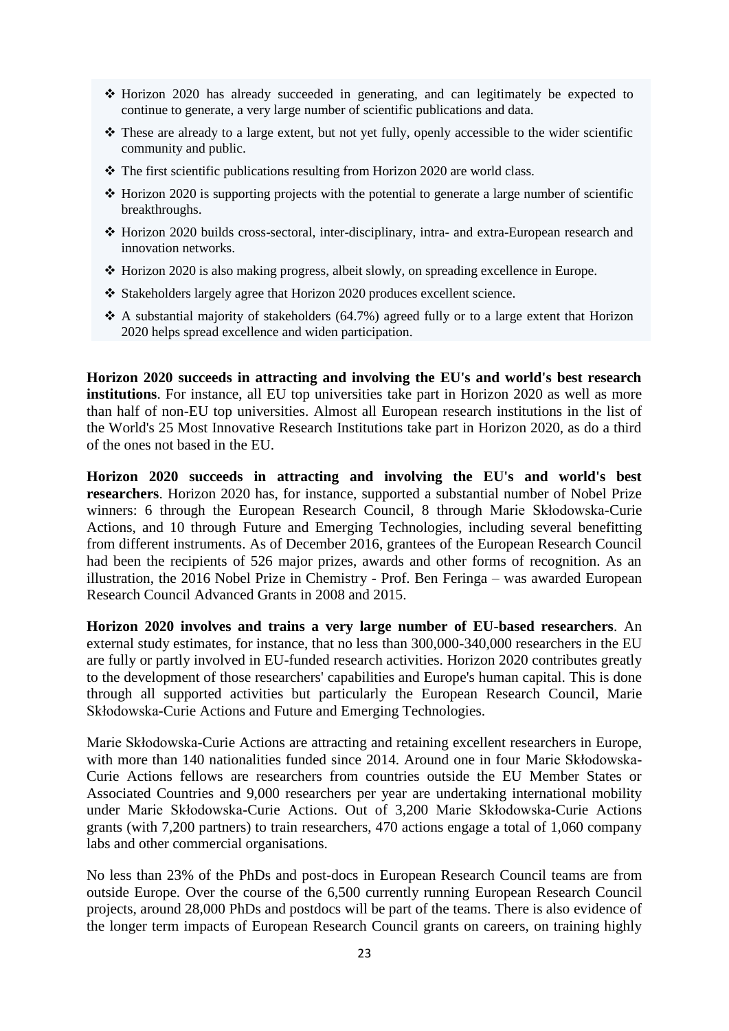- Horizon 2020 has already succeeded in generating, and can legitimately be expected to continue to generate, a very large number of scientific publications and data.
- These are already to a large extent, but not yet fully, openly accessible to the wider scientific community and public.
- The first scientific publications resulting from Horizon 2020 are world class.
- Horizon 2020 is supporting projects with the potential to generate a large number of scientific breakthroughs.
- Horizon 2020 builds cross-sectoral, inter-disciplinary, intra- and extra-European research and innovation networks.
- Horizon 2020 is also making progress, albeit slowly, on spreading excellence in Europe.
- Stakeholders largely agree that Horizon 2020 produces excellent science.
- A substantial majority of stakeholders (64.7%) agreed fully or to a large extent that Horizon 2020 helps spread excellence and widen participation.

**Horizon 2020 succeeds in attracting and involving the EU's and world's best research institutions**. For instance, all EU top universities take part in Horizon 2020 as well as more than half of non-EU top universities. Almost all European research institutions in the list of the World's 25 Most Innovative Research Institutions take part in Horizon 2020, as do a third of the ones not based in the EU.

**Horizon 2020 succeeds in attracting and involving the EU's and world's best researchers**. Horizon 2020 has, for instance, supported a substantial number of Nobel Prize winners: 6 through the European Research Council, 8 through Marie Skłodowska-Curie Actions, and 10 through Future and Emerging Technologies, including several benefitting from different instruments. As of December 2016, grantees of the European Research Council had been the recipients of 526 major prizes, awards and other forms of recognition. As an illustration, the 2016 Nobel Prize in Chemistry - Prof. Ben Feringa – was awarded European Research Council Advanced Grants in 2008 and 2015.

**Horizon 2020 involves and trains a very large number of EU-based researchers**. An external study estimates, for instance, that no less than 300,000-340,000 researchers in the EU are fully or partly involved in EU-funded research activities. Horizon 2020 contributes greatly to the development of those researchers' capabilities and Europe's human capital. This is done through all supported activities but particularly the European Research Council, Marie Skłodowska-Curie Actions and Future and Emerging Technologies.

Marie Skłodowska-Curie Actions are attracting and retaining excellent researchers in Europe, with more than 140 nationalities funded since 2014. Around one in four Marie Skłodowska-Curie Actions fellows are researchers from countries outside the EU Member States or Associated Countries and 9,000 researchers per year are undertaking international mobility under Marie Skłodowska-Curie Actions. Out of 3,200 Marie Skłodowska-Curie Actions grants (with 7,200 partners) to train researchers, 470 actions engage a total of 1,060 company labs and other commercial organisations.

No less than 23% of the PhDs and post-docs in European Research Council teams are from outside Europe. Over the course of the 6,500 currently running European Research Council projects, around 28,000 PhDs and postdocs will be part of the teams. There is also evidence of the longer term impacts of European Research Council grants on careers, on training highly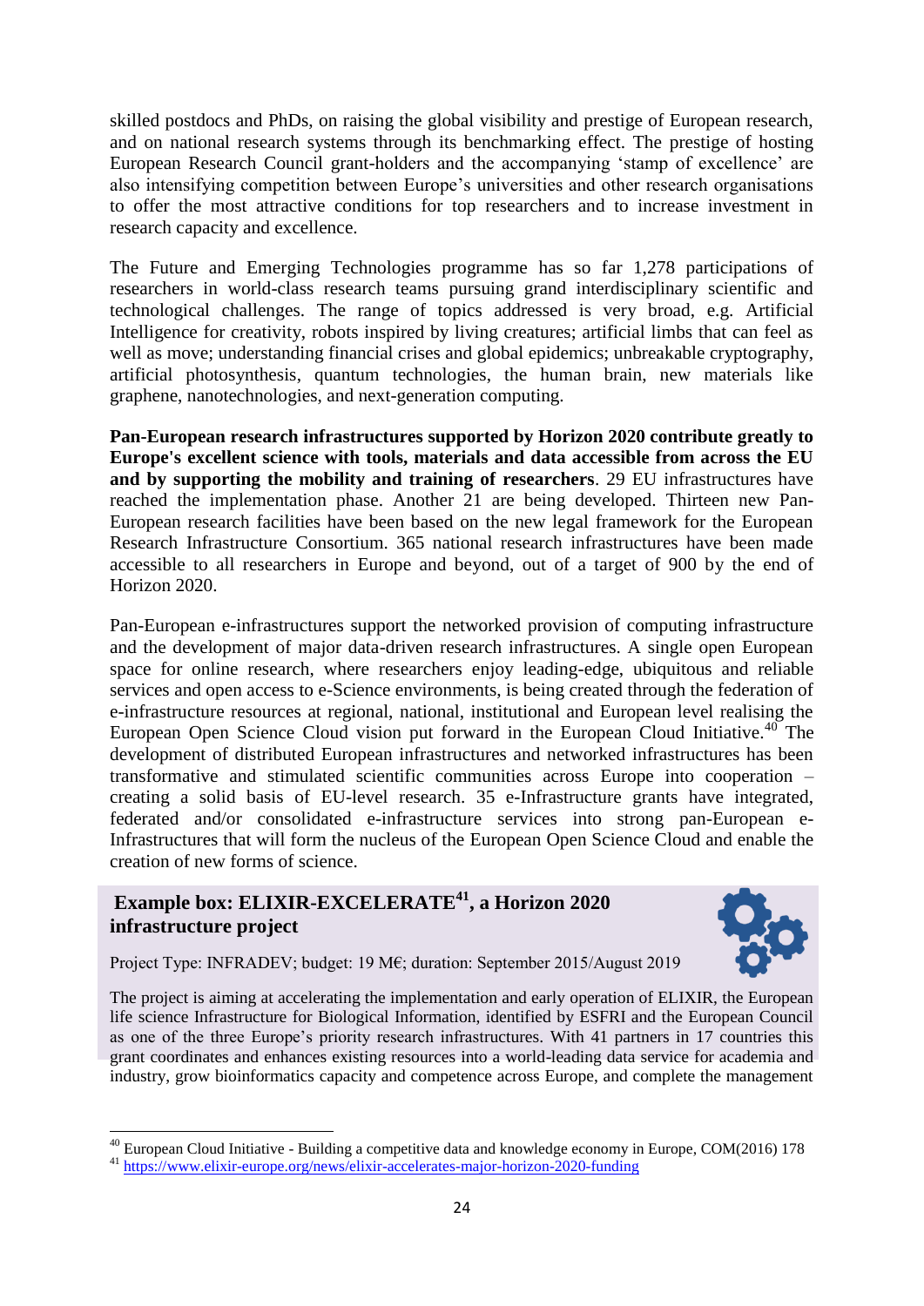skilled postdocs and PhDs, on raising the global visibility and prestige of European research, and on national research systems through its benchmarking effect. The prestige of hosting European Research Council grant-holders and the accompanying 'stamp of excellence' are also intensifying competition between Europe's universities and other research organisations to offer the most attractive conditions for top researchers and to increase investment in research capacity and excellence.

The Future and Emerging Technologies programme has so far 1,278 participations of researchers in world-class research teams pursuing grand interdisciplinary scientific and technological challenges. The range of topics addressed is very broad, e.g. Artificial Intelligence for creativity, robots inspired by living creatures; artificial limbs that can feel as well as move; understanding financial crises and global epidemics; unbreakable cryptography, artificial photosynthesis, quantum technologies, the human brain, new materials like graphene, nanotechnologies, and next-generation computing.

**Pan-European research infrastructures supported by Horizon 2020 contribute greatly to Europe's excellent science with tools, materials and data accessible from across the EU and by supporting the mobility and training of researchers**. 29 EU infrastructures have reached the implementation phase. Another 21 are being developed. Thirteen new Pan-European research facilities have been based on the new legal framework for the European Research Infrastructure Consortium. 365 national research infrastructures have been made accessible to all researchers in Europe and beyond, out of a target of 900 by the end of Horizon 2020.

Pan-European e-infrastructures support the networked provision of computing infrastructure and the development of major data-driven research infrastructures. A single open European space for online research, where researchers enjoy leading-edge, ubiquitous and reliable services and open access to e-Science environments, is being created through the federation of e-infrastructure resources at regional, national, institutional and European level realising the European Open Science Cloud vision put forward in the European Cloud Initiative.[40] The development of distributed European infrastructures and networked infrastructures has been transformative and stimulated scientific communities across Europe into cooperation – creating a solid basis of EU-level research. 35 e-Infrastructure grants have integrated, federated and/or consolidated e-infrastructure services into strong pan-European e-Infrastructures that will form the nucleus of the European Open Science Cloud and enable the creation of new forms of science.

**Example box: ELIXIR-EXCELERATE[41], a Horizon 2020 infrastructure project**

Project Type: INFRADEV; budget: 19 M€; duration: September 2015/August 2019

The project is aiming at accelerating the implementation and early operation of ELIXIR, the European life science Infrastructure for Biological Information, identified by ESFRI and the European Council as one of the three Europe's priority research infrastructures. With 41 partners in 17 countries this grant coordinates and enhances existing resources into a world-leading data service for academia and industry, grow bioinformatics capacity and competence across Europe, and complete the management

[40] European Cloud Initiative - Building a competitive data and knowledge economy in Europe, COM(2016) 178

[41] https://www.elixir-europe.org/news/elixir-accelerates-major-horizon-2020-funding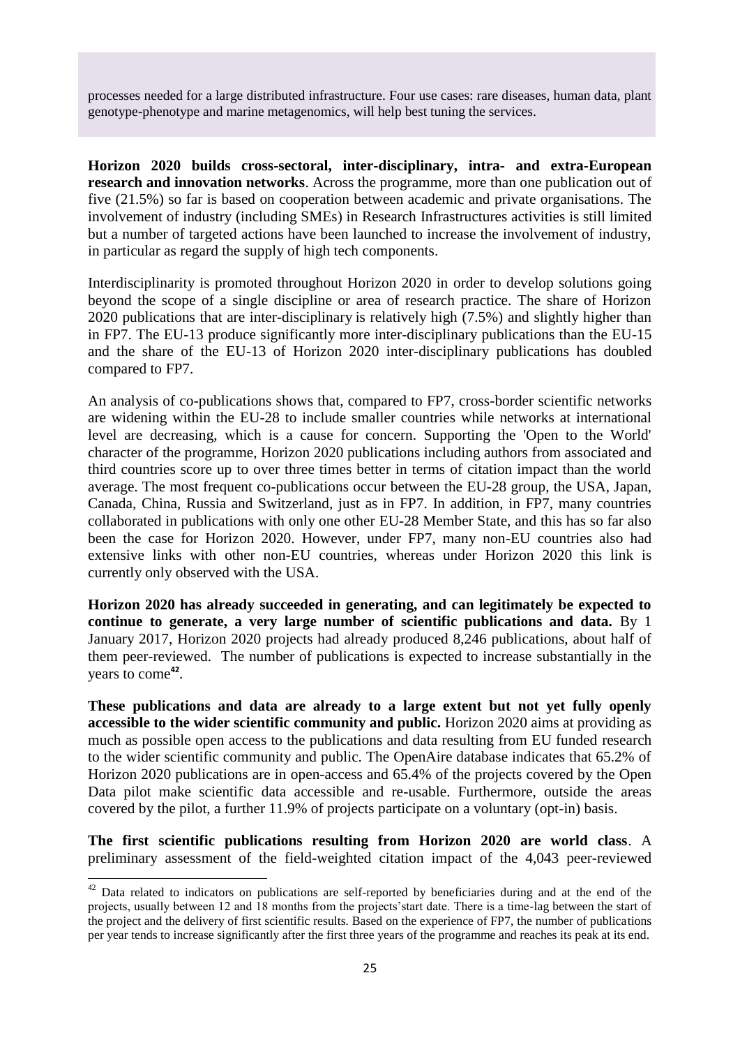processes needed for a large distributed infrastructure. Four use cases: rare diseases, human data, plant genotype-phenotype and marine metagenomics, will help best tuning the services.

**Horizon 2020 builds cross-sectoral, inter-disciplinary, intra- and extra-European research and innovation networks**. Across the programme, more than one publication out of five (21.5%) so far is based on cooperation between academic and private organisations. The involvement of industry (including SMEs) in Research Infrastructures activities is still limited but a number of targeted actions have been launched to increase the involvement of industry, in particular as regard the supply of high tech components.

Interdisciplinarity is promoted throughout Horizon 2020 in order to develop solutions going beyond the scope of a single discipline or area of research practice. The share of Horizon 2020 publications that are inter-disciplinary is relatively high (7.5%) and slightly higher than in FP7. The EU-13 produce significantly more inter-disciplinary publications than the EU-15 and the share of the EU-13 of Horizon 2020 inter-disciplinary publications has doubled compared to FP7.

An analysis of co-publications shows that, compared to FP7, cross-border scientific networks are widening within the EU-28 to include smaller countries while networks at international level are decreasing, which is a cause for concern. Supporting the 'Open to the World' character of the programme, Horizon 2020 publications including authors from associated and third countries score up to over three times better in terms of citation impact than the world average. The most frequent co-publications occur between the EU-28 group, the USA, Japan, Canada, China, Russia and Switzerland, just as in FP7. In addition, in FP7, many countries collaborated in publications with only one other EU-28 Member State, and this has so far also been the case for Horizon 2020. However, under FP7, many non-EU countries also had extensive links with other non-EU countries, whereas under Horizon 2020 this link is currently only observed with the USA.

**Horizon 2020 has already succeeded in generating, and can legitimately be expected to continue to generate, a very large number of scientific publications and data.** By 1 January 2017, Horizon 2020 projects had already produced 8,246 publications, about half of them peer-reviewed. The number of publications is expected to increase substantially in the years to come[42].

**These publications and data are already to a large extent but not yet fully openly accessible to the wider scientific community and public.** Horizon 2020 aims at providing as much as possible open access to the publications and data resulting from EU funded research to the wider scientific community and public. The OpenAire database indicates that 65.2% of Horizon 2020 publications are in open-access and 65.4% of the projects covered by the Open Data pilot make scientific data accessible and re-usable. Furthermore, outside the areas covered by the pilot, a further 11.9% of projects participate on a voluntary (opt-in) basis.

**The first scientific publications resulting from Horizon 2020 are world class**. A preliminary assessment of the field-weighted citation impact of the 4,043 peer-reviewed

[42] Data related to indicators on publications are self-reported by beneficiaries during and at the end of the projects, usually between 12 and 18 months from the projects'start date. There is a time-lag between the start of the project and the delivery of first scientific results. Based on the experience of FP7, the number of publications per year tends to increase significantly after the first three years of the programme and reaches its peak at its end.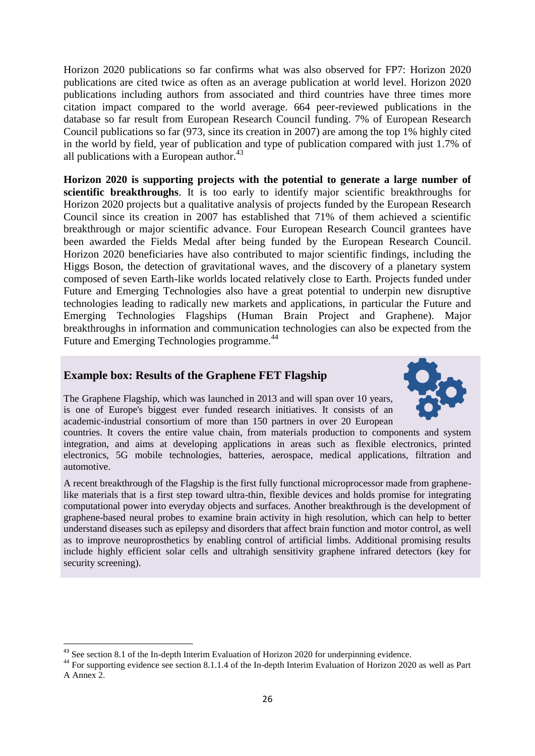Horizon 2020 publications so far confirms what was also observed for FP7: Horizon 2020 publications are cited twice as often as an average publication at world level. Horizon 2020 publications including authors from associated and third countries have three times more citation impact compared to the world average. 664 peer-reviewed publications in the database so far result from European Research Council funding. 7% of European Research Council publications so far (973, since its creation in 2007) are among the top 1% highly cited in the world by field, year of publication and type of publication compared with just 1.7% of all publications with a European author.[43]

**Horizon 2020 is supporting projects with the potential to generate a large number of scientific breakthroughs**. It is too early to identify major scientific breakthroughs for Horizon 2020 projects but a qualitative analysis of projects funded by the European Research Council since its creation in 2007 has established that 71% of them achieved a scientific breakthrough or major scientific advance. Four European Research Council grantees have been awarded the Fields Medal after being funded by the European Research Council. Horizon 2020 beneficiaries have also contributed to major scientific findings, including the Higgs Boson, the detection of gravitational waves, and the discovery of a planetary system composed of seven Earth-like worlds located relatively close to Earth. Projects funded under Future and Emerging Technologies also have a great potential to underpin new disruptive technologies leading to radically new markets and applications, in particular the Future and Emerging Technologies Flagships (Human Brain Project and Graphene). Major breakthroughs in information and communication technologies can also be expected from the Future and Emerging Technologies programme.[44]

### Example box: Results of the Graphene FET Flagship

The Graphene Flagship, which was launched in 2013 and will span over 10 years, is one of Europe's biggest ever funded research initiatives. It consists of an academic-industrial consortium of more than 150 partners in over 20 European countries. It covers the entire value chain, from materials production to components and system integration, and aims at developing applications in areas such as flexible electronics, printed electronics, 5G mobile technologies, batteries, aerospace, medical applications, filtration and automotive.

A recent breakthrough of the Flagship is the first fully functional microprocessor made from graphene-like materials that is a first step toward ultra-thin, flexible devices and holds promise for integrating computational power into everyday objects and surfaces. Another breakthrough is the development of graphene-based neural probes to examine brain activity in high resolution, which can help to better understand diseases such as epilepsy and disorders that affect brain function and motor control, as well as to improve neuroprosthetics by enabling control of artificial limbs. Additional promising results include highly efficient solar cells and ultrahigh sensitivity graphene infrared detectors (key for security screening).

---

[43] See section 8.1 of the In-depth Interim Evaluation of Horizon 2020 for underpinning evidence.

[44] For supporting evidence see section 8.1.1.4 of the In-depth Interim Evaluation of Horizon 2020 as well as Part A Annex 2.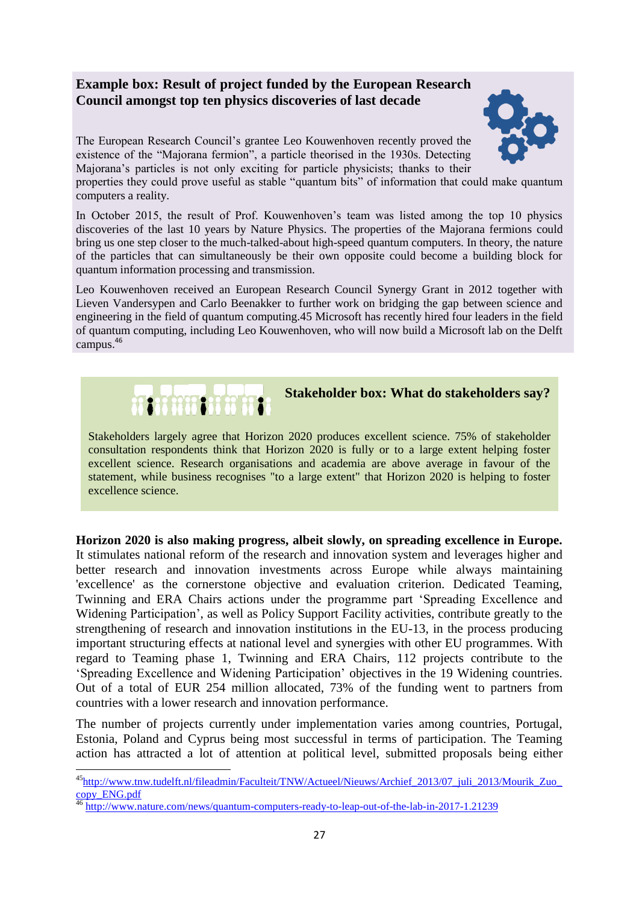**Example box: Result of project funded by the European Research Council amongst top ten physics discoveries of last decade**

The European Research Council's grantee Leo Kouwenhoven recently proved the existence of the "Majorana fermion", a particle theorised in the 1930s. Detecting Majorana's particles is not only exciting for particle physicists; thanks to their properties they could prove useful as stable "quantum bits" of information that could make quantum computers a reality.

In October 2015, the result of Prof. Kouwenhoven's team was listed among the top 10 physics discoveries of the last 10 years by Nature Physics. The properties of the Majorana fermions could bring us one step closer to the much-talked-about high-speed quantum computers. In theory, the nature of the particles that can simultaneously be their own opposite could become a building block for quantum information processing and transmission.

Leo Kouwenhoven received an European Research Council Synergy Grant in 2012 together with Lieven Vandersypen and Carlo Beenakker to further work on bridging the gap between science and engineering in the field of quantum computing.45 Microsoft has recently hired four leaders in the field of quantum computing, including Leo Kouwenhoven, who will now build a Microsoft lab on the Delft campus.[46]

**Stakeholder box: What do stakeholders say?**

Stakeholders largely agree that Horizon 2020 produces excellent science. 75% of stakeholder consultation respondents think that Horizon 2020 is fully or to a large extent helping foster excellent science. Research organisations and academia are above average in favour of the statement, while business recognises "to a large extent" that Horizon 2020 is helping to foster excellence science.

**Horizon 2020 is also making progress, albeit slowly, on spreading excellence in Europe.** It stimulates national reform of the research and innovation system and leverages higher and better research and innovation investments across Europe while always maintaining 'excellence' as the cornerstone objective and evaluation criterion. Dedicated Teaming, Twinning and ERA Chairs actions under the programme part 'Spreading Excellence and Widening Participation', as well as Policy Support Facility activities, contribute greatly to the strengthening of research and innovation institutions in the EU-13, in the process producing important structuring effects at national level and synergies with other EU programmes. With regard to Teaming phase 1, Twinning and ERA Chairs, 112 projects contribute to the 'Spreading Excellence and Widening Participation' objectives in the 19 Widening countries. Out of a total of EUR 254 million allocated, 73% of the funding went to partners from countries with a lower research and innovation performance.

The number of projects currently under implementation varies among countries, Portugal, Estonia, Poland and Cyprus being most successful in terms of participation. The Teaming action has attracted a lot of attention at political level, submitted proposals being either

---

[45] http://www.tnw.tudelft.nl/fileadmin/Faculteit/TNW/Actueel/Nieuws/Archief_2013/07_juli_2013/Mourik_Zuo_copy_ENG.pdf

[46] http://www.nature.com/news/quantum-computers-ready-to-leap-out-of-the-lab-in-2017-1.21239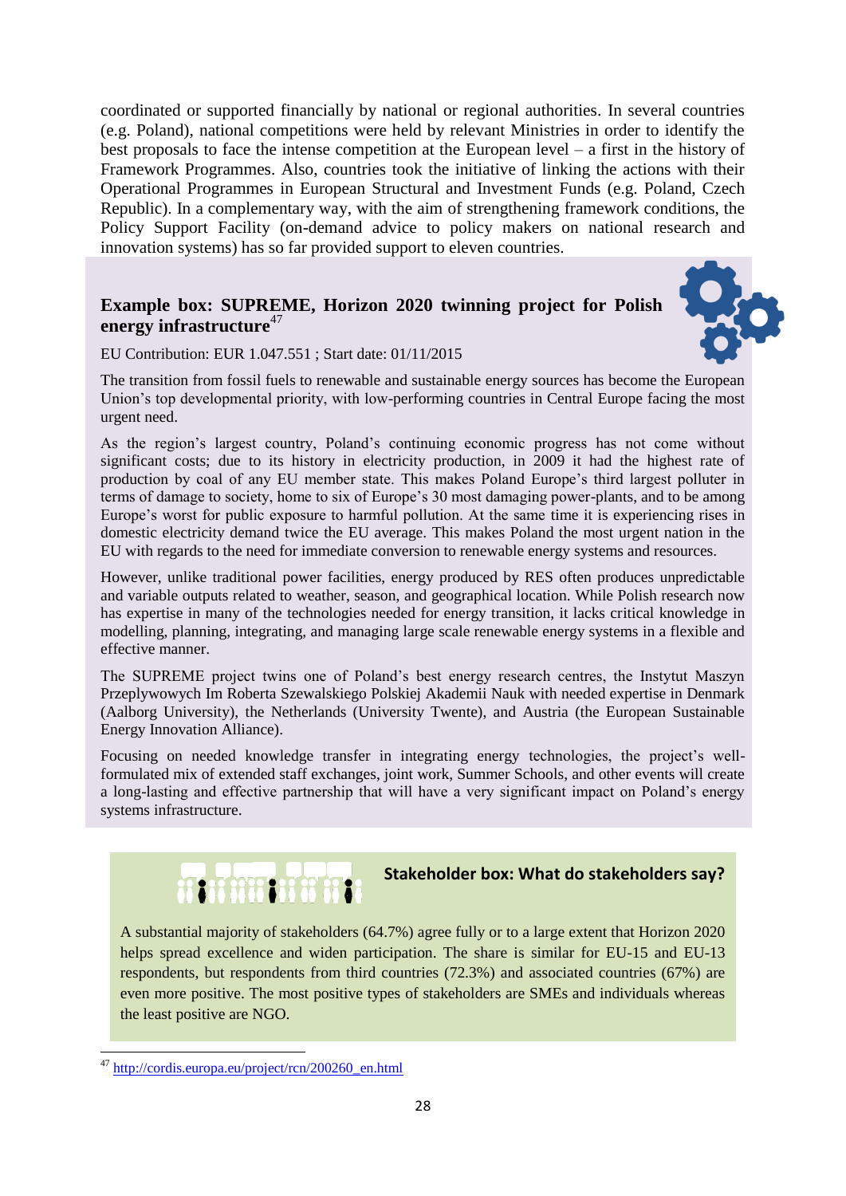coordinated or supported financially by national or regional authorities. In several countries (e.g. Poland), national competitions were held by relevant Ministries in order to identify the best proposals to face the intense competition at the European level – a first in the history of Framework Programmes. Also, countries took the initiative of linking the actions with their Operational Programmes in European Structural and Investment Funds (e.g. Poland, Czech Republic). In a complementary way, with the aim of strengthening framework conditions, the Policy Support Facility (on-demand advice to policy makers on national research and innovation systems) has so far provided support to eleven countries.

### Example box: SUPREME, Horizon 2020 twinning project for Polish energy infrastructure[47]

EU Contribution: EUR 1.047.551 ; Start date: 01/11/2015

The transition from fossil fuels to renewable and sustainable energy sources has become the European Union's top developmental priority, with low-performing countries in Central Europe facing the most urgent need.

As the region's largest country, Poland's continuing economic progress has not come without significant costs; due to its history in electricity production, in 2009 it had the highest rate of production by coal of any EU member state. This makes Poland Europe's third largest polluter in terms of damage to society, home to six of Europe's 30 most damaging power-plants, and to be among Europe's worst for public exposure to harmful pollution. At the same time it is experiencing rises in domestic electricity demand twice the EU average. This makes Poland the most urgent nation in the EU with regards to the need for immediate conversion to renewable energy systems and resources.

However, unlike traditional power facilities, energy produced by RES often produces unpredictable and variable outputs related to weather, season, and geographical location. While Polish research now has expertise in many of the technologies needed for energy transition, it lacks critical knowledge in modelling, planning, integrating, and managing large scale renewable energy systems in a flexible and effective manner.

The SUPREME project twins one of Poland's best energy research centres, the Instytut Maszyn Przeplywowych Im Roberta Szewalskiego Polskiej Akademii Nauk with needed expertise in Denmark (Aalborg University), the Netherlands (University Twente), and Austria (the European Sustainable Energy Innovation Alliance).

Focusing on needed knowledge transfer in integrating energy technologies, the project's well-formulated mix of extended staff exchanges, joint work, Summer Schools, and other events will create a long-lasting and effective partnership that will have a very significant impact on Poland's energy systems infrastructure.

### Stakeholder box: What do stakeholders say?

A substantial majority of stakeholders (64.7%) agree fully or to a large extent that Horizon 2020 helps spread excellence and widen participation. The share is similar for EU-15 and EU-13 respondents, but respondents from third countries (72.3%) and associated countries (67%) are even more positive. The most positive types of stakeholders are SMEs and individuals whereas the least positive are NGO.

---

[47] http://cordis.europa.eu/project/rcn/200260_en.html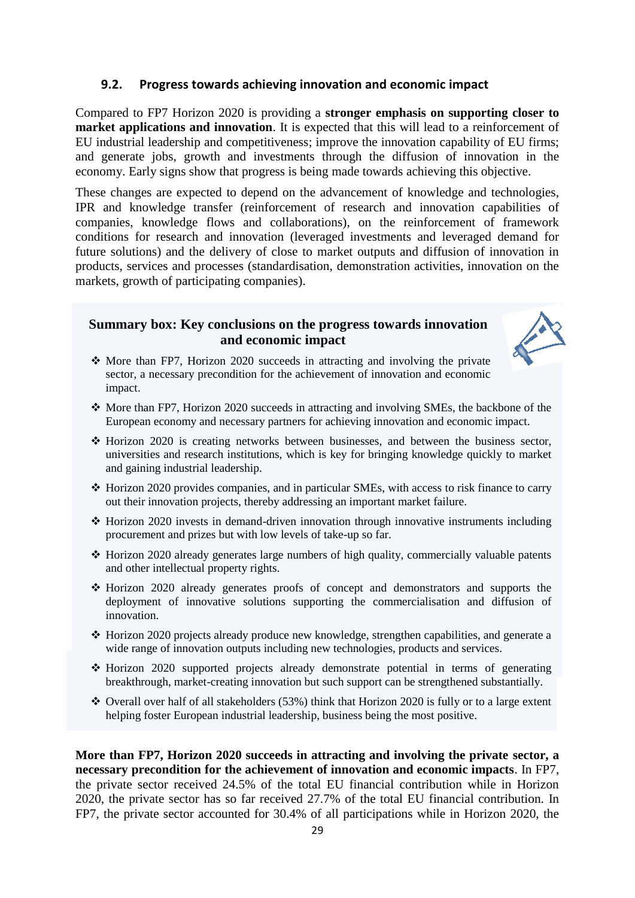### 9.2. Progress towards achieving innovation and economic impact

Compared to FP7 Horizon 2020 is providing a **stronger emphasis on supporting closer to market applications and innovation**. It is expected that this will lead to a reinforcement of EU industrial leadership and competitiveness; improve the innovation capability of EU firms; and generate jobs, growth and investments through the diffusion of innovation in the economy. Early signs show that progress is being made towards achieving this objective.

These changes are expected to depend on the advancement of knowledge and technologies, IPR and knowledge transfer (reinforcement of research and innovation capabilities of companies, knowledge flows and collaborations), on the reinforcement of framework conditions for research and innovation (leveraged investments and leveraged demand for future solutions) and the delivery of close to market outputs and diffusion of innovation in products, services and processes (standardisation, demonstration activities, innovation on the markets, growth of participating companies).

**Summary box: Key conclusions on the progress towards innovation and economic impact**

- More than FP7, Horizon 2020 succeeds in attracting and involving the private sector, a necessary precondition for the achievement of innovation and economic impact.
- More than FP7, Horizon 2020 succeeds in attracting and involving SMEs, the backbone of the European economy and necessary partners for achieving innovation and economic impact.
- Horizon 2020 is creating networks between businesses, and between the business sector, universities and research institutions, which is key for bringing knowledge quickly to market and gaining industrial leadership.
- Horizon 2020 provides companies, and in particular SMEs, with access to risk finance to carry out their innovation projects, thereby addressing an important market failure.
- Horizon 2020 invests in demand-driven innovation through innovative instruments including procurement and prizes but with low levels of take-up so far.
- Horizon 2020 already generates large numbers of high quality, commercially valuable patents and other intellectual property rights.
- Horizon 2020 already generates proofs of concept and demonstrators and supports the deployment of innovative solutions supporting the commercialisation and diffusion of innovation.
- Horizon 2020 projects already produce new knowledge, strengthen capabilities, and generate a wide range of innovation outputs including new technologies, products and services.
- Horizon 2020 supported projects already demonstrate potential in terms of generating breakthrough, market-creating innovation but such support can be strengthened substantially.
- Overall over half of all stakeholders (53%) think that Horizon 2020 is fully or to a large extent helping foster European industrial leadership, business being the most positive.

**More than FP7, Horizon 2020 succeeds in attracting and involving the private sector, a necessary precondition for the achievement of innovation and economic impacts**. In FP7, the private sector received 24.5% of the total EU financial contribution while in Horizon 2020, the private sector has so far received 27.7% of the total EU financial contribution. In FP7, the private sector accounted for 30.4% of all participations while in Horizon 2020, the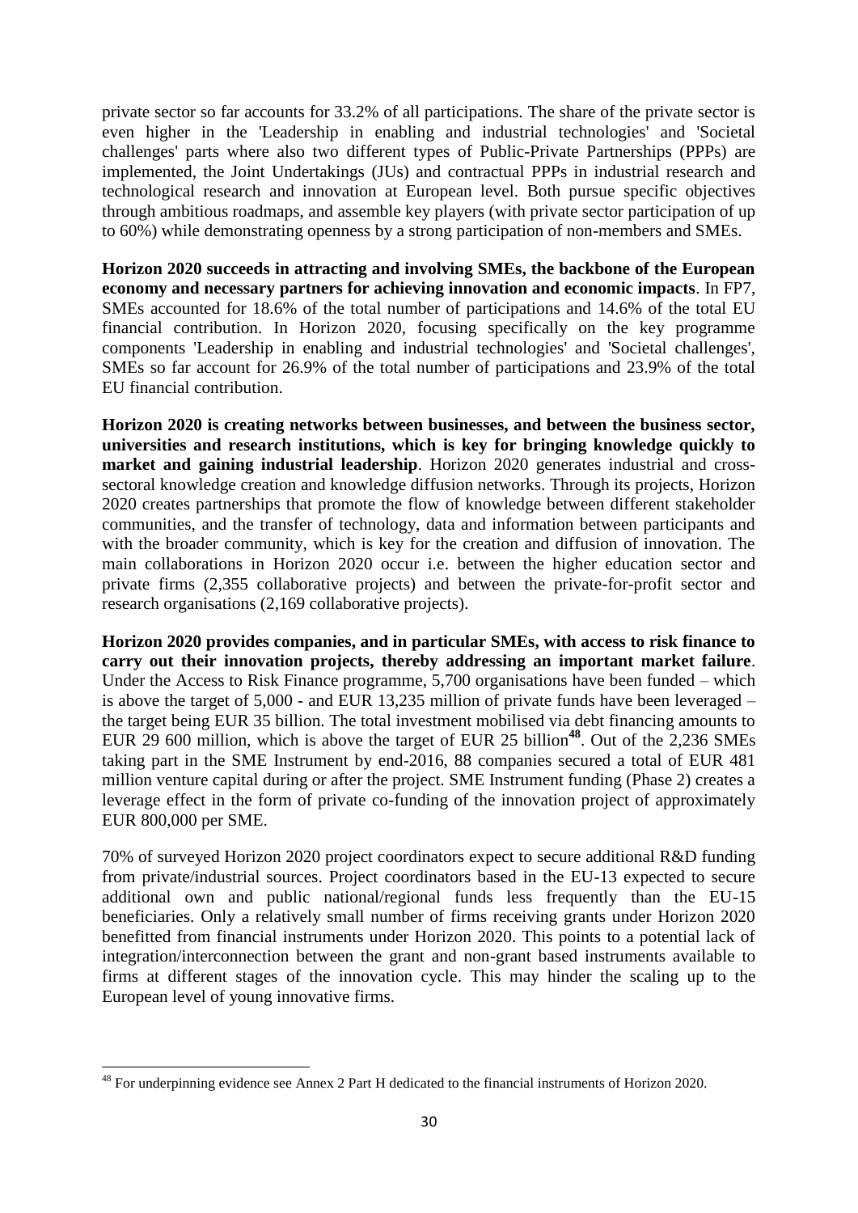private sector so far accounts for 33.2% of all participations. The share of the private sector is even higher in the 'Leadership in enabling and industrial technologies' and 'Societal challenges' parts where also two different types of Public-Private Partnerships (PPPs) are implemented, the Joint Undertakings (JUs) and contractual PPPs in industrial research and technological research and innovation at European level. Both pursue specific objectives through ambitious roadmaps, and assemble key players (with private sector participation of up to 60%) while demonstrating openness by a strong participation of non-members and SMEs.

**Horizon 2020 succeeds in attracting and involving SMEs, the backbone of the European economy and necessary partners for achieving innovation and economic impacts**. In FP7, SMEs accounted for 18.6% of the total number of participations and 14.6% of the total EU financial contribution. In Horizon 2020, focusing specifically on the key programme components 'Leadership in enabling and industrial technologies' and 'Societal challenges', SMEs so far account for 26.9% of the total number of participations and 23.9% of the total EU financial contribution.

**Horizon 2020 is creating networks between businesses, and between the business sector, universities and research institutions, which is key for bringing knowledge quickly to market and gaining industrial leadership**. Horizon 2020 generates industrial and cross-sectoral knowledge creation and knowledge diffusion networks. Through its projects, Horizon 2020 creates partnerships that promote the flow of knowledge between different stakeholder communities, and the transfer of technology, data and information between participants and with the broader community, which is key for the creation and diffusion of innovation. The main collaborations in Horizon 2020 occur i.e. between the higher education sector and private firms (2,355 collaborative projects) and between the private-for-profit sector and research organisations (2,169 collaborative projects).

**Horizon 2020 provides companies, and in particular SMEs, with access to risk finance to carry out their innovation projects, thereby addressing an important market failure**. Under the Access to Risk Finance programme, 5,700 organisations have been funded – which is above the target of 5,000 - and EUR 13,235 million of private funds have been leveraged – the target being EUR 35 billion. The total investment mobilised via debt financing amounts to EUR 29 600 million, which is above the target of EUR 25 billion[48]. Out of the 2,236 SMEs taking part in the SME Instrument by end-2016, 88 companies secured a total of EUR 481 million venture capital during or after the project. SME Instrument funding (Phase 2) creates a leverage effect in the form of private co-funding of the innovation project of approximately EUR 800,000 per SME.

70% of surveyed Horizon 2020 project coordinators expect to secure additional R&D funding from private/industrial sources. Project coordinators based in the EU-13 expected to secure additional own and public national/regional funds less frequently than the EU-15 beneficiaries. Only a relatively small number of firms receiving grants under Horizon 2020 benefitted from financial instruments under Horizon 2020. This points to a potential lack of integration/interconnection between the grant and non-grant based instruments available to firms at different stages of the innovation cycle. This may hinder the scaling up to the European level of young innovative firms.

---

[48] For underpinning evidence see Annex 2 Part H dedicated to the financial instruments of Horizon 2020.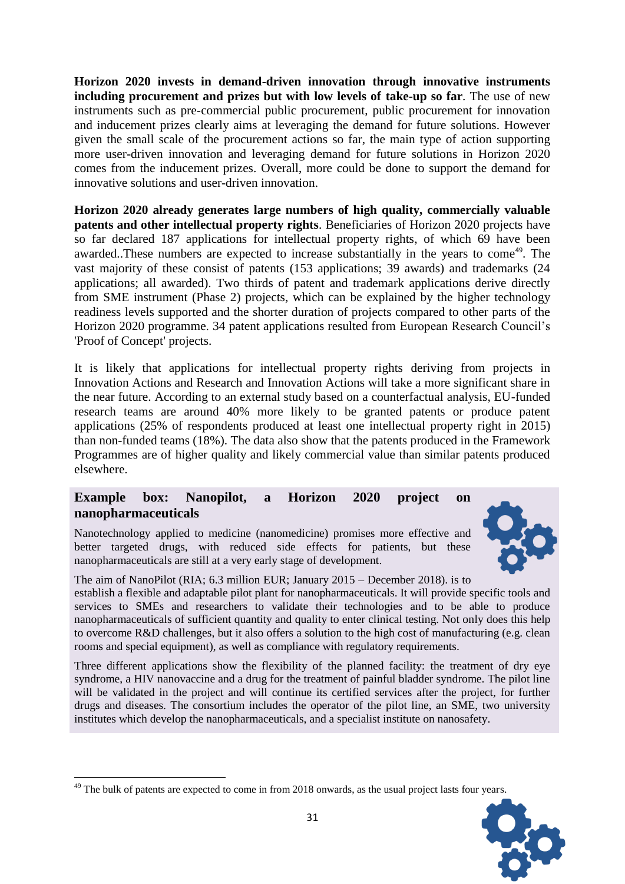**Horizon 2020 invests in demand-driven innovation through innovative instruments including procurement and prizes but with low levels of take-up so far**. The use of new instruments such as pre-commercial public procurement, public procurement for innovation and inducement prizes clearly aims at leveraging the demand for future solutions. However given the small scale of the procurement actions so far, the main type of action supporting more user-driven innovation and leveraging demand for future solutions in Horizon 2020 comes from the inducement prizes. Overall, more could be done to support the demand for innovative solutions and user-driven innovation.

**Horizon 2020 already generates large numbers of high quality, commercially valuable patents and other intellectual property rights**. Beneficiaries of Horizon 2020 projects have so far declared 187 applications for intellectual property rights, of which 69 have been awarded..These numbers are expected to increase substantially in the years to come[49]. The vast majority of these consist of patents (153 applications; 39 awards) and trademarks (24 applications; all awarded). Two thirds of patent and trademark applications derive directly from SME instrument (Phase 2) projects, which can be explained by the higher technology readiness levels supported and the shorter duration of projects compared to other parts of the Horizon 2020 programme. 34 patent applications resulted from European Research Council's 'Proof of Concept' projects.

It is likely that applications for intellectual property rights deriving from projects in Innovation Actions and Research and Innovation Actions will take a more significant share in the near future. According to an external study based on a counterfactual analysis, EU-funded research teams are around 40% more likely to be granted patents or produce patent applications (25% of respondents produced at least one intellectual property right in 2015) than non-funded teams (18%). The data also show that the patents produced in the Framework Programmes are of higher quality and likely commercial value than similar patents produced elsewhere.

**Example box: Nanopilot, a Horizon 2020 project on nanopharmaceuticals**

Nanotechnology applied to medicine (nanomedicine) promises more effective and better targeted drugs, with reduced side effects for patients, but these nanopharmaceuticals are still at a very early stage of development.

The aim of NanoPilot (RIA; 6.3 million EUR; January 2015 – December 2018). is to establish a flexible and adaptable pilot plant for nanopharmaceuticals. It will provide specific tools and services to SMEs and researchers to validate their technologies and to be able to produce nanopharmaceuticals of sufficient quantity and quality to enter clinical testing. Not only does this help to overcome R&D challenges, but it also offers a solution to the high cost of manufacturing (e.g. clean rooms and special equipment), as well as compliance with regulatory requirements.

Three different applications show the flexibility of the planned facility: the treatment of dry eye syndrome, a HIV nanovaccine and a drug for the treatment of painful bladder syndrome. The pilot line will be validated in the project and will continue its certified services after the project, for further drugs and diseases. The consortium includes the operator of the pilot line, an SME, two university institutes which develop the nanopharmaceuticals, and a specialist institute on nanosafety.

---

[49] The bulk of patents are expected to come in from 2018 onwards, as the usual project lasts four years.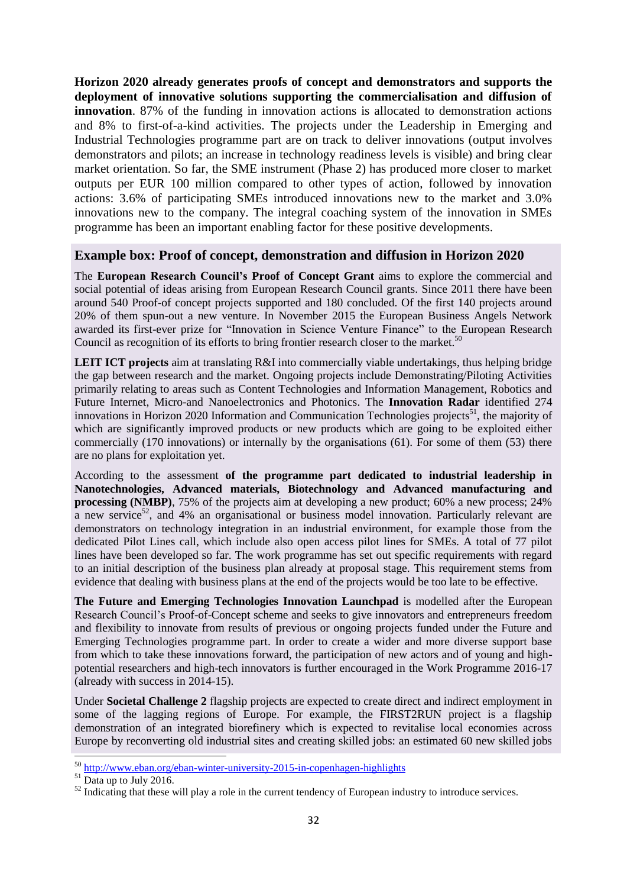**Horizon 2020 already generates proofs of concept and demonstrators and supports the deployment of innovative solutions supporting the commercialisation and diffusion of innovation**. 87% of the funding in innovation actions is allocated to demonstration actions and 8% to first-of-a-kind activities. The projects under the Leadership in Emerging and Industrial Technologies programme part are on track to deliver innovations (output involves demonstrators and pilots; an increase in technology readiness levels is visible) and bring clear market orientation. So far, the SME instrument (Phase 2) has produced more closer to market outputs per EUR 100 million compared to other types of action, followed by innovation actions: 3.6% of participating SMEs introduced innovations new to the market and 3.0% innovations new to the company. The integral coaching system of the innovation in SMEs programme has been an important enabling factor for these positive developments.

## Example box: Proof of concept, demonstration and diffusion in Horizon 2020

The **European Research Council's Proof of Concept Grant** aims to explore the commercial and social potential of ideas arising from European Research Council grants. Since 2011 there have been around 540 Proof-of concept projects supported and 180 concluded. Of the first 140 projects around 20% of them spun-out a new venture. In November 2015 the European Business Angels Network awarded its first-ever prize for "Innovation in Science Venture Finance" to the European Research Council as recognition of its efforts to bring frontier research closer to the market.[50]

**LEIT ICT projects** aim at translating R&I into commercially viable undertakings, thus helping bridge the gap between research and the market. Ongoing projects include Demonstrating/Piloting Activities primarily relating to areas such as Content Technologies and Information Management, Robotics and Future Internet, Micro-and Nanoelectronics and Photonics. The **Innovation Radar** identified 274 innovations in Horizon 2020 Information and Communication Technologies projects[51], the majority of which are significantly improved products or new products which are going to be exploited either commercially (170 innovations) or internally by the organisations (61). For some of them (53) there are no plans for exploitation yet.

According to the assessment **of the programme part dedicated to industrial leadership in Nanotechnologies, Advanced materials, Biotechnology and Advanced manufacturing and processing (NMBP)**, 75% of the projects aim at developing a new product; 60% a new process; 24% a new service[52], and 4% an organisational or business model innovation. Particularly relevant are demonstrators on technology integration in an industrial environment, for example those from the dedicated Pilot Lines call, which include also open access pilot lines for SMEs. A total of 77 pilot lines have been developed so far. The work programme has set out specific requirements with regard to an initial description of the business plan already at proposal stage. This requirement stems from evidence that dealing with business plans at the end of the projects would be too late to be effective.

**The Future and Emerging Technologies Innovation Launchpad** is modelled after the European Research Council's Proof-of-Concept scheme and seeks to give innovators and entrepreneurs freedom and flexibility to innovate from results of previous or ongoing projects funded under the Future and Emerging Technologies programme part. In order to create a wider and more diverse support base from which to take these innovations forward, the participation of new actors and of young and high-potential researchers and high-tech innovators is further encouraged in the Work Programme 2016-17 (already with success in 2014-15).

Under **Societal Challenge 2** flagship projects are expected to create direct and indirect employment in some of the lagging regions of Europe. For example, the FIRST2RUN project is a flagship demonstration of an integrated biorefinery which is expected to revitalise local economies across Europe by reconverting old industrial sites and creating skilled jobs: an estimated 60 new skilled jobs

---

[50] http://www.eban.org/eban-winter-university-2015-in-copenhagen-highlights

[51] Data up to July 2016.

[52] Indicating that these will play a role in the current tendency of European industry to introduce services.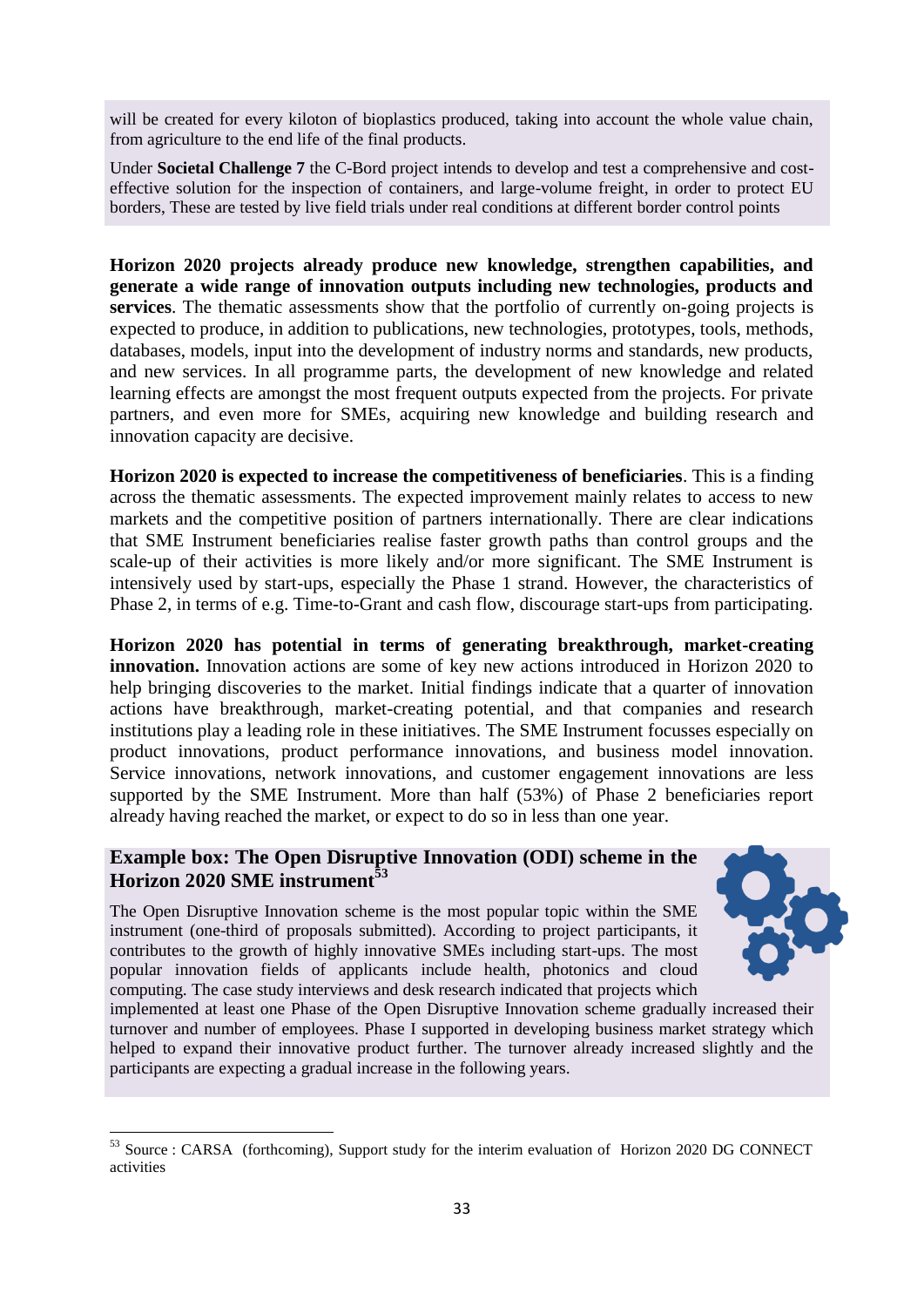will be created for every kiloton of bioplastics produced, taking into account the whole value chain, from agriculture to the end life of the final products.

Under **Societal Challenge 7** the C-Bord project intends to develop and test a comprehensive and cost-effective solution for the inspection of containers, and large-volume freight, in order to protect EU borders, These are tested by live field trials under real conditions at different border control points

**Horizon 2020 projects already produce new knowledge, strengthen capabilities, and generate a wide range of innovation outputs including new technologies, products and services**. The thematic assessments show that the portfolio of currently on-going projects is expected to produce, in addition to publications, new technologies, prototypes, tools, methods, databases, models, input into the development of industry norms and standards, new products, and new services. In all programme parts, the development of new knowledge and related learning effects are amongst the most frequent outputs expected from the projects. For private partners, and even more for SMEs, acquiring new knowledge and building research and innovation capacity are decisive.

**Horizon 2020 is expected to increase the competitiveness of beneficiaries**. This is a finding across the thematic assessments. The expected improvement mainly relates to access to new markets and the competitive position of partners internationally. There are clear indications that SME Instrument beneficiaries realise faster growth paths than control groups and the scale-up of their activities is more likely and/or more significant. The SME Instrument is intensively used by start-ups, especially the Phase 1 strand. However, the characteristics of Phase 2, in terms of e.g. Time-to-Grant and cash flow, discourage start-ups from participating.

**Horizon 2020 has potential in terms of generating breakthrough, market-creating innovation.** Innovation actions are some of key new actions introduced in Horizon 2020 to help bringing discoveries to the market. Initial findings indicate that a quarter of innovation actions have breakthrough, market-creating potential, and that companies and research institutions play a leading role in these initiatives. The SME Instrument focusses especially on product innovations, product performance innovations, and business model innovation. Service innovations, network innovations, and customer engagement innovations are less supported by the SME Instrument. More than half (53%) of Phase 2 beneficiaries report already having reached the market, or expect to do so in less than one year.

### Example box: The Open Disruptive Innovation (ODI) scheme in the Horizon 2020 SME instrument[53]

The Open Disruptive Innovation scheme is the most popular topic within the SME instrument (one-third of proposals submitted). According to project participants, it contributes to the growth of highly innovative SMEs including start-ups. The most popular innovation fields of applicants include health, photonics and cloud computing. The case study interviews and desk research indicated that projects which implemented at least one Phase of the Open Disruptive Innovation scheme gradually increased their turnover and number of employees. Phase I supported in developing business market strategy which helped to expand their innovative product further. The turnover already increased slightly and the participants are expecting a gradual increase in the following years.

---

[53] Source : CARSA (forthcoming), Support study for the interim evaluation of Horizon 2020 DG CONNECT activities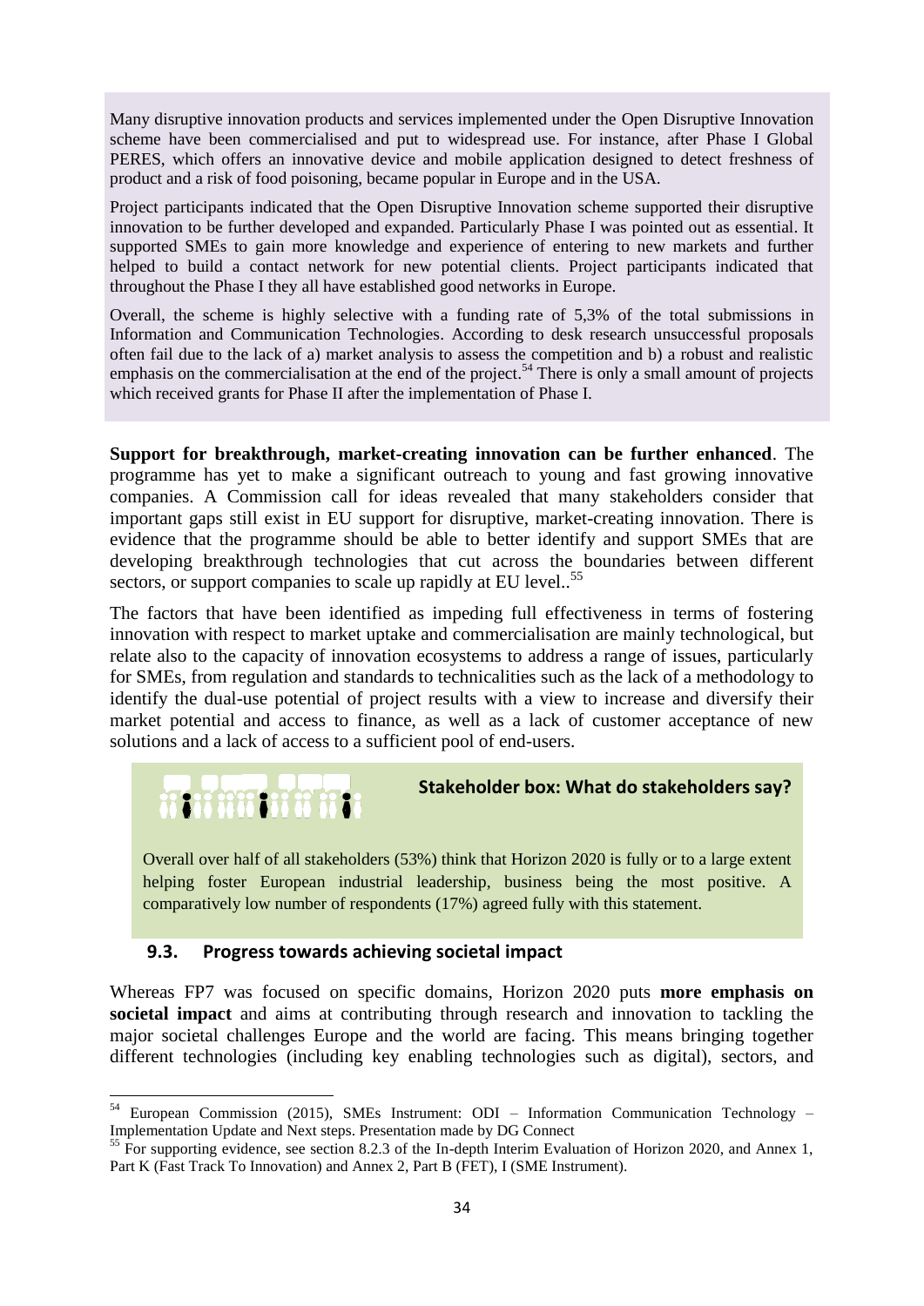Many disruptive innovation products and services implemented under the Open Disruptive Innovation scheme have been commercialised and put to widespread use. For instance, after Phase I Global PERES, which offers an innovative device and mobile application designed to detect freshness of product and a risk of food poisoning, became popular in Europe and in the USA.

Project participants indicated that the Open Disruptive Innovation scheme supported their disruptive innovation to be further developed and expanded. Particularly Phase I was pointed out as essential. It supported SMEs to gain more knowledge and experience of entering to new markets and further helped to build a contact network for new potential clients. Project participants indicated that throughout the Phase I they all have established good networks in Europe.

Overall, the scheme is highly selective with a funding rate of 5,3% of the total submissions in Information and Communication Technologies. According to desk research unsuccessful proposals often fail due to the lack of a) market analysis to assess the competition and b) a robust and realistic emphasis on the commercialisation at the end of the project.[54] There is only a small amount of projects which received grants for Phase II after the implementation of Phase I.

**Support for breakthrough, market-creating innovation can be further enhanced**. The programme has yet to make a significant outreach to young and fast growing innovative companies. A Commission call for ideas revealed that many stakeholders consider that important gaps still exist in EU support for disruptive, market-creating innovation. There is evidence that the programme should be able to better identify and support SMEs that are developing breakthrough technologies that cut across the boundaries between different sectors, or support companies to scale up rapidly at EU level..[55]

The factors that have been identified as impeding full effectiveness in terms of fostering innovation with respect to market uptake and commercialisation are mainly technological, but relate also to the capacity of innovation ecosystems to address a range of issues, particularly for SMEs, from regulation and standards to technicalities such as the lack of a methodology to identify the dual-use potential of project results with a view to increase and diversify their market potential and access to finance, as well as a lack of customer acceptance of new solutions and a lack of access to a sufficient pool of end-users.

**Stakeholder box: What do stakeholders say?**

Overall over half of all stakeholders (53%) think that Horizon 2020 is fully or to a large extent helping foster European industrial leadership, business being the most positive. A comparatively low number of respondents (17%) agreed fully with this statement.

### 9.3. Progress towards achieving societal impact

Whereas FP7 was focused on specific domains, Horizon 2020 puts **more emphasis on societal impact** and aims at contributing through research and innovation to tackling the major societal challenges Europe and the world are facing. This means bringing together different technologies (including key enabling technologies such as digital), sectors, and

---

[54] European Commission (2015), SMEs Instrument: ODI – Information Communication Technology – Implementation Update and Next steps. Presentation made by DG Connect

[55] For supporting evidence, see section 8.2.3 of the In-depth Interim Evaluation of Horizon 2020, and Annex 1, Part K (Fast Track To Innovation) and Annex 2, Part B (FET), I (SME Instrument).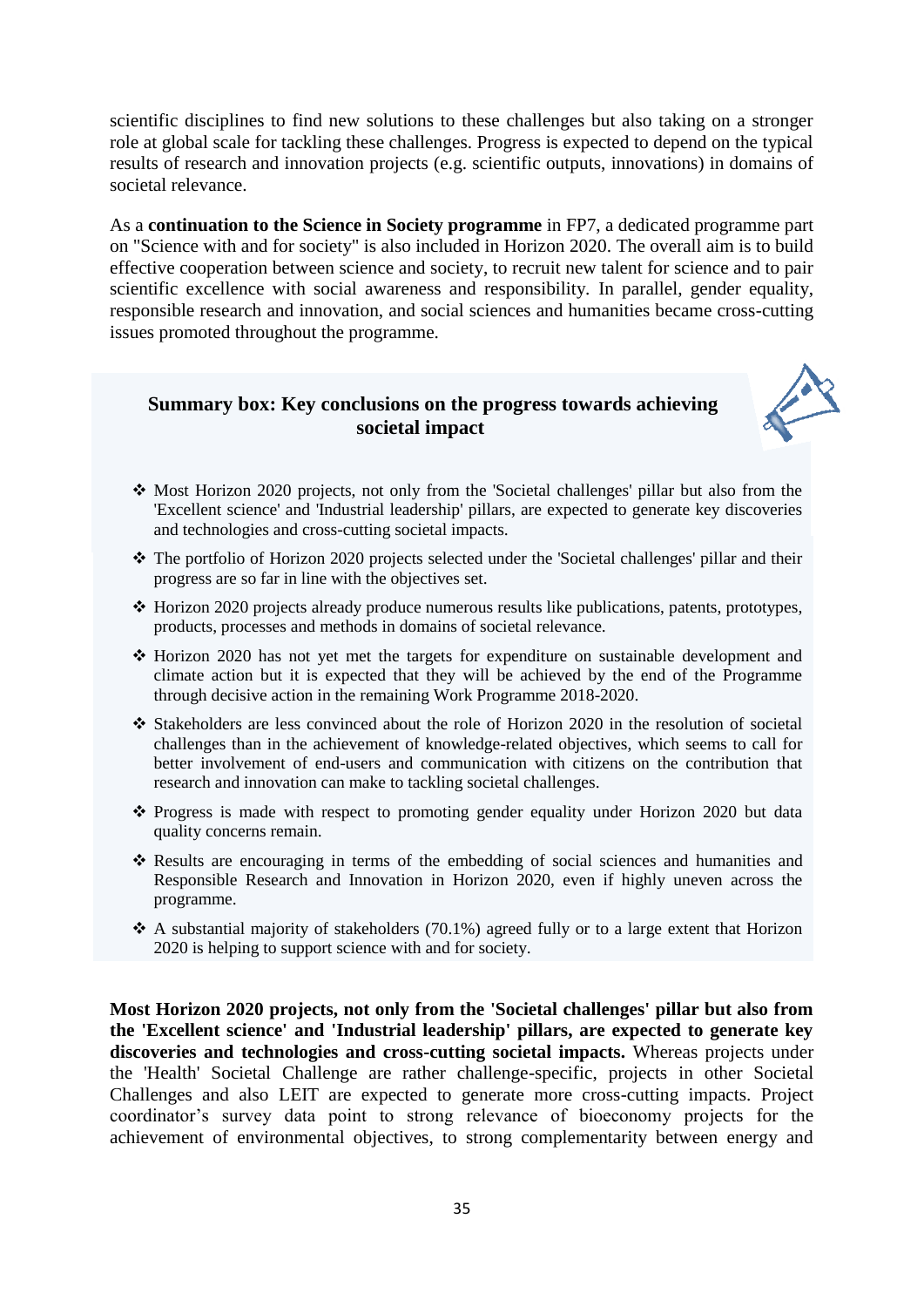scientific disciplines to find new solutions to these challenges but also taking on a stronger role at global scale for tackling these challenges. Progress is expected to depend on the typical results of research and innovation projects (e.g. scientific outputs, innovations) in domains of societal relevance.

As a **continuation to the Science in Society programme** in FP7, a dedicated programme part on "Science with and for society" is also included in Horizon 2020. The overall aim is to build effective cooperation between science and society, to recruit new talent for science and to pair scientific excellence with social awareness and responsibility. In parallel, gender equality, responsible research and innovation, and social sciences and humanities became cross-cutting issues promoted throughout the programme.

### Summary box: Key conclusions on the progress towards achieving societal impact

- Most Horizon 2020 projects, not only from the 'Societal challenges' pillar but also from the 'Excellent science' and 'Industrial leadership' pillars, are expected to generate key discoveries and technologies and cross-cutting societal impacts.
- The portfolio of Horizon 2020 projects selected under the 'Societal challenges' pillar and their progress are so far in line with the objectives set.
- Horizon 2020 projects already produce numerous results like publications, patents, prototypes, products, processes and methods in domains of societal relevance.
- Horizon 2020 has not yet met the targets for expenditure on sustainable development and climate action but it is expected that they will be achieved by the end of the Programme through decisive action in the remaining Work Programme 2018-2020.
- Stakeholders are less convinced about the role of Horizon 2020 in the resolution of societal challenges than in the achievement of knowledge-related objectives, which seems to call for better involvement of end-users and communication with citizens on the contribution that research and innovation can make to tackling societal challenges.
- Progress is made with respect to promoting gender equality under Horizon 2020 but data quality concerns remain.
- Results are encouraging in terms of the embedding of social sciences and humanities and Responsible Research and Innovation in Horizon 2020, even if highly uneven across the programme.
- A substantial majority of stakeholders (70.1%) agreed fully or to a large extent that Horizon 2020 is helping to support science with and for society.

**Most Horizon 2020 projects, not only from the 'Societal challenges' pillar but also from the 'Excellent science' and 'Industrial leadership' pillars, are expected to generate key discoveries and technologies and cross-cutting societal impacts.** Whereas projects under the 'Health' Societal Challenge are rather challenge-specific, projects in other Societal Challenges and also LEIT are expected to generate more cross-cutting impacts. Project coordinator's survey data point to strong relevance of bioeconomy projects for the achievement of environmental objectives, to strong complementarity between energy and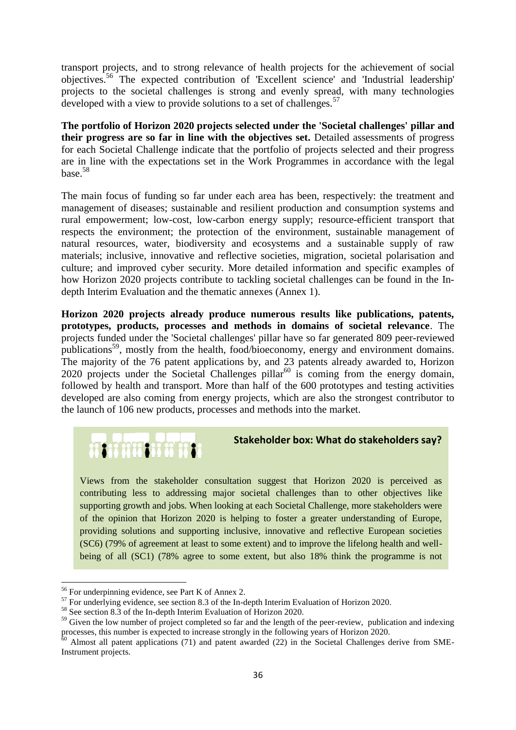transport projects, and to strong relevance of health projects for the achievement of social objectives.[56] The expected contribution of 'Excellent science' and 'Industrial leadership' projects to the societal challenges is strong and evenly spread, with many technologies developed with a view to provide solutions to a set of challenges.[57]

**The portfolio of Horizon 2020 projects selected under the 'Societal challenges' pillar and their progress are so far in line with the objectives set.** Detailed assessments of progress for each Societal Challenge indicate that the portfolio of projects selected and their progress are in line with the expectations set in the Work Programmes in accordance with the legal base.[58]

The main focus of funding so far under each area has been, respectively: the treatment and management of diseases; sustainable and resilient production and consumption systems and rural empowerment; low-cost, low-carbon energy supply; resource-efficient transport that respects the environment; the protection of the environment, sustainable management of natural resources, water, biodiversity and ecosystems and a sustainable supply of raw materials; inclusive, innovative and reflective societies, migration, societal polarisation and culture; and improved cyber security. More detailed information and specific examples of how Horizon 2020 projects contribute to tackling societal challenges can be found in the In-depth Interim Evaluation and the thematic annexes (Annex 1).

**Horizon 2020 projects already produce numerous results like publications, patents, prototypes, products, processes and methods in domains of societal relevance**. The projects funded under the 'Societal challenges' pillar have so far generated 809 peer-reviewed publications[59], mostly from the health, food/bioeconomy, energy and environment domains. The majority of the 76 patent applications by, and 23 patents already awarded to, Horizon 2020 projects under the Societal Challenges pillar[60] is coming from the energy domain, followed by health and transport. More than half of the 600 prototypes and testing activities developed are also coming from energy projects, which are also the strongest contributor to the launch of 106 new products, processes and methods into the market.

**Stakeholder box: What do stakeholders say?**

Views from the stakeholder consultation suggest that Horizon 2020 is perceived as contributing less to addressing major societal challenges than to other objectives like supporting growth and jobs. When looking at each Societal Challenge, more stakeholders were of the opinion that Horizon 2020 is helping to foster a greater understanding of Europe, providing solutions and supporting inclusive, innovative and reflective European societies (SC6) (79% of agreement at least to some extent) and to improve the lifelong health and well-being of all (SC1) (78% agree to some extent, but also 18% think the programme is not

---

[56] For underpinning evidence, see Part K of Annex 2.

[57] For underlying evidence, see section 8.3 of the In-depth Interim Evaluation of Horizon 2020.

[58] See section 8.3 of the In-depth Interim Evaluation of Horizon 2020.

[59] Given the low number of project completed so far and the length of the peer-review, publication and indexing processes, this number is expected to increase strongly in the following years of Horizon 2020.

[60] Almost all patent applications (71) and patent awarded (22) in the Societal Challenges derive from SME-Instrument projects.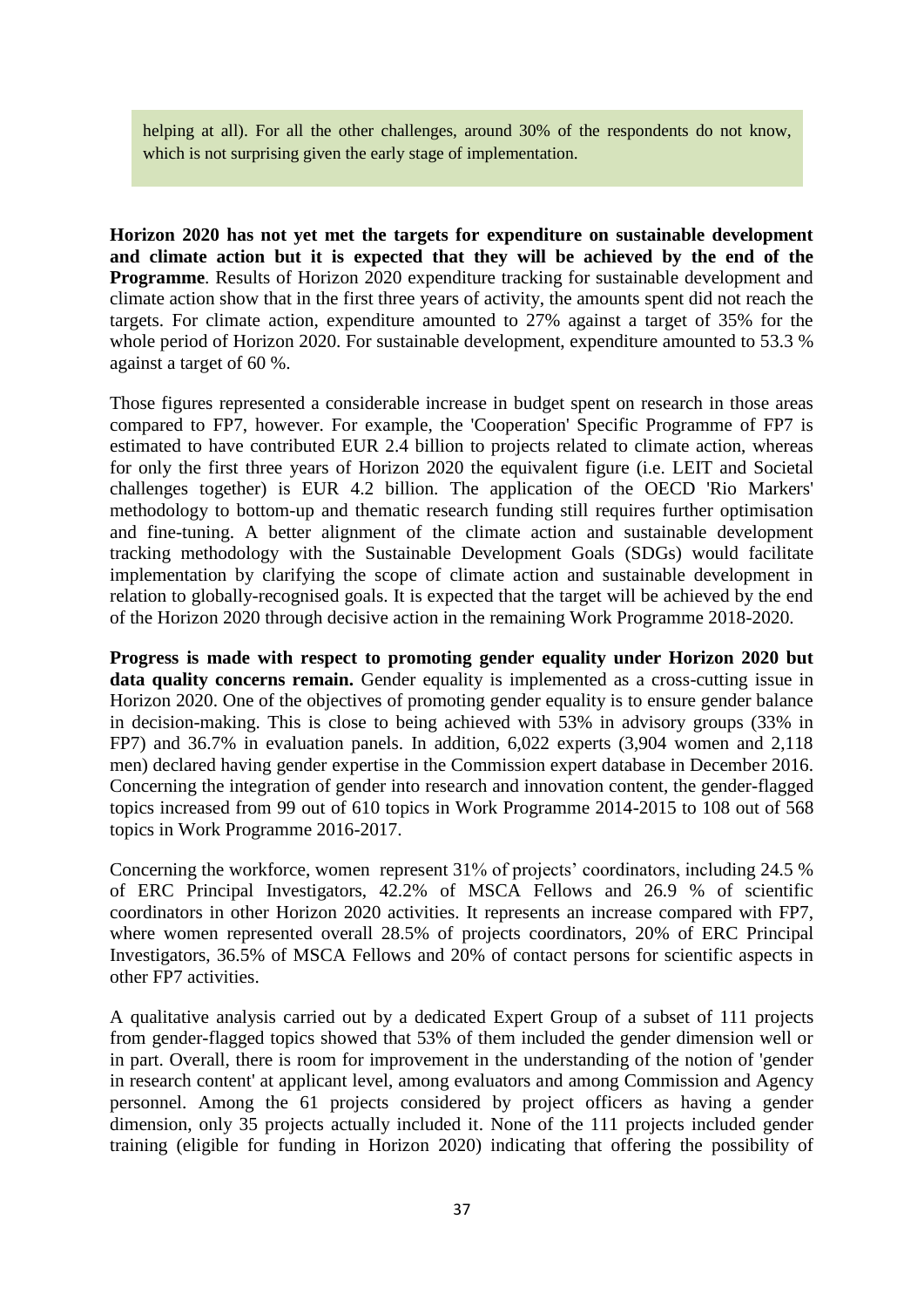helping at all). For all the other challenges, around 30% of the respondents do not know, which is not surprising given the early stage of implementation.

**Horizon 2020 has not yet met the targets for expenditure on sustainable development and climate action but it is expected that they will be achieved by the end of the Programme**. Results of Horizon 2020 expenditure tracking for sustainable development and climate action show that in the first three years of activity, the amounts spent did not reach the targets. For climate action, expenditure amounted to 27% against a target of 35% for the whole period of Horizon 2020. For sustainable development, expenditure amounted to 53.3 % against a target of 60 %.

Those figures represented a considerable increase in budget spent on research in those areas compared to FP7, however. For example, the 'Cooperation' Specific Programme of FP7 is estimated to have contributed EUR 2.4 billion to projects related to climate action, whereas for only the first three years of Horizon 2020 the equivalent figure (i.e. LEIT and Societal challenges together) is EUR 4.2 billion. The application of the OECD 'Rio Markers' methodology to bottom-up and thematic research funding still requires further optimisation and fine-tuning. A better alignment of the climate action and sustainable development tracking methodology with the Sustainable Development Goals (SDGs) would facilitate implementation by clarifying the scope of climate action and sustainable development in relation to globally-recognised goals. It is expected that the target will be achieved by the end of the Horizon 2020 through decisive action in the remaining Work Programme 2018-2020.

**Progress is made with respect to promoting gender equality under Horizon 2020 but data quality concerns remain.** Gender equality is implemented as a cross-cutting issue in Horizon 2020. One of the objectives of promoting gender equality is to ensure gender balance in decision-making. This is close to being achieved with 53% in advisory groups (33% in FP7) and 36.7% in evaluation panels. In addition, 6,022 experts (3,904 women and 2,118 men) declared having gender expertise in the Commission expert database in December 2016. Concerning the integration of gender into research and innovation content, the gender-flagged topics increased from 99 out of 610 topics in Work Programme 2014-2015 to 108 out of 568 topics in Work Programme 2016-2017.

Concerning the workforce, women represent 31% of projects' coordinators, including 24.5 % of ERC Principal Investigators, 42.2% of MSCA Fellows and 26.9 % of scientific coordinators in other Horizon 2020 activities. It represents an increase compared with FP7, where women represented overall 28.5% of projects coordinators, 20% of ERC Principal Investigators, 36.5% of MSCA Fellows and 20% of contact persons for scientific aspects in other FP7 activities.

A qualitative analysis carried out by a dedicated Expert Group of a subset of 111 projects from gender-flagged topics showed that 53% of them included the gender dimension well or in part. Overall, there is room for improvement in the understanding of the notion of 'gender in research content' at applicant level, among evaluators and among Commission and Agency personnel. Among the 61 projects considered by project officers as having a gender dimension, only 35 projects actually included it. None of the 111 projects included gender training (eligible for funding in Horizon 2020) indicating that offering the possibility of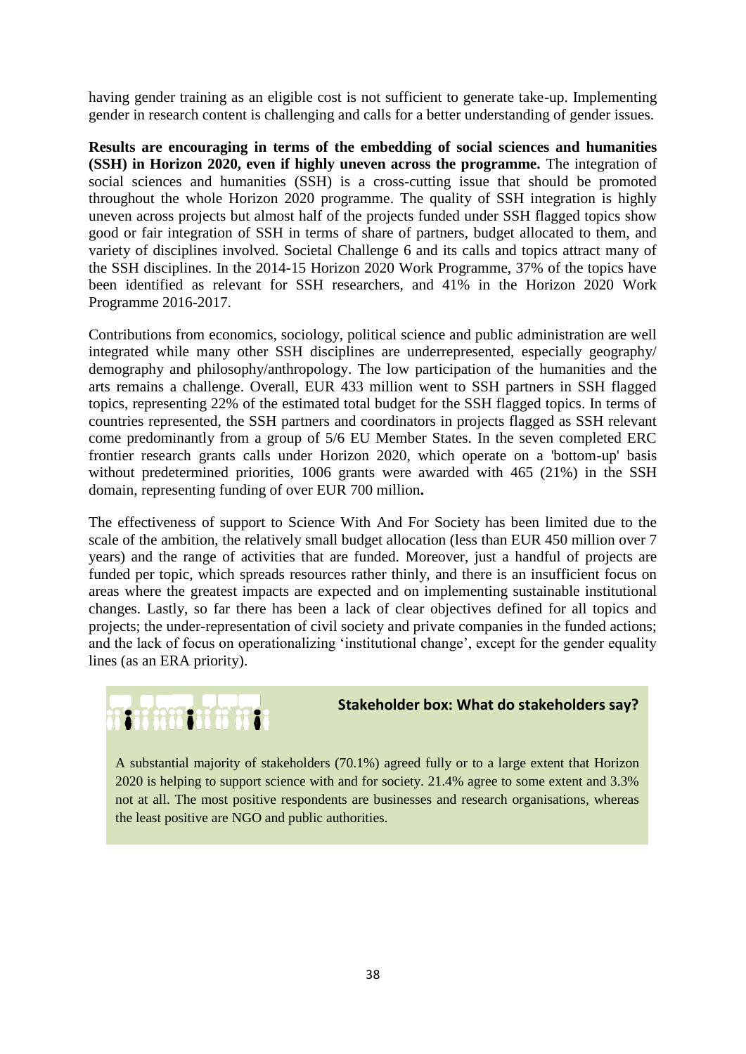having gender training as an eligible cost is not sufficient to generate take-up. Implementing gender in research content is challenging and calls for a better understanding of gender issues.

**Results are encouraging in terms of the embedding of social sciences and humanities (SSH) in Horizon 2020, even if highly uneven across the programme.** The integration of social sciences and humanities (SSH) is a cross-cutting issue that should be promoted throughout the whole Horizon 2020 programme. The quality of SSH integration is highly uneven across projects but almost half of the projects funded under SSH flagged topics show good or fair integration of SSH in terms of share of partners, budget allocated to them, and variety of disciplines involved. Societal Challenge 6 and its calls and topics attract many of the SSH disciplines. In the 2014-15 Horizon 2020 Work Programme, 37% of the topics have been identified as relevant for SSH researchers, and 41% in the Horizon 2020 Work Programme 2016-2017.

Contributions from economics, sociology, political science and public administration are well integrated while many other SSH disciplines are underrepresented, especially geography/ demography and philosophy/anthropology. The low participation of the humanities and the arts remains a challenge. Overall, EUR 433 million went to SSH partners in SSH flagged topics, representing 22% of the estimated total budget for the SSH flagged topics. In terms of countries represented, the SSH partners and coordinators in projects flagged as SSH relevant come predominantly from a group of 5/6 EU Member States. In the seven completed ERC frontier research grants calls under Horizon 2020, which operate on a 'bottom-up' basis without predetermined priorities, 1006 grants were awarded with 465 (21%) in the SSH domain, representing funding of over EUR 700 million**.**

The effectiveness of support to Science With And For Society has been limited due to the scale of the ambition, the relatively small budget allocation (less than EUR 450 million over 7 years) and the range of activities that are funded. Moreover, just a handful of projects are funded per topic, which spreads resources rather thinly, and there is an insufficient focus on areas where the greatest impacts are expected and on implementing sustainable institutional changes. Lastly, so far there has been a lack of clear objectives defined for all topics and projects; the under-representation of civil society and private companies in the funded actions; and the lack of focus on operationalizing 'institutional change', except for the gender equality lines (as an ERA priority).

**Stakeholder box: What do stakeholders say?**

A substantial majority of stakeholders (70.1%) agreed fully or to a large extent that Horizon 2020 is helping to support science with and for society. 21.4% agree to some extent and 3.3% not at all. The most positive respondents are businesses and research organisations, whereas the least positive are NGO and public authorities.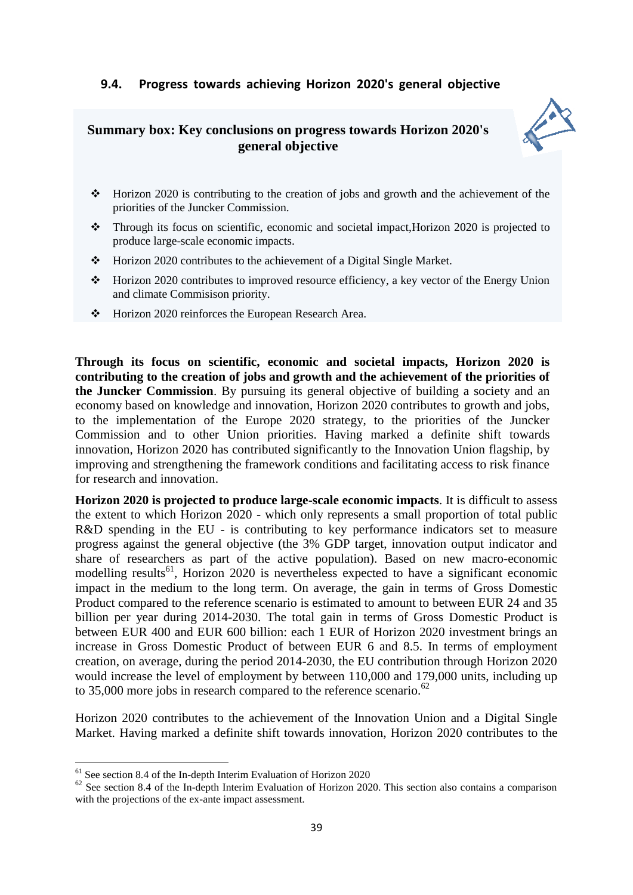### 9.4. Progress towards achieving Horizon 2020's general objective

**Summary box: Key conclusions on progress towards Horizon 2020's general objective**

- ❖ Horizon 2020 is contributing to the creation of jobs and growth and the achievement of the priorities of the Juncker Commission.
- ❖ Through its focus on scientific, economic and societal impact,Horizon 2020 is projected to produce large-scale economic impacts.
- ❖ Horizon 2020 contributes to the achievement of a Digital Single Market.
- ❖ Horizon 2020 contributes to improved resource efficiency, a key vector of the Energy Union and climate Commisison priority.
- ❖ Horizon 2020 reinforces the European Research Area.

**Through its focus on scientific, economic and societal impacts, Horizon 2020 is contributing to the creation of jobs and growth and the achievement of the priorities of the Juncker Commission**. By pursuing its general objective of building a society and an economy based on knowledge and innovation, Horizon 2020 contributes to growth and jobs, to the implementation of the Europe 2020 strategy, to the priorities of the Juncker Commission and to other Union priorities. Having marked a definite shift towards innovation, Horizon 2020 has contributed significantly to the Innovation Union flagship, by improving and strengthening the framework conditions and facilitating access to risk finance for research and innovation.

**Horizon 2020 is projected to produce large-scale economic impacts**. It is difficult to assess the extent to which Horizon 2020 - which only represents a small proportion of total public R&D spending in the EU - is contributing to key performance indicators set to measure progress against the general objective (the 3% GDP target, innovation output indicator and share of researchers as part of the active population). Based on new macro-economic modelling results[61], Horizon 2020 is nevertheless expected to have a significant economic impact in the medium to the long term. On average, the gain in terms of Gross Domestic Product compared to the reference scenario is estimated to amount to between EUR 24 and 35 billion per year during 2014-2030. The total gain in terms of Gross Domestic Product is between EUR 400 and EUR 600 billion: each 1 EUR of Horizon 2020 investment brings an increase in Gross Domestic Product of between EUR 6 and 8.5. In terms of employment creation, on average, during the period 2014-2030, the EU contribution through Horizon 2020 would increase the level of employment by between 110,000 and 179,000 units, including up to 35,000 more jobs in research compared to the reference scenario.[62]

Horizon 2020 contributes to the achievement of the Innovation Union and a Digital Single Market. Having marked a definite shift towards innovation, Horizon 2020 contributes to the

---

[61] See section 8.4 of the In-depth Interim Evaluation of Horizon 2020

[62] See section 8.4 of the In-depth Interim Evaluation of Horizon 2020. This section also contains a comparison with the projections of the ex-ante impact assessment.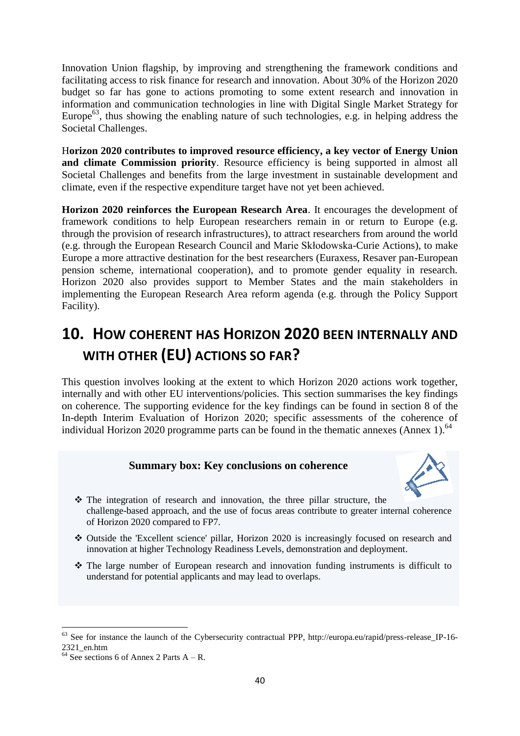Innovation Union flagship, by improving and strengthening the framework conditions and facilitating access to risk finance for research and innovation. About 30% of the Horizon 2020 budget so far has gone to actions promoting to some extent research and innovation in information and communication technologies in line with Digital Single Market Strategy for Europe[63], thus showing the enabling nature of such technologies, e.g. in helping address the Societal Challenges.

**Horizon 2020 contributes to improved resource efficiency, a key vector of Energy Union and climate Commission priority**. Resource efficiency is being supported in almost all Societal Challenges and benefits from the large investment in sustainable development and climate, even if the respective expenditure target have not yet been achieved.

**Horizon 2020 reinforces the European Research Area**. It encourages the development of framework conditions to help European researchers remain in or return to Europe (e.g. through the provision of research infrastructures), to attract researchers from around the world (e.g. through the European Research Council and Marie Skłodowska-Curie Actions), to make Europe a more attractive destination for the best researchers (Euraxess, Resaver pan-European pension scheme, international cooperation), and to promote gender equality in research. Horizon 2020 also provides support to Member States and the main stakeholders in implementing the European Research Area reform agenda (e.g. through the Policy Support Facility).

# 10. How coherent has Horizon 2020 been internally and with other (EU) actions so far?

This question involves looking at the extent to which Horizon 2020 actions work together, internally and with other EU interventions/policies. This section summarises the key findings on coherence. The supporting evidence for the key findings can be found in section 8 of the In-depth Interim Evaluation of Horizon 2020; specific assessments of the coherence of individual Horizon 2020 programme parts can be found in the thematic annexes (Annex 1).[64]

**Summary box: Key conclusions on coherence**

- The integration of research and innovation, the three pillar structure, the challenge-based approach, and the use of focus areas contribute to greater internal coherence of Horizon 2020 compared to FP7.
- Outside the 'Excellent science' pillar, Horizon 2020 is increasingly focused on research and innovation at higher Technology Readiness Levels, demonstration and deployment.
- The large number of European research and innovation funding instruments is difficult to understand for potential applicants and may lead to overlaps.

---

[63] See for instance the launch of the Cybersecurity contractual PPP, http://europa.eu/rapid/press-release_IP-16-2321_en.htm

[64] See sections 6 of Annex 2 Parts A – R.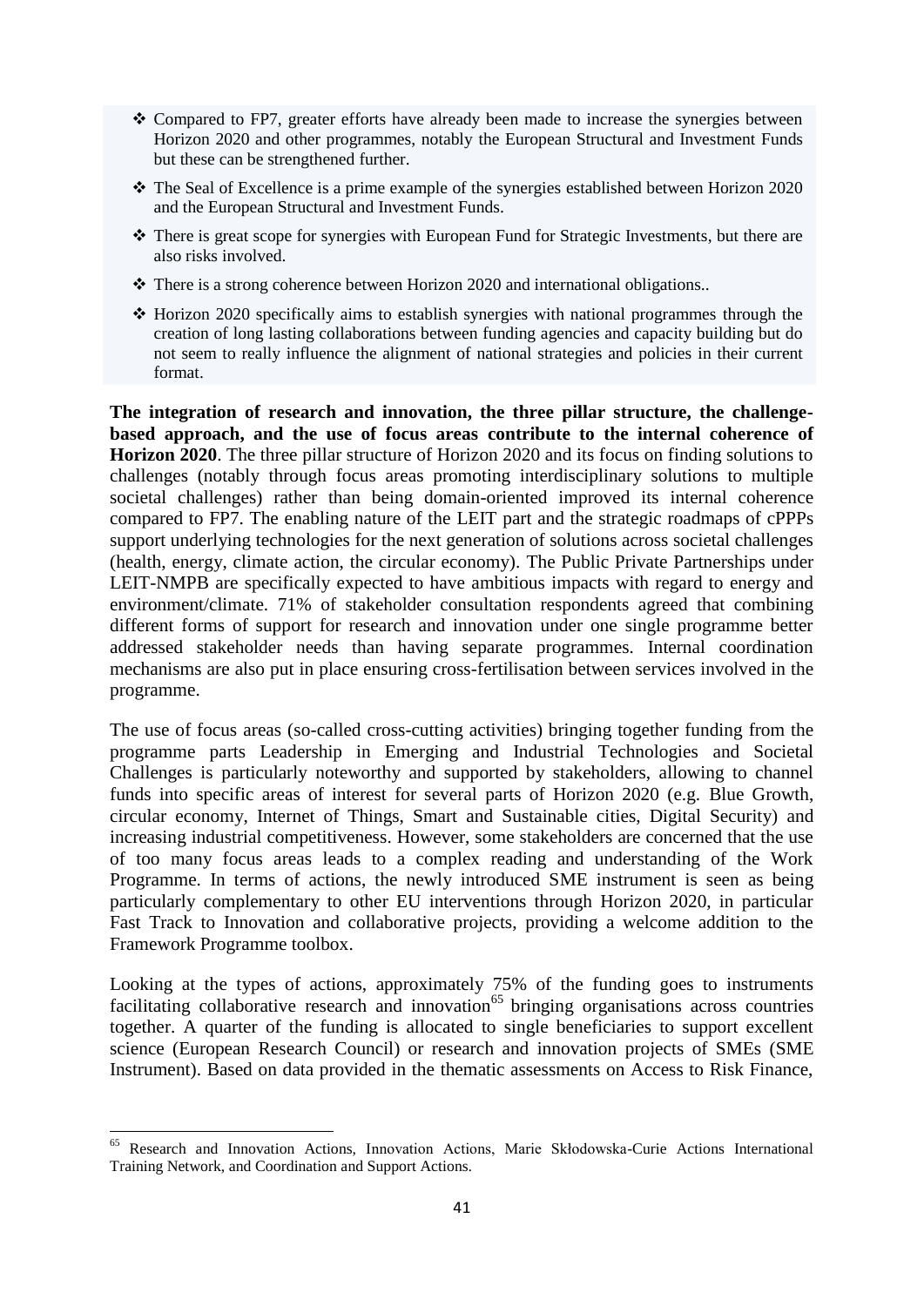- Compared to FP7, greater efforts have already been made to increase the synergies between Horizon 2020 and other programmes, notably the European Structural and Investment Funds but these can be strengthened further.
- The Seal of Excellence is a prime example of the synergies established between Horizon 2020 and the European Structural and Investment Funds.
- There is great scope for synergies with European Fund for Strategic Investments, but there are also risks involved.
- There is a strong coherence between Horizon 2020 and international obligations..
- Horizon 2020 specifically aims to establish synergies with national programmes through the creation of long lasting collaborations between funding agencies and capacity building but do not seem to really influence the alignment of national strategies and policies in their current format.

**The integration of research and innovation, the three pillar structure, the challenge-based approach, and the use of focus areas contribute to the internal coherence of Horizon 2020**. The three pillar structure of Horizon 2020 and its focus on finding solutions to challenges (notably through focus areas promoting interdisciplinary solutions to multiple societal challenges) rather than being domain-oriented improved its internal coherence compared to FP7. The enabling nature of the LEIT part and the strategic roadmaps of cPPPs support underlying technologies for the next generation of solutions across societal challenges (health, energy, climate action, the circular economy). The Public Private Partnerships under LEIT-NMPB are specifically expected to have ambitious impacts with regard to energy and environment/climate. 71% of stakeholder consultation respondents agreed that combining different forms of support for research and innovation under one single programme better addressed stakeholder needs than having separate programmes. Internal coordination mechanisms are also put in place ensuring cross-fertilisation between services involved in the programme.

The use of focus areas (so-called cross-cutting activities) bringing together funding from the programme parts Leadership in Emerging and Industrial Technologies and Societal Challenges is particularly noteworthy and supported by stakeholders, allowing to channel funds into specific areas of interest for several parts of Horizon 2020 (e.g. Blue Growth, circular economy, Internet of Things, Smart and Sustainable cities, Digital Security) and increasing industrial competitiveness. However, some stakeholders are concerned that the use of too many focus areas leads to a complex reading and understanding of the Work Programme. In terms of actions, the newly introduced SME instrument is seen as being particularly complementary to other EU interventions through Horizon 2020, in particular Fast Track to Innovation and collaborative projects, providing a welcome addition to the Framework Programme toolbox.

Looking at the types of actions, approximately 75% of the funding goes to instruments facilitating collaborative research and innovation[65] bringing organisations across countries together. A quarter of the funding is allocated to single beneficiaries to support excellent science (European Research Council) or research and innovation projects of SMEs (SME Instrument). Based on data provided in the thematic assessments on Access to Risk Finance,

[65] Research and Innovation Actions, Innovation Actions, Marie Skłodowska-Curie Actions International Training Network, and Coordination and Support Actions.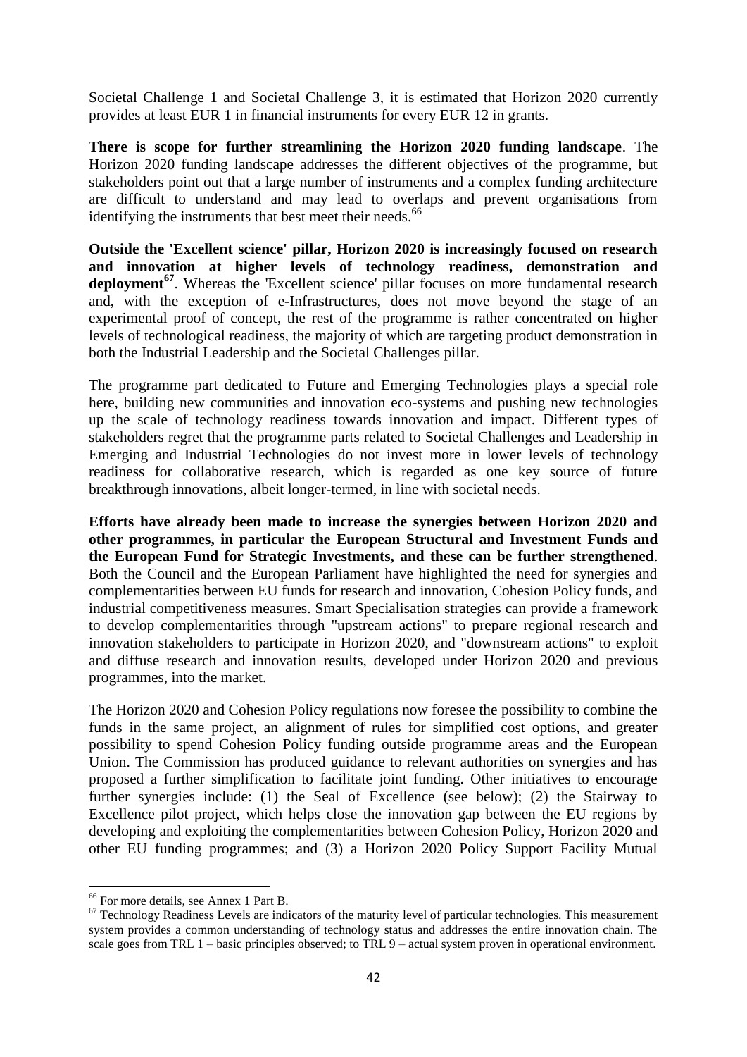Societal Challenge 1 and Societal Challenge 3, it is estimated that Horizon 2020 currently provides at least EUR 1 in financial instruments for every EUR 12 in grants.

**There is scope for further streamlining the Horizon 2020 funding landscape**. The Horizon 2020 funding landscape addresses the different objectives of the programme, but stakeholders point out that a large number of instruments and a complex funding architecture are difficult to understand and may lead to overlaps and prevent organisations from identifying the instruments that best meet their needs.[66]

**Outside the 'Excellent science' pillar, Horizon 2020 is increasingly focused on research and innovation at higher levels of technology readiness, demonstration and deployment[67]**. Whereas the 'Excellent science' pillar focuses on more fundamental research and, with the exception of e-Infrastructures, does not move beyond the stage of an experimental proof of concept, the rest of the programme is rather concentrated on higher levels of technological readiness, the majority of which are targeting product demonstration in both the Industrial Leadership and the Societal Challenges pillar.

The programme part dedicated to Future and Emerging Technologies plays a special role here, building new communities and innovation eco-systems and pushing new technologies up the scale of technology readiness towards innovation and impact. Different types of stakeholders regret that the programme parts related to Societal Challenges and Leadership in Emerging and Industrial Technologies do not invest more in lower levels of technology readiness for collaborative research, which is regarded as one key source of future breakthrough innovations, albeit longer-termed, in line with societal needs.

**Efforts have already been made to increase the synergies between Horizon 2020 and other programmes, in particular the European Structural and Investment Funds and the European Fund for Strategic Investments, and these can be further strengthened**. Both the Council and the European Parliament have highlighted the need for synergies and complementarities between EU funds for research and innovation, Cohesion Policy funds, and industrial competitiveness measures. Smart Specialisation strategies can provide a framework to develop complementarities through "upstream actions" to prepare regional research and innovation stakeholders to participate in Horizon 2020, and "downstream actions" to exploit and diffuse research and innovation results, developed under Horizon 2020 and previous programmes, into the market.

The Horizon 2020 and Cohesion Policy regulations now foresee the possibility to combine the funds in the same project, an alignment of rules for simplified cost options, and greater possibility to spend Cohesion Policy funding outside programme areas and the European Union. The Commission has produced guidance to relevant authorities on synergies and has proposed a further simplification to facilitate joint funding. Other initiatives to encourage further synergies include: (1) the Seal of Excellence (see below); (2) the Stairway to Excellence pilot project, which helps close the innovation gap between the EU regions by developing and exploiting the complementarities between Cohesion Policy, Horizon 2020 and other EU funding programmes; and (3) a Horizon 2020 Policy Support Facility Mutual

---

[66] For more details, see Annex 1 Part B.

[67] Technology Readiness Levels are indicators of the maturity level of particular technologies. This measurement system provides a common understanding of technology status and addresses the entire innovation chain. The scale goes from TRL 1 – basic principles observed; to TRL 9 – actual system proven in operational environment.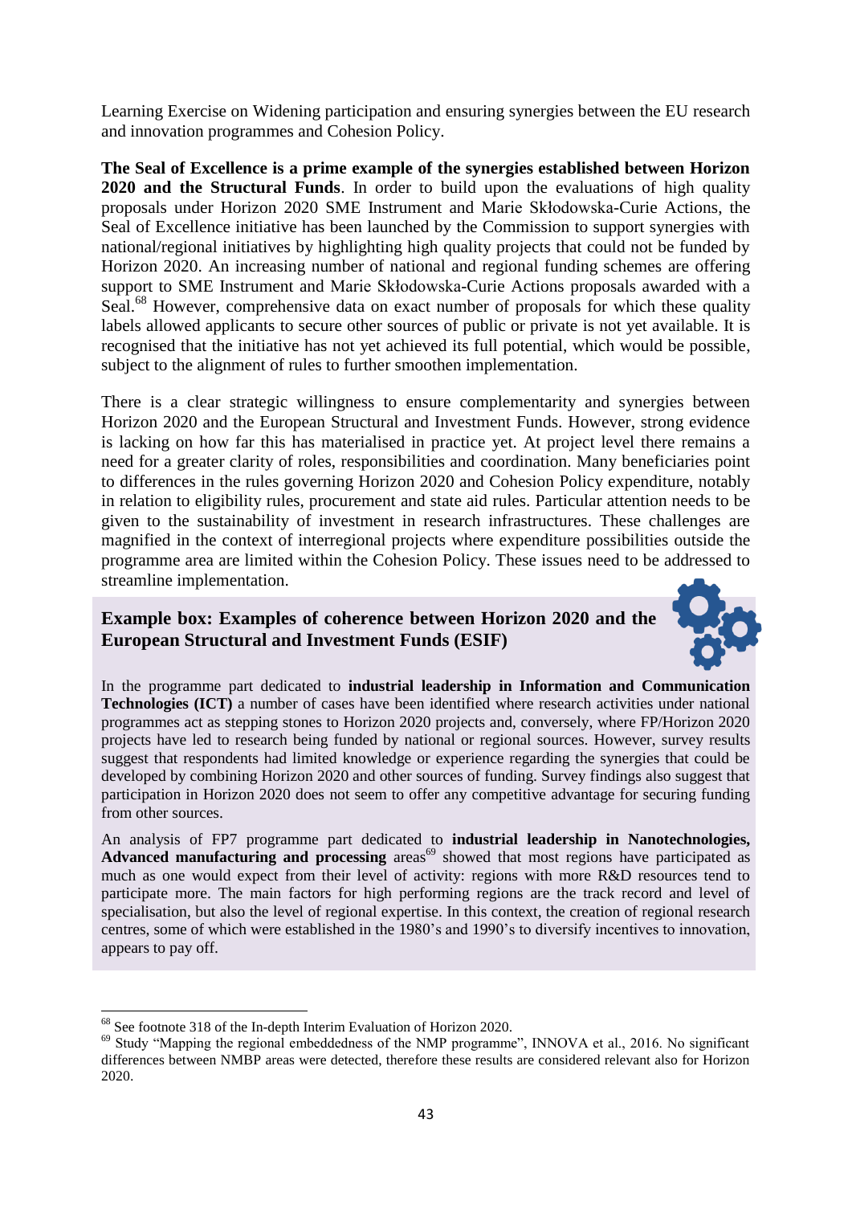Learning Exercise on Widening participation and ensuring synergies between the EU research and innovation programmes and Cohesion Policy.

**The Seal of Excellence is a prime example of the synergies established between Horizon 2020 and the Structural Funds**. In order to build upon the evaluations of high quality proposals under Horizon 2020 SME Instrument and Marie Skłodowska-Curie Actions, the Seal of Excellence initiative has been launched by the Commission to support synergies with national/regional initiatives by highlighting high quality projects that could not be funded by Horizon 2020. An increasing number of national and regional funding schemes are offering support to SME Instrument and Marie Skłodowska-Curie Actions proposals awarded with a Seal.[68] However, comprehensive data on exact number of proposals for which these quality labels allowed applicants to secure other sources of public or private is not yet available. It is recognised that the initiative has not yet achieved its full potential, which would be possible, subject to the alignment of rules to further smoothen implementation.

There is a clear strategic willingness to ensure complementarity and synergies between Horizon 2020 and the European Structural and Investment Funds. However, strong evidence is lacking on how far this has materialised in practice yet. At project level there remains a need for a greater clarity of roles, responsibilities and coordination. Many beneficiaries point to differences in the rules governing Horizon 2020 and Cohesion Policy expenditure, notably in relation to eligibility rules, procurement and state aid rules. Particular attention needs to be given to the sustainability of investment in research infrastructures. These challenges are magnified in the context of interregional projects where expenditure possibilities outside the programme area are limited within the Cohesion Policy. These issues need to be addressed to streamline implementation.

### Example box: Examples of coherence between Horizon 2020 and the European Structural and Investment Funds (ESIF)

In the programme part dedicated to **industrial leadership in Information and Communication Technologies (ICT)** a number of cases have been identified where research activities under national programmes act as stepping stones to Horizon 2020 projects and, conversely, where FP/Horizon 2020 projects have led to research being funded by national or regional sources. However, survey results suggest that respondents had limited knowledge or experience regarding the synergies that could be developed by combining Horizon 2020 and other sources of funding. Survey findings also suggest that participation in Horizon 2020 does not seem to offer any competitive advantage for securing funding from other sources.

An analysis of FP7 programme part dedicated to **industrial leadership in Nanotechnologies, Advanced manufacturing and processing** areas[69] showed that most regions have participated as much as one would expect from their level of activity: regions with more R&D resources tend to participate more. The main factors for high performing regions are the track record and level of specialisation, but also the level of regional expertise. In this context, the creation of regional research centres, some of which were established in the 1980's and 1990's to diversify incentives to innovation, appears to pay off.

---

[68] See footnote 318 of the In-depth Interim Evaluation of Horizon 2020.

[69] Study "Mapping the regional embeddedness of the NMP programme", INNOVA et al., 2016. No significant differences between NMBP areas were detected, therefore these results are considered relevant also for Horizon 2020.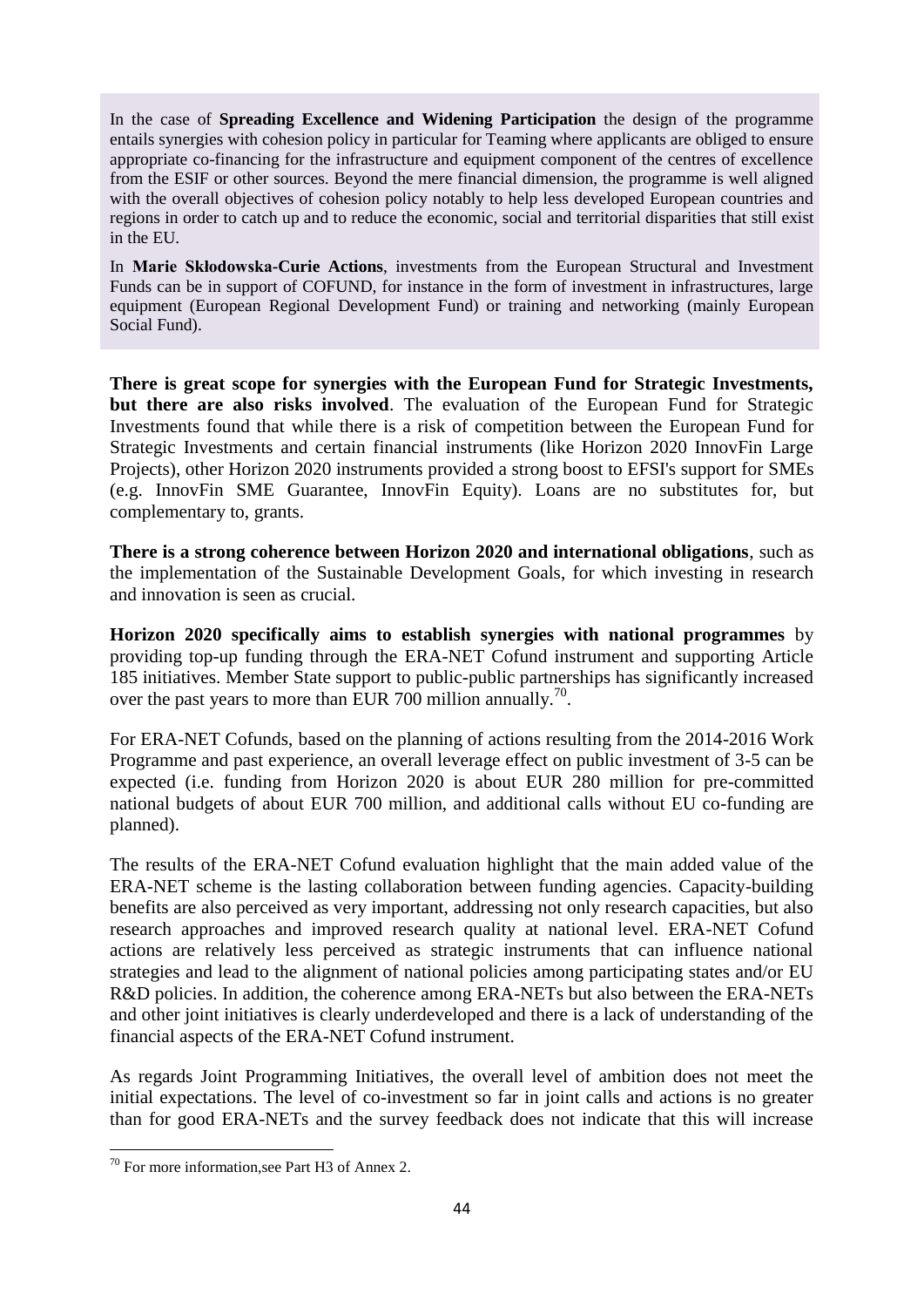In the case of **Spreading Excellence and Widening Participation** the design of the programme entails synergies with cohesion policy in particular for Teaming where applicants are obliged to ensure appropriate co-financing for the infrastructure and equipment component of the centres of excellence from the ESIF or other sources. Beyond the mere financial dimension, the programme is well aligned with the overall objectives of cohesion policy notably to help less developed European countries and regions in order to catch up and to reduce the economic, social and territorial disparities that still exist in the EU.

In **Marie Skłodowska-Curie Actions**, investments from the European Structural and Investment Funds can be in support of COFUND, for instance in the form of investment in infrastructures, large equipment (European Regional Development Fund) or training and networking (mainly European Social Fund).

**There is great scope for synergies with the European Fund for Strategic Investments, but there are also risks involved**. The evaluation of the European Fund for Strategic Investments found that while there is a risk of competition between the European Fund for Strategic Investments and certain financial instruments (like Horizon 2020 InnovFin Large Projects), other Horizon 2020 instruments provided a strong boost to EFSI's support for SMEs (e.g. InnovFin SME Guarantee, InnovFin Equity). Loans are no substitutes for, but complementary to, grants.

**There is a strong coherence between Horizon 2020 and international obligations**, such as the implementation of the Sustainable Development Goals, for which investing in research and innovation is seen as crucial.

**Horizon 2020 specifically aims to establish synergies with national programmes** by providing top-up funding through the ERA-NET Cofund instrument and supporting Article 185 initiatives. Member State support to public-public partnerships has significantly increased over the past years to more than EUR 700 million annually.[70].

For ERA-NET Cofunds, based on the planning of actions resulting from the 2014-2016 Work Programme and past experience, an overall leverage effect on public investment of 3-5 can be expected (i.e. funding from Horizon 2020 is about EUR 280 million for pre-committed national budgets of about EUR 700 million, and additional calls without EU co-funding are planned).

The results of the ERA-NET Cofund evaluation highlight that the main added value of the ERA-NET scheme is the lasting collaboration between funding agencies. Capacity-building benefits are also perceived as very important, addressing not only research capacities, but also research approaches and improved research quality at national level. ERA-NET Cofund actions are relatively less perceived as strategic instruments that can influence national strategies and lead to the alignment of national policies among participating states and/or EU R&D policies. In addition, the coherence among ERA-NETs but also between the ERA-NETs and other joint initiatives is clearly underdeveloped and there is a lack of understanding of the financial aspects of the ERA-NET Cofund instrument.

As regards Joint Programming Initiatives, the overall level of ambition does not meet the initial expectations. The level of co-investment so far in joint calls and actions is no greater than for good ERA-NETs and the survey feedback does not indicate that this will increase

[70] For more information,see Part H3 of Annex 2.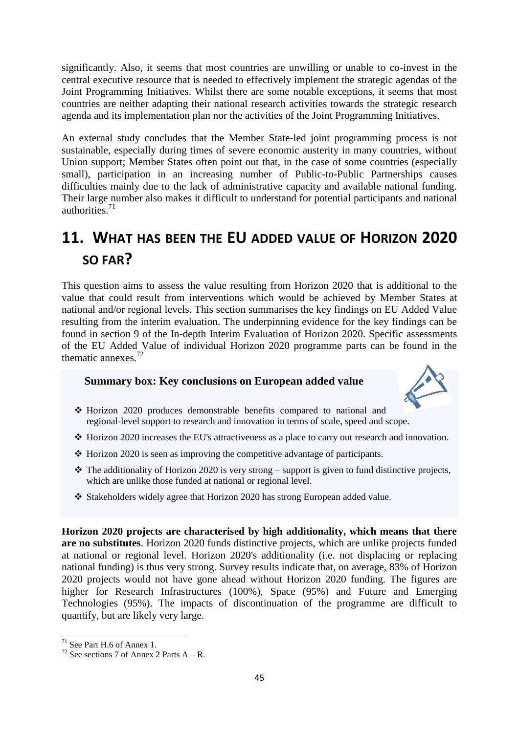significantly. Also, it seems that most countries are unwilling or unable to co-invest in the central executive resource that is needed to effectively implement the strategic agendas of the Joint Programming Initiatives. Whilst there are some notable exceptions, it seems that most countries are neither adapting their national research activities towards the strategic research agenda and its implementation plan nor the activities of the Joint Programming Initiatives.

An external study concludes that the Member State-led joint programming process is not sustainable, especially during times of severe economic austerity in many countries, without Union support; Member States often point out that, in the case of some countries (especially small), participation in an increasing number of Public-to-Public Partnerships causes difficulties mainly due to the lack of administrative capacity and available national funding. Their large number also makes it difficult to understand for potential participants and national authorities.[71]

# 11. WHAT HAS BEEN THE EU ADDED VALUE OF HORIZON 2020 SO FAR?

This question aims to assess the value resulting from Horizon 2020 that is additional to the value that could result from interventions which would be achieved by Member States at national and/or regional levels. This section summarises the key findings on EU Added Value resulting from the interim evaluation. The underpinning evidence for the key findings can be found in section 9 of the In-depth Interim Evaluation of Horizon 2020. Specific assessments of the EU Added Value of individual Horizon 2020 programme parts can be found in the thematic annexes.[72]

**Summary box: Key conclusions on European added value**

- Horizon 2020 produces demonstrable benefits compared to national and regional-level support to research and innovation in terms of scale, speed and scope.
- Horizon 2020 increases the EU's attractiveness as a place to carry out research and innovation.
- Horizon 2020 is seen as improving the competitive advantage of participants.
- The additionality of Horizon 2020 is very strong – support is given to fund distinctive projects, which are unlike those funded at national or regional level.
- Stakeholders widely agree that Horizon 2020 has strong European added value.

**Horizon 2020 projects are characterised by high additionality, which means that there are no substitutes**. Horizon 2020 funds distinctive projects, which are unlike projects funded at national or regional level. Horizon 2020's additionality (i.e. not displacing or replacing national funding) is thus very strong. Survey results indicate that, on average, 83% of Horizon 2020 projects would not have gone ahead without Horizon 2020 funding. The figures are higher for Research Infrastructures (100%), Space (95%) and Future and Emerging Technologies (95%). The impacts of discontinuation of the programme are difficult to quantify, but are likely very large.

[71] See Part H.6 of Annex 1.

[72] See sections 7 of Annex 2 Parts A – R.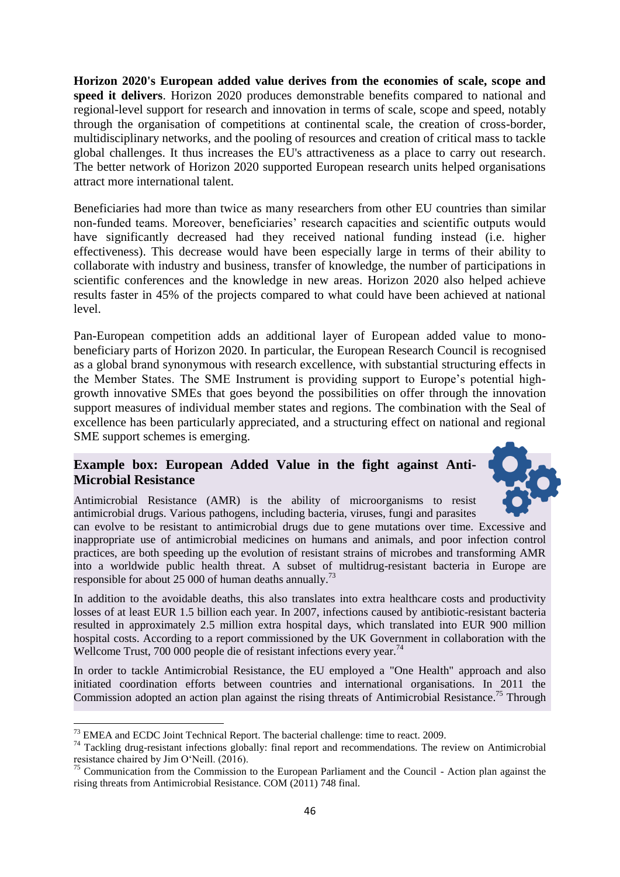**Horizon 2020's European added value derives from the economies of scale, scope and speed it delivers**. Horizon 2020 produces demonstrable benefits compared to national and regional-level support for research and innovation in terms of scale, scope and speed, notably through the organisation of competitions at continental scale, the creation of cross-border, multidisciplinary networks, and the pooling of resources and creation of critical mass to tackle global challenges. It thus increases the EU's attractiveness as a place to carry out research. The better network of Horizon 2020 supported European research units helped organisations attract more international talent.

Beneficiaries had more than twice as many researchers from other EU countries than similar non-funded teams. Moreover, beneficiaries' research capacities and scientific outputs would have significantly decreased had they received national funding instead (i.e. higher effectiveness). This decrease would have been especially large in terms of their ability to collaborate with industry and business, transfer of knowledge, the number of participations in scientific conferences and the knowledge in new areas. Horizon 2020 also helped achieve results faster in 45% of the projects compared to what could have been achieved at national level.

Pan-European competition adds an additional layer of European added value to mono-beneficiary parts of Horizon 2020. In particular, the European Research Council is recognised as a global brand synonymous with research excellence, with substantial structuring effects in the Member States. The SME Instrument is providing support to Europe's potential high-growth innovative SMEs that goes beyond the possibilities on offer through the innovation support measures of individual member states and regions. The combination with the Seal of excellence has been particularly appreciated, and a structuring effect on national and regional SME support schemes is emerging.

### Example box: European Added Value in the fight against Anti-Microbial Resistance

Antimicrobial Resistance (AMR) is the ability of microorganisms to resist antimicrobial drugs. Various pathogens, including bacteria, viruses, fungi and parasites can evolve to be resistant to antimicrobial drugs due to gene mutations over time. Excessive and inappropriate use of antimicrobial medicines on humans and animals, and poor infection control practices, are both speeding up the evolution of resistant strains of microbes and transforming AMR into a worldwide public health threat. A subset of multidrug-resistant bacteria in Europe are responsible for about 25 000 of human deaths annually.[73]

In addition to the avoidable deaths, this also translates into extra healthcare costs and productivity losses of at least EUR 1.5 billion each year. In 2007, infections caused by antibiotic-resistant bacteria resulted in approximately 2.5 million extra hospital days, which translated into EUR 900 million hospital costs. According to a report commissioned by the UK Government in collaboration with the Wellcome Trust, 700 000 people die of resistant infections every year.[74]

In order to tackle Antimicrobial Resistance, the EU employed a "One Health" approach and also initiated coordination efforts between countries and international organisations. In 2011 the Commission adopted an action plan against the rising threats of Antimicrobial Resistance.[75] Through

---

[73] EMEA and ECDC Joint Technical Report. The bacterial challenge: time to react. 2009.

[74] Tackling drug-resistant infections globally: final report and recommendations. The review on Antimicrobial resistance chaired by Jim O'Neill. (2016).

[75] Communication from the Commission to the European Parliament and the Council - Action plan against the rising threats from Antimicrobial Resistance. COM (2011) 748 final.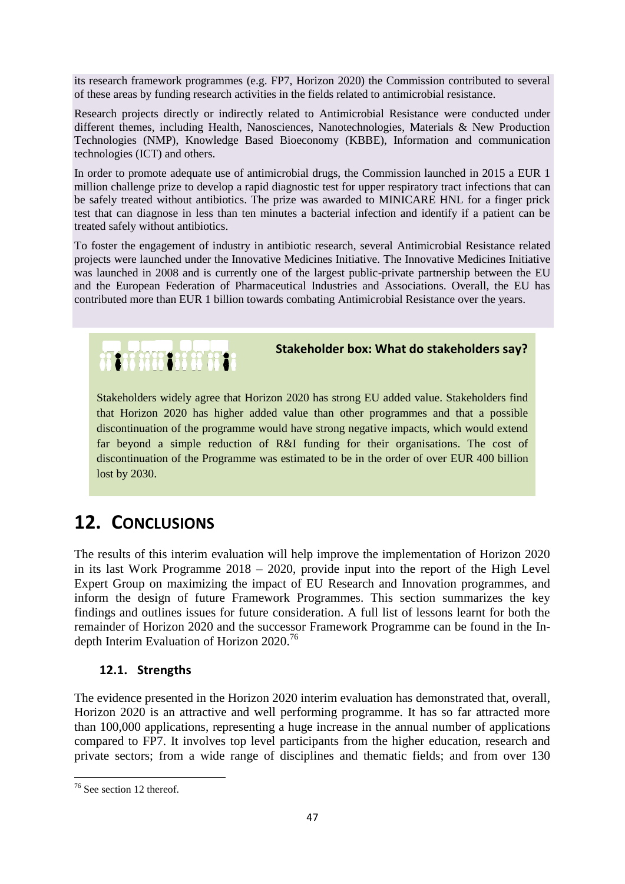its research framework programmes (e.g. FP7, Horizon 2020) the Commission contributed to several of these areas by funding research activities in the fields related to antimicrobial resistance.

Research projects directly or indirectly related to Antimicrobial Resistance were conducted under different themes, including Health, Nanosciences, Nanotechnologies, Materials & New Production Technologies (NMP), Knowledge Based Bioeconomy (KBBE), Information and communication technologies (ICT) and others.

In order to promote adequate use of antimicrobial drugs, the Commission launched in 2015 a EUR 1 million challenge prize to develop a rapid diagnostic test for upper respiratory tract infections that can be safely treated without antibiotics. The prize was awarded to MINICARE HNL for a finger prick test that can diagnose in less than ten minutes a bacterial infection and identify if a patient can be treated safely without antibiotics.

To foster the engagement of industry in antibiotic research, several Antimicrobial Resistance related projects were launched under the Innovative Medicines Initiative. The Innovative Medicines Initiative was launched in 2008 and is currently one of the largest public-private partnership between the EU and the European Federation of Pharmaceutical Industries and Associations. Overall, the EU has contributed more than EUR 1 billion towards combating Antimicrobial Resistance over the years.

**Stakeholder box: What do stakeholders say?**

Stakeholders widely agree that Horizon 2020 has strong EU added value. Stakeholders find that Horizon 2020 has higher added value than other programmes and that a possible discontinuation of the programme would have strong negative impacts, which would extend far beyond a simple reduction of R&I funding for their organisations. The cost of discontinuation of the Programme was estimated to be in the order of over EUR 400 billion lost by 2030.

# 12. Conclusions

The results of this interim evaluation will help improve the implementation of Horizon 2020 in its last Work Programme 2018 – 2020, provide input into the report of the High Level Expert Group on maximizing the impact of EU Research and Innovation programmes, and inform the design of future Framework Programmes. This section summarizes the key findings and outlines issues for future consideration. A full list of lessons learnt for both the remainder of Horizon 2020 and the successor Framework Programme can be found in the In-depth Interim Evaluation of Horizon 2020.[76]

## 12.1. Strengths

The evidence presented in the Horizon 2020 interim evaluation has demonstrated that, overall, Horizon 2020 is an attractive and well performing programme. It has so far attracted more than 100,000 applications, representing a huge increase in the annual number of applications compared to FP7. It involves top level participants from the higher education, research and private sectors; from a wide range of disciplines and thematic fields; and from over 130

[76] See section 12 thereof.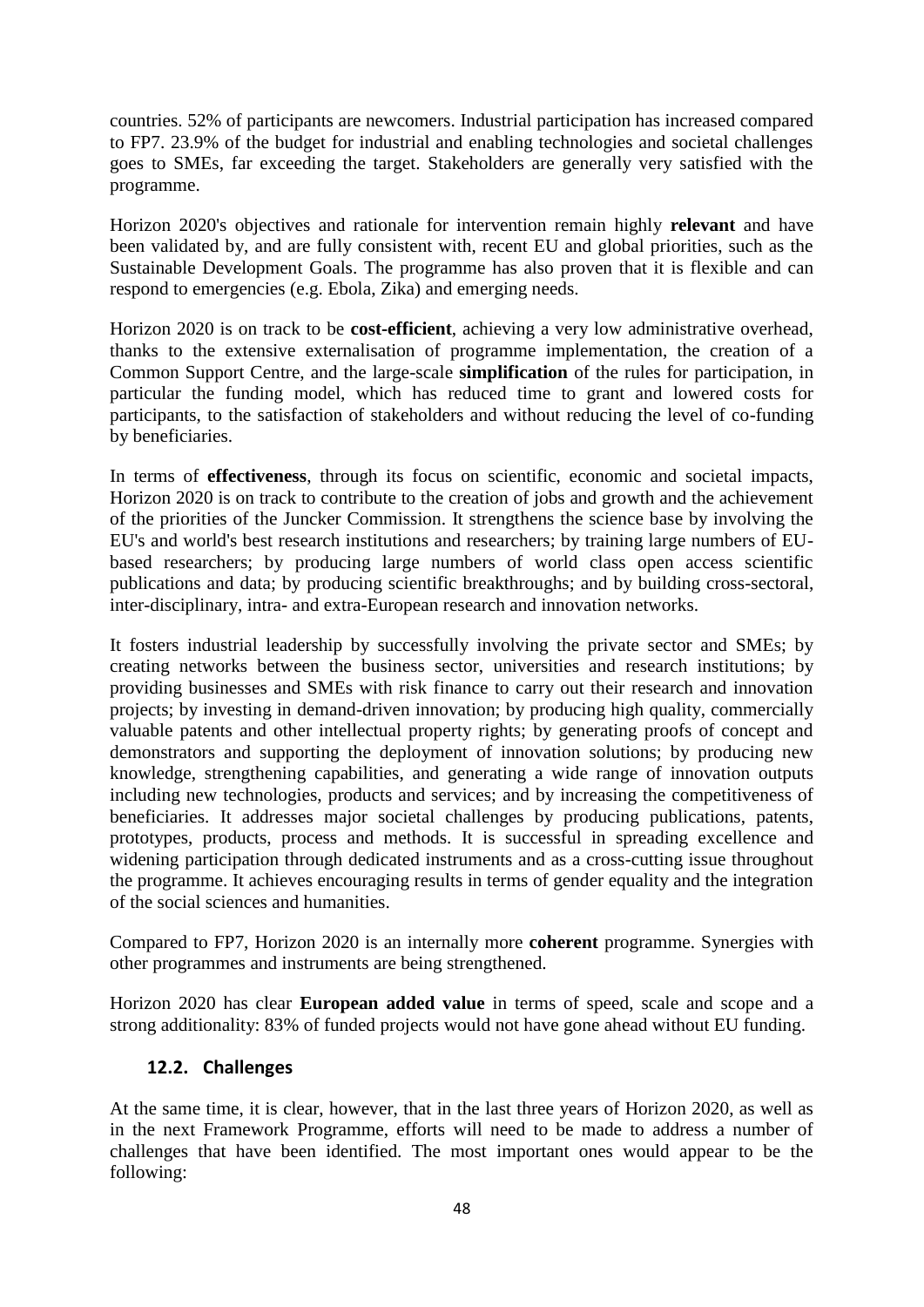countries. 52% of participants are newcomers. Industrial participation has increased compared to FP7. 23.9% of the budget for industrial and enabling technologies and societal challenges goes to SMEs, far exceeding the target. Stakeholders are generally very satisfied with the programme.

Horizon 2020's objectives and rationale for intervention remain highly **relevant** and have been validated by, and are fully consistent with, recent EU and global priorities, such as the Sustainable Development Goals. The programme has also proven that it is flexible and can respond to emergencies (e.g. Ebola, Zika) and emerging needs.

Horizon 2020 is on track to be **cost-efficient**, achieving a very low administrative overhead, thanks to the extensive externalisation of programme implementation, the creation of a Common Support Centre, and the large-scale **simplification** of the rules for participation, in particular the funding model, which has reduced time to grant and lowered costs for participants, to the satisfaction of stakeholders and without reducing the level of co-funding by beneficiaries.

In terms of **effectiveness**, through its focus on scientific, economic and societal impacts, Horizon 2020 is on track to contribute to the creation of jobs and growth and the achievement of the priorities of the Juncker Commission. It strengthens the science base by involving the EU's and world's best research institutions and researchers; by training large numbers of EU-based researchers; by producing large numbers of world class open access scientific publications and data; by producing scientific breakthroughs; and by building cross-sectoral, inter-disciplinary, intra- and extra-European research and innovation networks.

It fosters industrial leadership by successfully involving the private sector and SMEs; by creating networks between the business sector, universities and research institutions; by providing businesses and SMEs with risk finance to carry out their research and innovation projects; by investing in demand-driven innovation; by producing high quality, commercially valuable patents and other intellectual property rights; by generating proofs of concept and demonstrators and supporting the deployment of innovation solutions; by producing new knowledge, strengthening capabilities, and generating a wide range of innovation outputs including new technologies, products and services; and by increasing the competitiveness of beneficiaries. It addresses major societal challenges by producing publications, patents, prototypes, products, process and methods. It is successful in spreading excellence and widening participation through dedicated instruments and as a cross-cutting issue throughout the programme. It achieves encouraging results in terms of gender equality and the integration of the social sciences and humanities.

Compared to FP7, Horizon 2020 is an internally more **coherent** programme. Synergies with other programmes and instruments are being strengthened.

Horizon 2020 has clear **European added value** in terms of speed, scale and scope and a strong additionality: 83% of funded projects would not have gone ahead without EU funding.

### 12.2. Challenges

At the same time, it is clear, however, that in the last three years of Horizon 2020, as well as in the next Framework Programme, efforts will need to be made to address a number of challenges that have been identified. The most important ones would appear to be the following: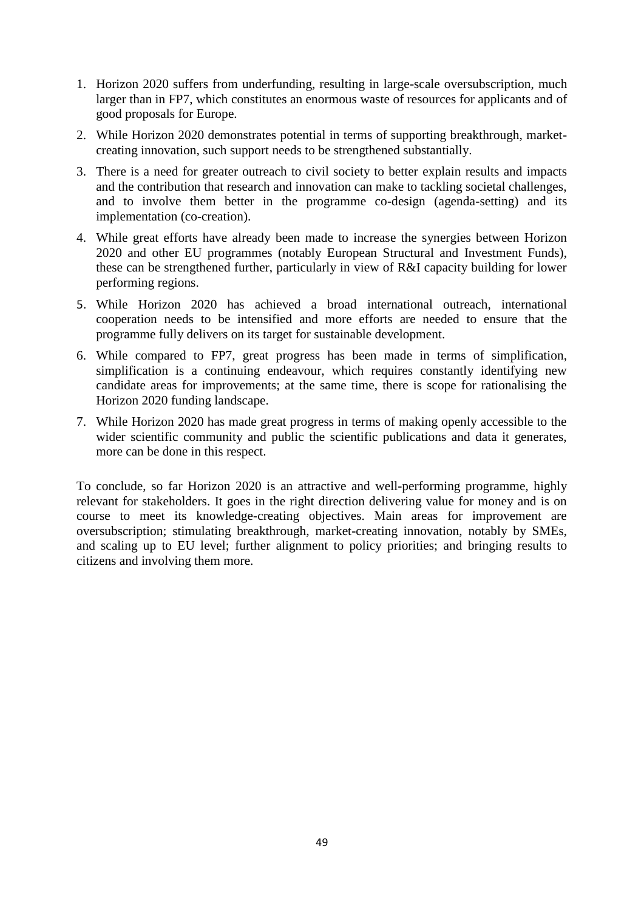1. Horizon 2020 suffers from underfunding, resulting in large-scale oversubscription, much larger than in FP7, which constitutes an enormous waste of resources for applicants and of good proposals for Europe.
2. While Horizon 2020 demonstrates potential in terms of supporting breakthrough, market-creating innovation, such support needs to be strengthened substantially.
3. There is a need for greater outreach to civil society to better explain results and impacts and the contribution that research and innovation can make to tackling societal challenges, and to involve them better in the programme co-design (agenda-setting) and its implementation (co-creation).
4. While great efforts have already been made to increase the synergies between Horizon 2020 and other EU programmes (notably European Structural and Investment Funds), these can be strengthened further, particularly in view of R&I capacity building for lower performing regions.
5. While Horizon 2020 has achieved a broad international outreach, international cooperation needs to be intensified and more efforts are needed to ensure that the programme fully delivers on its target for sustainable development.
6. While compared to FP7, great progress has been made in terms of simplification, simplification is a continuing endeavour, which requires constantly identifying new candidate areas for improvements; at the same time, there is scope for rationalising the Horizon 2020 funding landscape.
7. While Horizon 2020 has made great progress in terms of making openly accessible to the wider scientific community and public the scientific publications and data it generates, more can be done in this respect.

To conclude, so far Horizon 2020 is an attractive and well-performing programme, highly relevant for stakeholders. It goes in the right direction delivering value for money and is on course to meet its knowledge-creating objectives. Main areas for improvement are oversubscription; stimulating breakthrough, market-creating innovation, notably by SMEs, and scaling up to EU level; further alignment to policy priorities; and bringing results to citizens and involving them more.